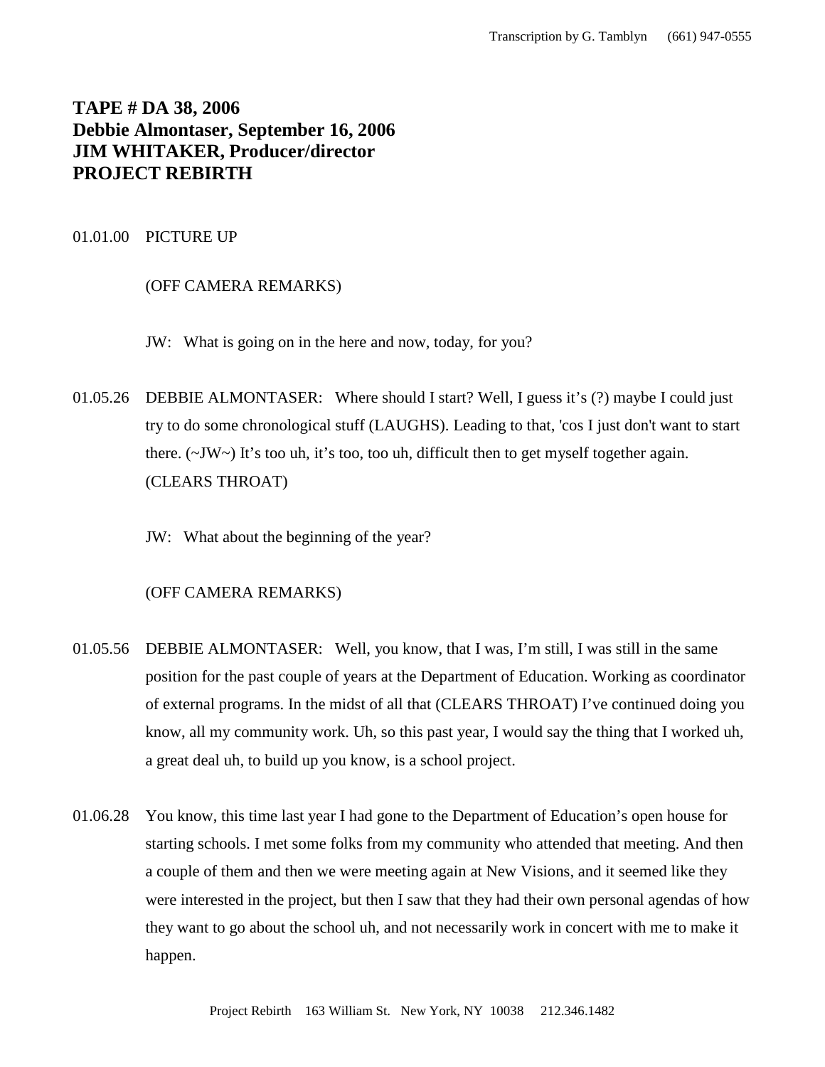# TAPE # DA 38, 2006
# Debbie Almontaser, September 16, 2006
# JIM WHITAKER, Producer/director
# PROJECT REBIRTH

01.01.00 PICTURE UP

(OFF CAMERA REMARKS)

JW: What is going on in the here and now, today, for you?

01.05.26 DEBBIE ALMONTASER: Where should I start? Well, I guess it's (?) maybe I could just try to do some chronological stuff (LAUGHS). Leading to that, 'cos I just don't want to start there. (~JW~) It's too uh, it's too, too uh, difficult then to get myself together again. (CLEARS THROAT)

JW: What about the beginning of the year?

(OFF CAMERA REMARKS)

01.05.56 DEBBIE ALMONTASER: Well, you know, that I was, I'm still, I was still in the same position for the past couple of years at the Department of Education. Working as coordinator of external programs. In the midst of all that (CLEARS THROAT) I've continued doing you know, all my community work. Uh, so this past year, I would say the thing that I worked uh, a great deal uh, to build up you know, is a school project.

01.06.28 You know, this time last year I had gone to the Department of Education's open house for starting schools. I met some folks from my community who attended that meeting. And then a couple of them and then we were meeting again at New Visions, and it seemed like they were interested in the project, but then I saw that they had their own personal agendas of how they want to go about the school uh, and not necessarily work in concert with me to make it happen.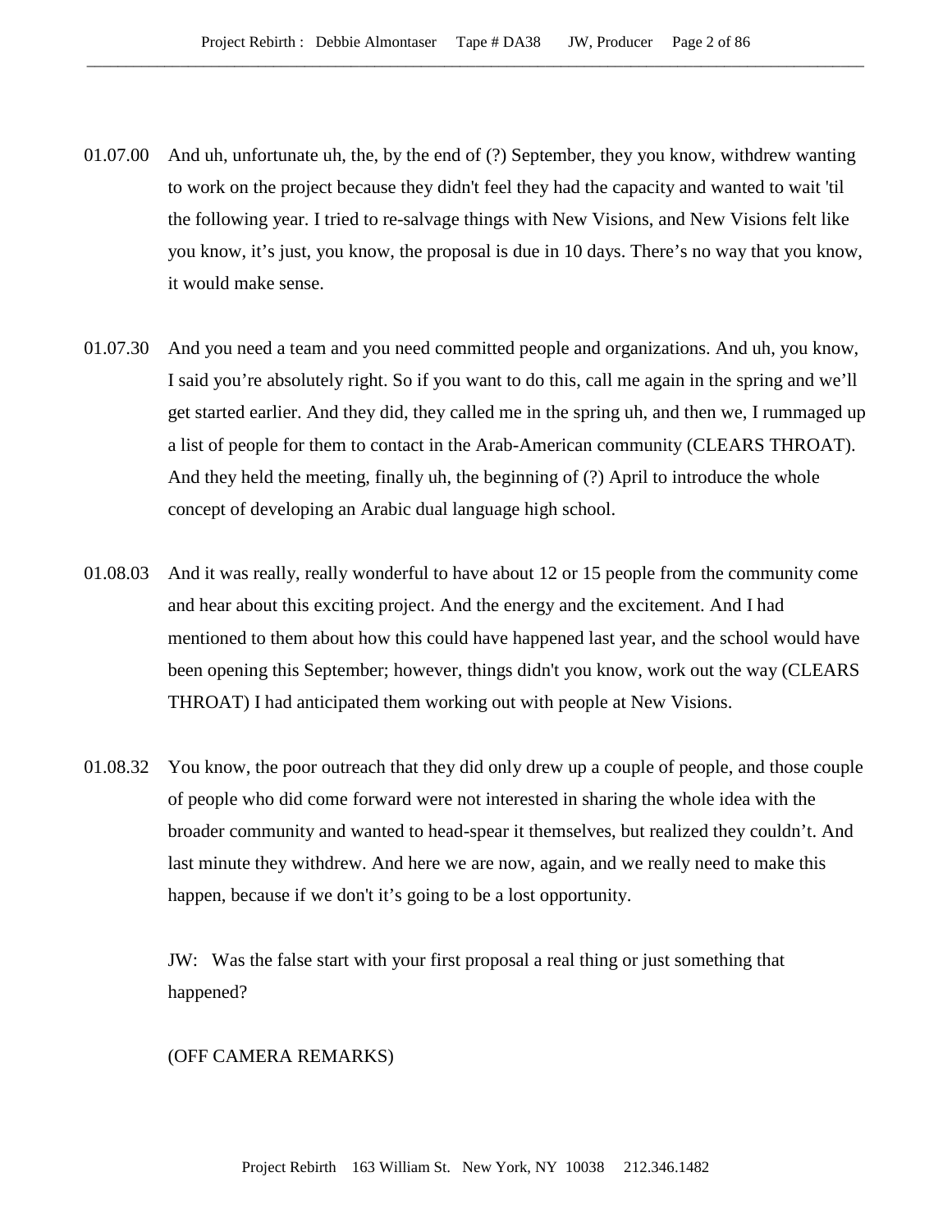01.07.00 And uh, unfortunate uh, the, by the end of (?) September, they you know, withdrew wanting to work on the project because they didn't feel they had the capacity and wanted to wait 'til the following year. I tried to re-salvage things with New Visions, and New Visions felt like you know, it's just, you know, the proposal is due in 10 days. There's no way that you know, it would make sense.

01.07.30 And you need a team and you need committed people and organizations. And uh, you know, I said you're absolutely right. So if you want to do this, call me again in the spring and we'll get started earlier. And they did, they called me in the spring uh, and then we, I rummaged up a list of people for them to contact in the Arab-American community (CLEARS THROAT). And they held the meeting, finally uh, the beginning of (?) April to introduce the whole concept of developing an Arabic dual language high school.

01.08.03 And it was really, really wonderful to have about 12 or 15 people from the community come and hear about this exciting project. And the energy and the excitement. And I had mentioned to them about how this could have happened last year, and the school would have been opening this September; however, things didn't you know, work out the way (CLEARS THROAT) I had anticipated them working out with people at New Visions.

01.08.32 You know, the poor outreach that they did only drew up a couple of people, and those couple of people who did come forward were not interested in sharing the whole idea with the broader community and wanted to head-spear it themselves, but realized they couldn't. And last minute they withdrew. And here we are now, again, and we really need to make this happen, because if we don't it's going to be a lost opportunity.

JW: Was the false start with your first proposal a real thing or just something that happened?

(OFF CAMERA REMARKS)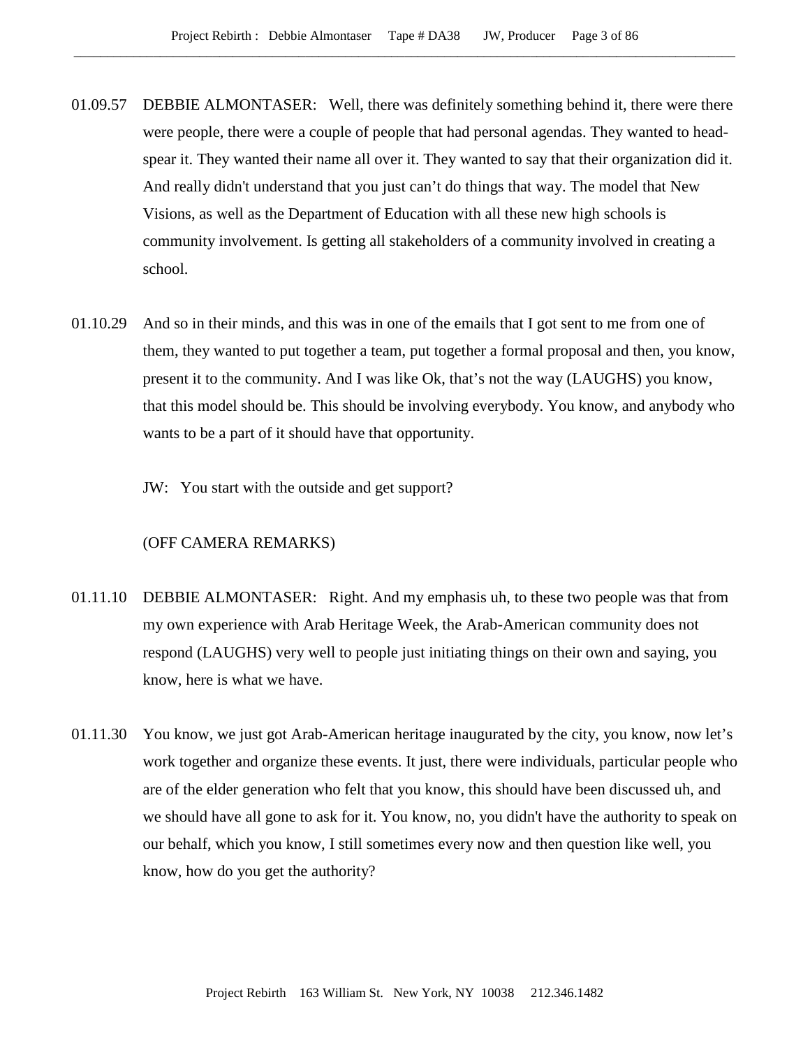01.09.57 DEBBIE ALMONTASER: Well, there was definitely something behind it, there were there were people, there were a couple of people that had personal agendas. They wanted to head-spear it. They wanted their name all over it. They wanted to say that their organization did it. And really didn't understand that you just can't do things that way. The model that New Visions, as well as the Department of Education with all these new high schools is community involvement. Is getting all stakeholders of a community involved in creating a school.

01.10.29 And so in their minds, and this was in one of the emails that I got sent to me from one of them, they wanted to put together a team, put together a formal proposal and then, you know, present it to the community. And I was like Ok, that's not the way (LAUGHS) you know, that this model should be. This should be involving everybody. You know, and anybody who wants to be a part of it should have that opportunity.

JW: You start with the outside and get support?

(OFF CAMERA REMARKS)

01.11.10 DEBBIE ALMONTASER: Right. And my emphasis uh, to these two people was that from my own experience with Arab Heritage Week, the Arab-American community does not respond (LAUGHS) very well to people just initiating things on their own and saying, you know, here is what we have.

01.11.30 You know, we just got Arab-American heritage inaugurated by the city, you know, now let's work together and organize these events. It just, there were individuals, particular people who are of the elder generation who felt that you know, this should have been discussed uh, and we should have all gone to ask for it. You know, no, you didn't have the authority to speak on our behalf, which you know, I still sometimes every now and then question like well, you know, how do you get the authority?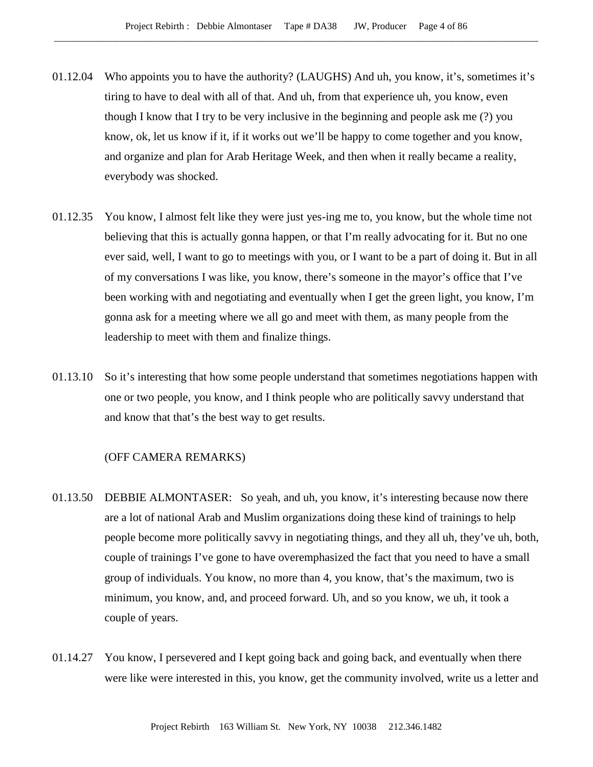01.12.04 Who appoints you to have the authority? (LAUGHS) And uh, you know, it's, sometimes it's tiring to have to deal with all of that. And uh, from that experience uh, you know, even though I know that I try to be very inclusive in the beginning and people ask me (?) you know, ok, let us know if it, if it works out we'll be happy to come together and you know, and organize and plan for Arab Heritage Week, and then when it really became a reality, everybody was shocked.

01.12.35 You know, I almost felt like they were just yes-ing me to, you know, but the whole time not believing that this is actually gonna happen, or that I'm really advocating for it. But no one ever said, well, I want to go to meetings with you, or I want to be a part of doing it. But in all of my conversations I was like, you know, there's someone in the mayor's office that I've been working with and negotiating and eventually when I get the green light, you know, I'm gonna ask for a meeting where we all go and meet with them, as many people from the leadership to meet with them and finalize things.

01.13.10 So it's interesting that how some people understand that sometimes negotiations happen with one or two people, you know, and I think people who are politically savvy understand that and know that that's the best way to get results.

(OFF CAMERA REMARKS)

01.13.50 DEBBIE ALMONTASER: So yeah, and uh, you know, it's interesting because now there are a lot of national Arab and Muslim organizations doing these kind of trainings to help people become more politically savvy in negotiating things, and they all uh, they've uh, both, couple of trainings I've gone to have overemphasized the fact that you need to have a small group of individuals. You know, no more than 4, you know, that's the maximum, two is minimum, you know, and, and proceed forward. Uh, and so you know, we uh, it took a couple of years.

01.14.27 You know, I persevered and I kept going back and going back, and eventually when there were like were interested in this, you know, get the community involved, write us a letter and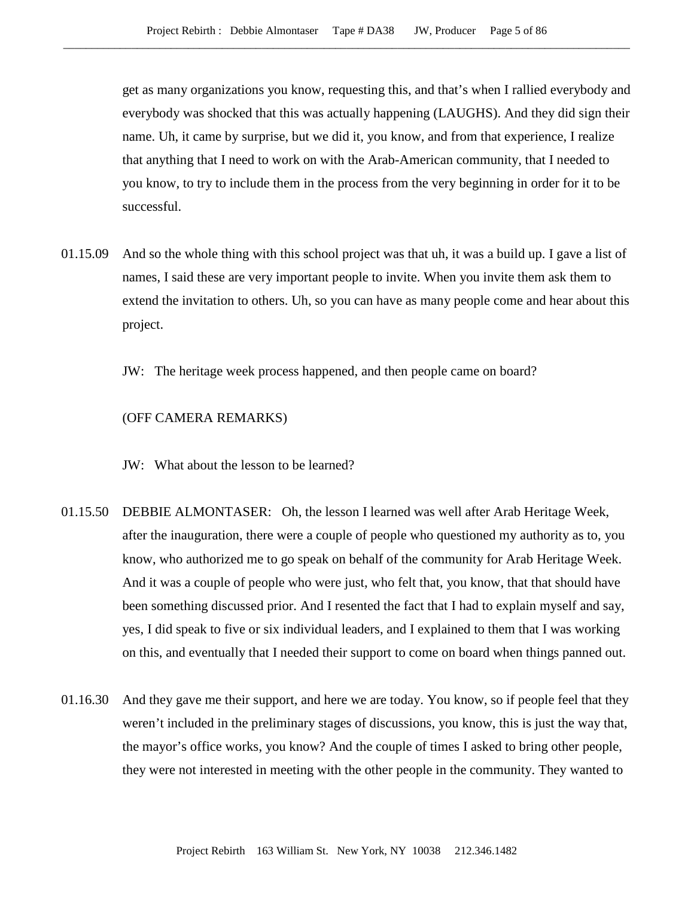get as many organizations you know, requesting this, and that's when I rallied everybody and everybody was shocked that this was actually happening (LAUGHS). And they did sign their name. Uh, it came by surprise, but we did it, you know, and from that experience, I realize that anything that I need to work on with the Arab-American community, that I needed to you know, to try to include them in the process from the very beginning in order for it to be successful.

01.15.09 And so the whole thing with this school project was that uh, it was a build up. I gave a list of names, I said these are very important people to invite. When you invite them ask them to extend the invitation to others. Uh, so you can have as many people come and hear about this project.

JW: The heritage week process happened, and then people came on board?

(OFF CAMERA REMARKS)

JW: What about the lesson to be learned?

01.15.50 DEBBIE ALMONTASER: Oh, the lesson I learned was well after Arab Heritage Week, after the inauguration, there were a couple of people who questioned my authority as to, you know, who authorized me to go speak on behalf of the community for Arab Heritage Week. And it was a couple of people who were just, who felt that, you know, that that should have been something discussed prior. And I resented the fact that I had to explain myself and say, yes, I did speak to five or six individual leaders, and I explained to them that I was working on this, and eventually that I needed their support to come on board when things panned out.

01.16.30 And they gave me their support, and here we are today. You know, so if people feel that they weren't included in the preliminary stages of discussions, you know, this is just the way that, the mayor's office works, you know? And the couple of times I asked to bring other people, they were not interested in meeting with the other people in the community. They wanted to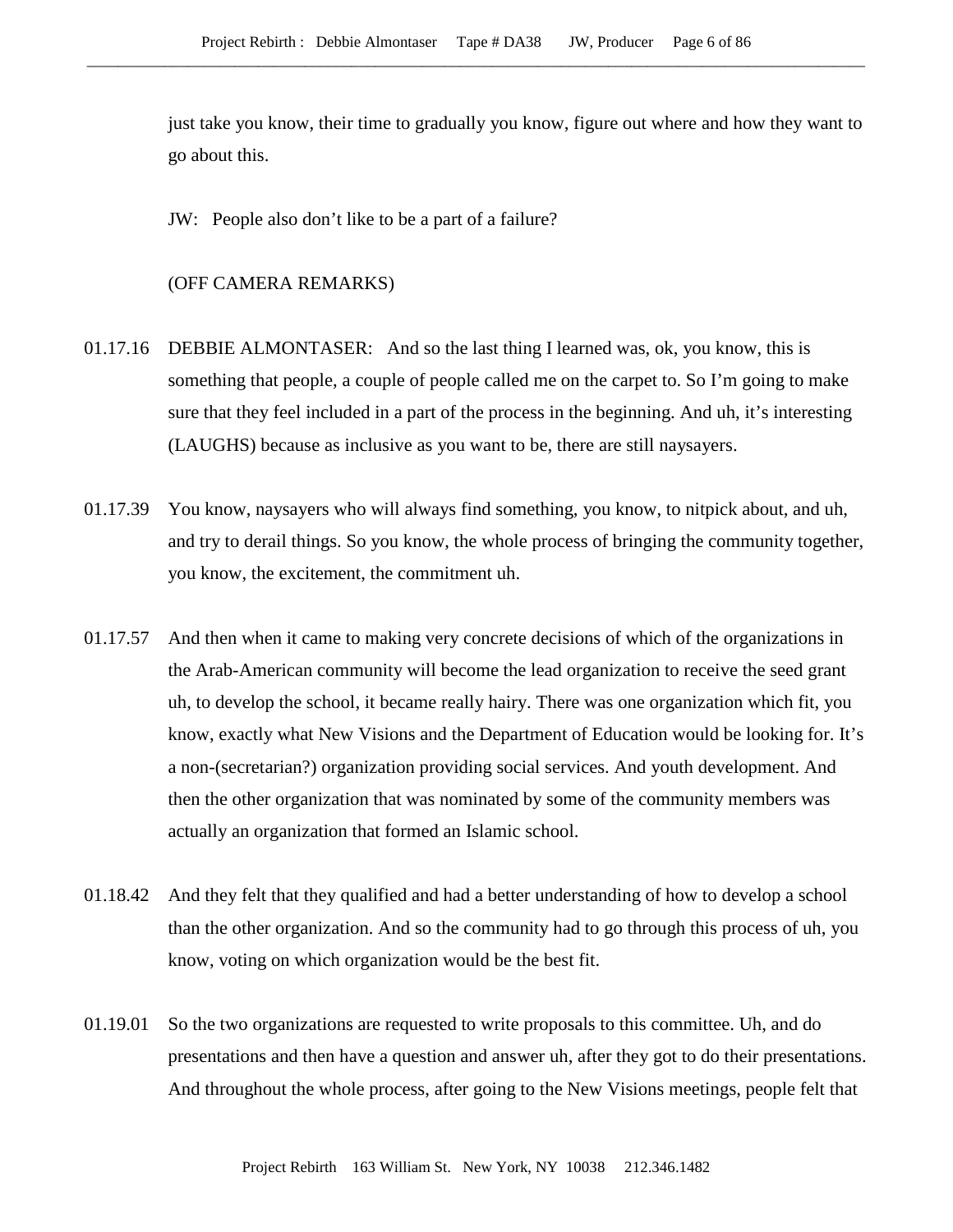just take you know, their time to gradually you know, figure out where and how they want to go about this.

JW: People also don't like to be a part of a failure?

(OFF CAMERA REMARKS)

01.17.16 DEBBIE ALMONTASER: And so the last thing I learned was, ok, you know, this is something that people, a couple of people called me on the carpet to. So I'm going to make sure that they feel included in a part of the process in the beginning. And uh, it's interesting (LAUGHS) because as inclusive as you want to be, there are still naysayers.

01.17.39 You know, naysayers who will always find something, you know, to nitpick about, and uh, and try to derail things. So you know, the whole process of bringing the community together, you know, the excitement, the commitment uh.

01.17.57 And then when it came to making very concrete decisions of which of the organizations in the Arab-American community will become the lead organization to receive the seed grant uh, to develop the school, it became really hairy. There was one organization which fit, you know, exactly what New Visions and the Department of Education would be looking for. It's a non-(secretarian?) organization providing social services. And youth development. And then the other organization that was nominated by some of the community members was actually an organization that formed an Islamic school.

01.18.42 And they felt that they qualified and had a better understanding of how to develop a school than the other organization. And so the community had to go through this process of uh, you know, voting on which organization would be the best fit.

01.19.01 So the two organizations are requested to write proposals to this committee. Uh, and do presentations and then have a question and answer uh, after they got to do their presentations. And throughout the whole process, after going to the New Visions meetings, people felt that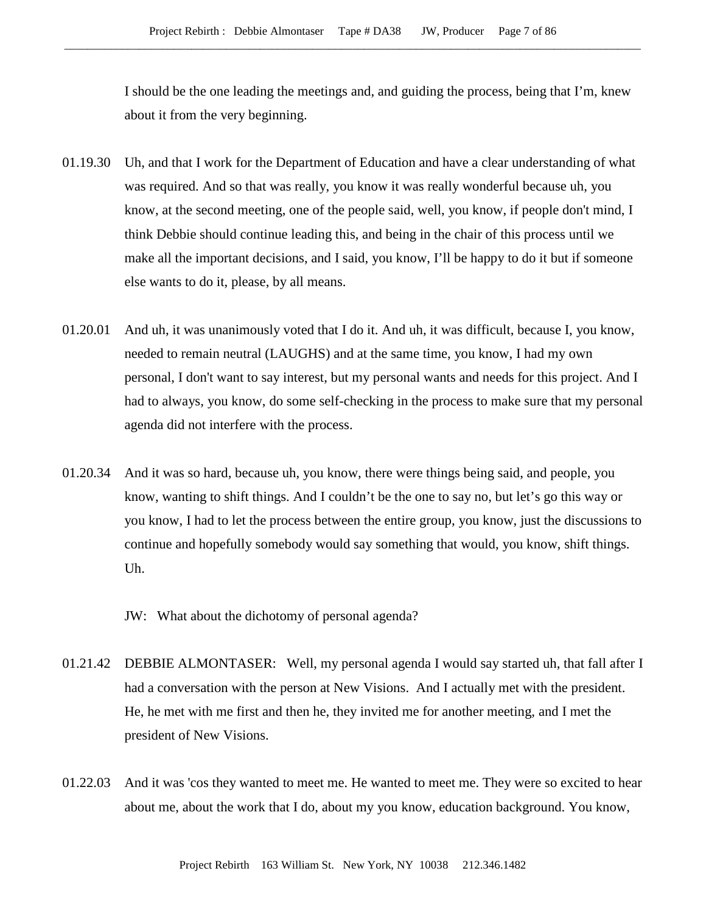I should be the one leading the meetings and, and guiding the process, being that I'm, knew about it from the very beginning.

01.19.30 Uh, and that I work for the Department of Education and have a clear understanding of what was required. And so that was really, you know it was really wonderful because uh, you know, at the second meeting, one of the people said, well, you know, if people don't mind, I think Debbie should continue leading this, and being in the chair of this process until we make all the important decisions, and I said, you know, I'll be happy to do it but if someone else wants to do it, please, by all means.

01.20.01 And uh, it was unanimously voted that I do it. And uh, it was difficult, because I, you know, needed to remain neutral (LAUGHS) and at the same time, you know, I had my own personal, I don't want to say interest, but my personal wants and needs for this project. And I had to always, you know, do some self-checking in the process to make sure that my personal agenda did not interfere with the process.

01.20.34 And it was so hard, because uh, you know, there were things being said, and people, you know, wanting to shift things. And I couldn't be the one to say no, but let's go this way or you know, I had to let the process between the entire group, you know, just the discussions to continue and hopefully somebody would say something that would, you know, shift things. Uh.

JW: What about the dichotomy of personal agenda?

01.21.42 DEBBIE ALMONTASER: Well, my personal agenda I would say started uh, that fall after I had a conversation with the person at New Visions. And I actually met with the president. He, he met with me first and then he, they invited me for another meeting, and I met the president of New Visions.

01.22.03 And it was 'cos they wanted to meet me. He wanted to meet me. They were so excited to hear about me, about the work that I do, about my you know, education background. You know,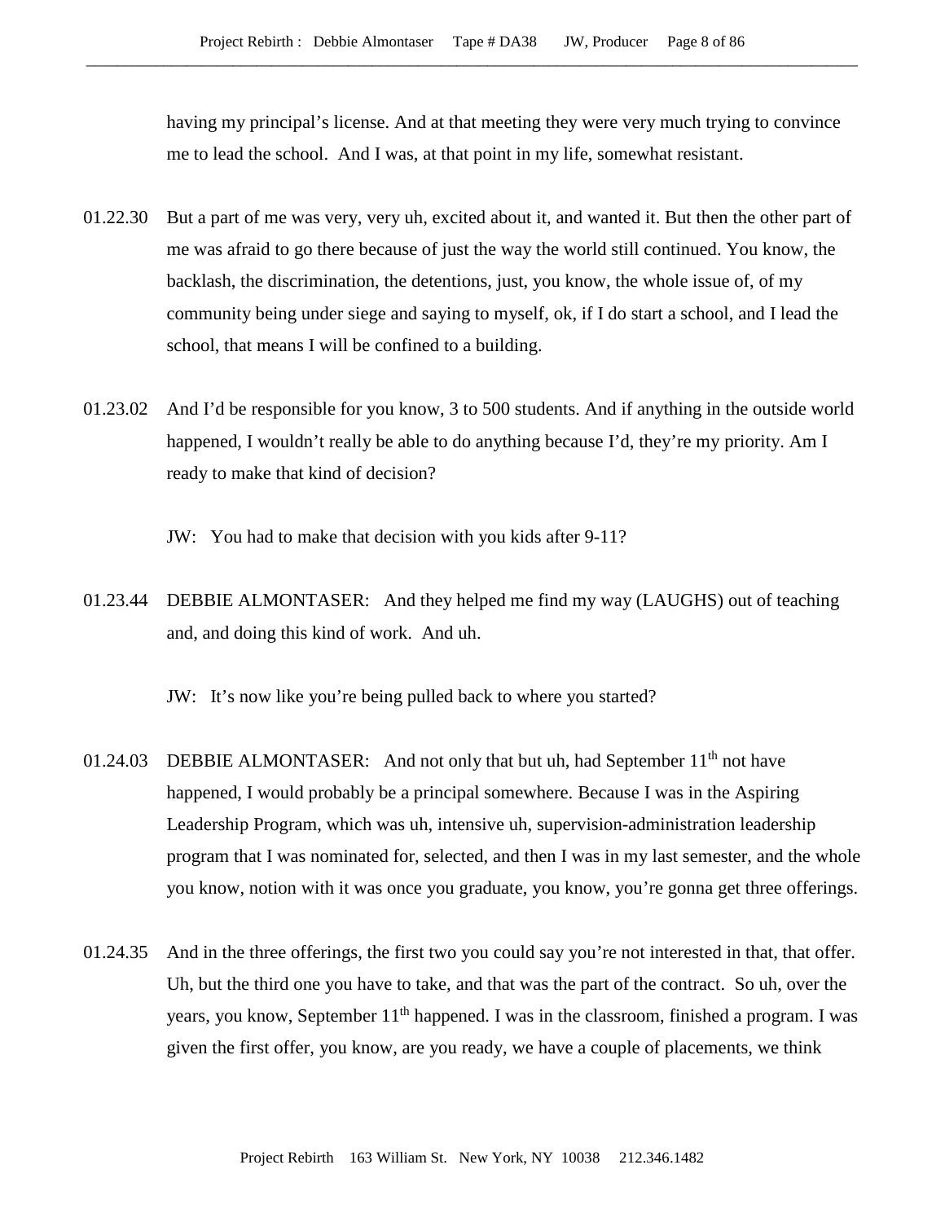having my principal's license. And at that meeting they were very much trying to convince me to lead the school. And I was, at that point in my life, somewhat resistant.

01.22.30 But a part of me was very, very uh, excited about it, and wanted it. But then the other part of me was afraid to go there because of just the way the world still continued. You know, the backlash, the discrimination, the detentions, just, you know, the whole issue of, of my community being under siege and saying to myself, ok, if I do start a school, and I lead the school, that means I will be confined to a building.

01.23.02 And I'd be responsible for you know, 3 to 500 students. And if anything in the outside world happened, I wouldn't really be able to do anything because I'd, they're my priority. Am I ready to make that kind of decision?

JW: You had to make that decision with you kids after 9-11?

01.23.44 DEBBIE ALMONTASER: And they helped me find my way (LAUGHS) out of teaching and, and doing this kind of work. And uh.

JW: It's now like you're being pulled back to where you started?

01.24.03 DEBBIE ALMONTASER: And not only that but uh, had September 11th not have happened, I would probably be a principal somewhere. Because I was in the Aspiring Leadership Program, which was uh, intensive uh, supervision-administration leadership program that I was nominated for, selected, and then I was in my last semester, and the whole you know, notion with it was once you graduate, you know, you're gonna get three offerings.

01.24.35 And in the three offerings, the first two you could say you're not interested in that, that offer. Uh, but the third one you have to take, and that was the part of the contract. So uh, over the years, you know, September 11th happened. I was in the classroom, finished a program. I was given the first offer, you know, are you ready, we have a couple of placements, we think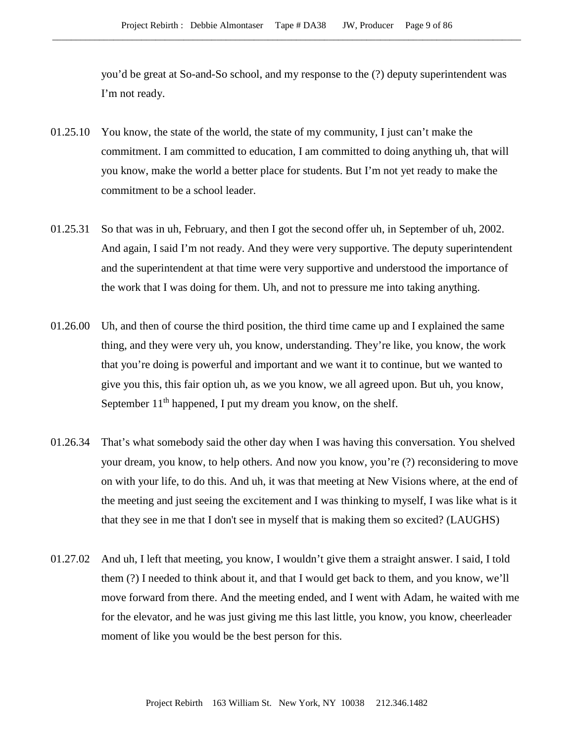you'd be great at So-and-So school, and my response to the (?) deputy superintendent was I'm not ready.

01.25.10 You know, the state of the world, the state of my community, I just can't make the commitment. I am committed to education, I am committed to doing anything uh, that will you know, make the world a better place for students. But I'm not yet ready to make the commitment to be a school leader.

01.25.31 So that was in uh, February, and then I got the second offer uh, in September of uh, 2002. And again, I said I'm not ready. And they were very supportive. The deputy superintendent and the superintendent at that time were very supportive and understood the importance of the work that I was doing for them. Uh, and not to pressure me into taking anything.

01.26.00 Uh, and then of course the third position, the third time came up and I explained the same thing, and they were very uh, you know, understanding. They're like, you know, the work that you're doing is powerful and important and we want it to continue, but we wanted to give you this, this fair option uh, as we you know, we all agreed upon. But uh, you know, September 11th happened, I put my dream you know, on the shelf.

01.26.34 That's what somebody said the other day when I was having this conversation. You shelved your dream, you know, to help others. And now you know, you're (?) reconsidering to move on with your life, to do this. And uh, it was that meeting at New Visions where, at the end of the meeting and just seeing the excitement and I was thinking to myself, I was like what is it that they see in me that I don't see in myself that is making them so excited? (LAUGHS)

01.27.02 And uh, I left that meeting, you know, I wouldn't give them a straight answer. I said, I told them (?) I needed to think about it, and that I would get back to them, and you know, we'll move forward from there. And the meeting ended, and I went with Adam, he waited with me for the elevator, and he was just giving me this last little, you know, you know, cheerleader moment of like you would be the best person for this.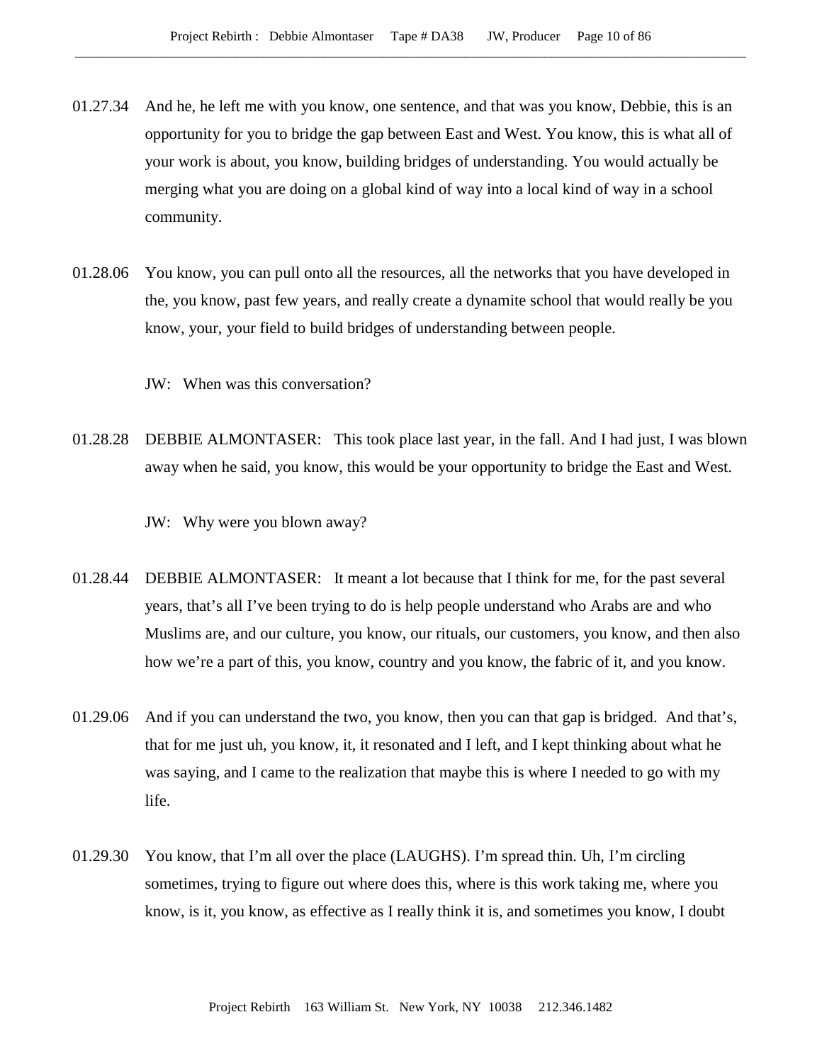01.27.34 And he, he left me with you know, one sentence, and that was you know, Debbie, this is an opportunity for you to bridge the gap between East and West. You know, this is what all of your work is about, you know, building bridges of understanding. You would actually be merging what you are doing on a global kind of way into a local kind of way in a school community.

01.28.06 You know, you can pull onto all the resources, all the networks that you have developed in the, you know, past few years, and really create a dynamite school that would really be you know, your, your field to build bridges of understanding between people.

JW: When was this conversation?

01.28.28 DEBBIE ALMONTASER: This took place last year, in the fall. And I had just, I was blown away when he said, you know, this would be your opportunity to bridge the East and West.

JW: Why were you blown away?

01.28.44 DEBBIE ALMONTASER: It meant a lot because that I think for me, for the past several years, that's all I've been trying to do is help people understand who Arabs are and who Muslims are, and our culture, you know, our rituals, our customers, you know, and then also how we're a part of this, you know, country and you know, the fabric of it, and you know.

01.29.06 And if you can understand the two, you know, then you can that gap is bridged. And that's, that for me just uh, you know, it, it resonated and I left, and I kept thinking about what he was saying, and I came to the realization that maybe this is where I needed to go with my life.

01.29.30 You know, that I'm all over the place (LAUGHS). I'm spread thin. Uh, I'm circling sometimes, trying to figure out where does this, where is this work taking me, where you know, is it, you know, as effective as I really think it is, and sometimes you know, I doubt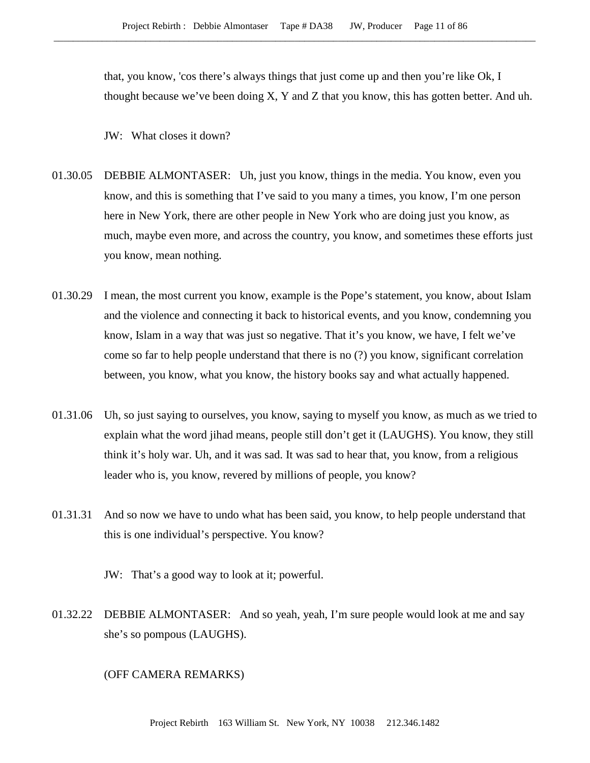that, you know, 'cos there's always things that just come up and then you're like Ok, I thought because we've been doing X, Y and Z that you know, this has gotten better. And uh.

JW: What closes it down?

01.30.05 DEBBIE ALMONTASER: Uh, just you know, things in the media. You know, even you know, and this is something that I've said to you many a times, you know, I'm one person here in New York, there are other people in New York who are doing just you know, as much, maybe even more, and across the country, you know, and sometimes these efforts just you know, mean nothing.

01.30.29 I mean, the most current you know, example is the Pope's statement, you know, about Islam and the violence and connecting it back to historical events, and you know, condemning you know, Islam in a way that was just so negative. That it's you know, we have, I felt we've come so far to help people understand that there is no (?) you know, significant correlation between, you know, what you know, the history books say and what actually happened.

01.31.06 Uh, so just saying to ourselves, you know, saying to myself you know, as much as we tried to explain what the word jihad means, people still don't get it (LAUGHS). You know, they still think it's holy war. Uh, and it was sad. It was sad to hear that, you know, from a religious leader who is, you know, revered by millions of people, you know?

01.31.31 And so now we have to undo what has been said, you know, to help people understand that this is one individual's perspective. You know?

JW: That's a good way to look at it; powerful.

01.32.22 DEBBIE ALMONTASER: And so yeah, yeah, I'm sure people would look at me and say she's so pompous (LAUGHS).

(OFF CAMERA REMARKS)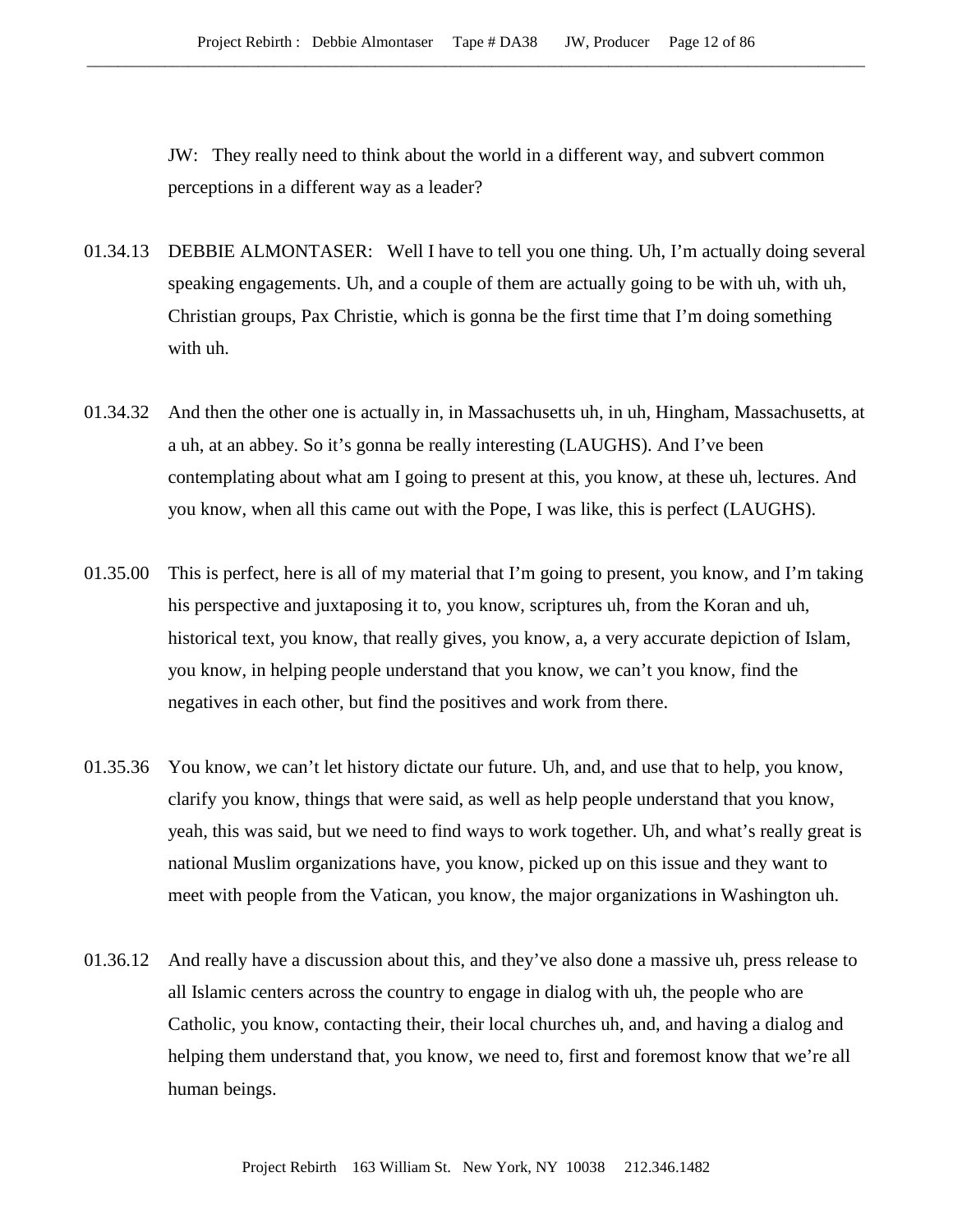JW: They really need to think about the world in a different way, and subvert common perceptions in a different way as a leader?

01.34.13 DEBBIE ALMONTASER: Well I have to tell you one thing. Uh, I'm actually doing several speaking engagements. Uh, and a couple of them are actually going to be with uh, with uh, Christian groups, Pax Christie, which is gonna be the first time that I'm doing something with uh.

01.34.32 And then the other one is actually in, in Massachusetts uh, in uh, Hingham, Massachusetts, at a uh, at an abbey. So it's gonna be really interesting (LAUGHS). And I've been contemplating about what am I going to present at this, you know, at these uh, lectures. And you know, when all this came out with the Pope, I was like, this is perfect (LAUGHS).

01.35.00 This is perfect, here is all of my material that I'm going to present, you know, and I'm taking his perspective and juxtaposing it to, you know, scriptures uh, from the Koran and uh, historical text, you know, that really gives, you know, a, a very accurate depiction of Islam, you know, in helping people understand that you know, we can't you know, find the negatives in each other, but find the positives and work from there.

01.35.36 You know, we can't let history dictate our future. Uh, and, and use that to help, you know, clarify you know, things that were said, as well as help people understand that you know, yeah, this was said, but we need to find ways to work together. Uh, and what's really great is national Muslim organizations have, you know, picked up on this issue and they want to meet with people from the Vatican, you know, the major organizations in Washington uh.

01.36.12 And really have a discussion about this, and they've also done a massive uh, press release to all Islamic centers across the country to engage in dialog with uh, the people who are Catholic, you know, contacting their, their local churches uh, and, and having a dialog and helping them understand that, you know, we need to, first and foremost know that we're all human beings.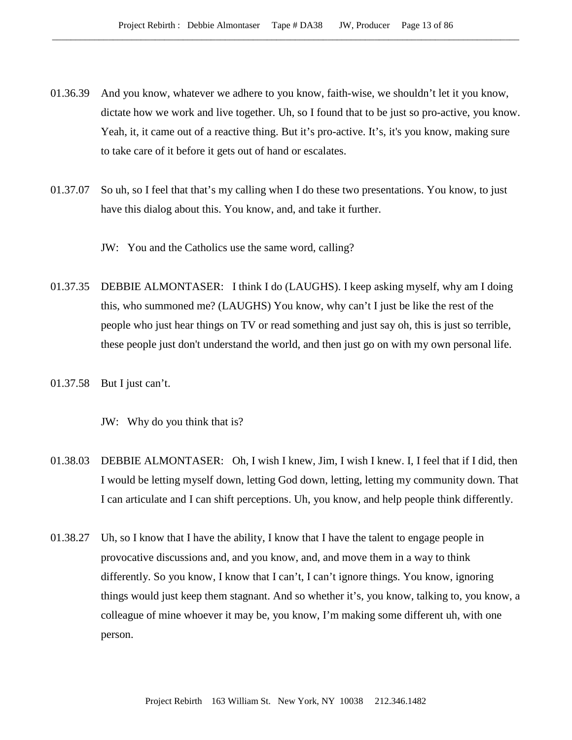01.36.39 And you know, whatever we adhere to you know, faith-wise, we shouldn't let it you know, dictate how we work and live together. Uh, so I found that to be just so pro-active, you know. Yeah, it, it came out of a reactive thing. But it's pro-active. It's, it's you know, making sure to take care of it before it gets out of hand or escalates.

01.37.07 So uh, so I feel that that's my calling when I do these two presentations. You know, to just have this dialog about this. You know, and, and take it further.

JW: You and the Catholics use the same word, calling?

01.37.35 DEBBIE ALMONTASER: I think I do (LAUGHS). I keep asking myself, why am I doing this, who summoned me? (LAUGHS) You know, why can't I just be like the rest of the people who just hear things on TV or read something and just say oh, this is just so terrible, these people just don't understand the world, and then just go on with my own personal life.

01.37.58 But I just can't.

JW: Why do you think that is?

01.38.03 DEBBIE ALMONTASER: Oh, I wish I knew, Jim, I wish I knew. I, I feel that if I did, then I would be letting myself down, letting God down, letting, letting my community down. That I can articulate and I can shift perceptions. Uh, you know, and help people think differently.

01.38.27 Uh, so I know that I have the ability, I know that I have the talent to engage people in provocative discussions and, and you know, and, and move them in a way to think differently. So you know, I know that I can't, I can't ignore things. You know, ignoring things would just keep them stagnant. And so whether it's, you know, talking to, you know, a colleague of mine whoever it may be, you know, I'm making some different uh, with one person.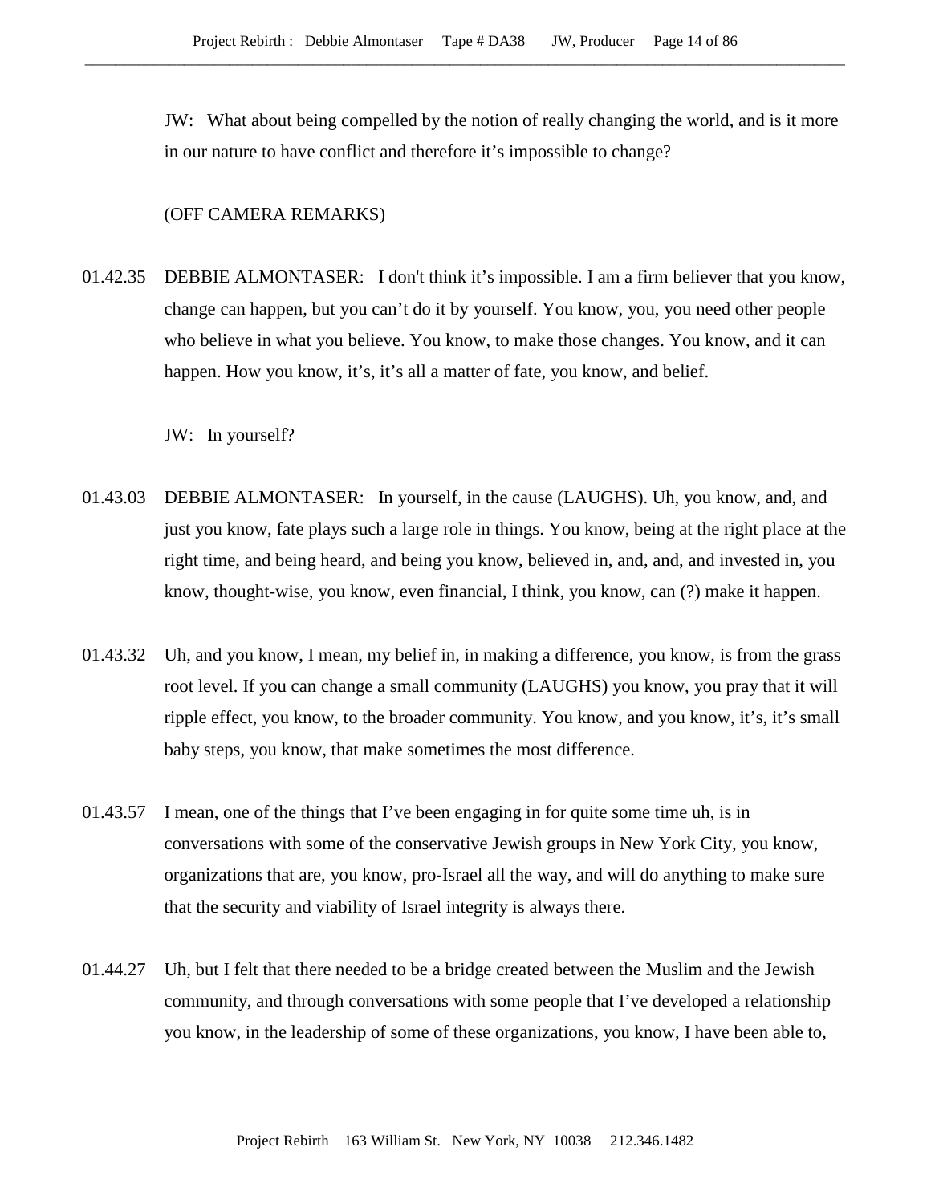JW: What about being compelled by the notion of really changing the world, and is it more in our nature to have conflict and therefore it’s impossible to change?

(OFF CAMERA REMARKS)

01.42.35 DEBBIE ALMONTASER: I don't think it’s impossible. I am a firm believer that you know, change can happen, but you can’t do it by yourself. You know, you, you need other people who believe in what you believe. You know, to make those changes. You know, and it can happen. How you know, it’s, it’s all a matter of fate, you know, and belief.

JW: In yourself?

01.43.03 DEBBIE ALMONTASER: In yourself, in the cause (LAUGHS). Uh, you know, and, and just you know, fate plays such a large role in things. You know, being at the right place at the right time, and being heard, and being you know, believed in, and, and, and invested in, you know, thought-wise, you know, even financial, I think, you know, can (?) make it happen.

01.43.32 Uh, and you know, I mean, my belief in, in making a difference, you know, is from the grass root level. If you can change a small community (LAUGHS) you know, you pray that it will ripple effect, you know, to the broader community. You know, and you know, it’s, it’s small baby steps, you know, that make sometimes the most difference.

01.43.57 I mean, one of the things that I’ve been engaging in for quite some time uh, is in conversations with some of the conservative Jewish groups in New York City, you know, organizations that are, you know, pro-Israel all the way, and will do anything to make sure that the security and viability of Israel integrity is always there.

01.44.27 Uh, but I felt that there needed to be a bridge created between the Muslim and the Jewish community, and through conversations with some people that I’ve developed a relationship you know, in the leadership of some of these organizations, you know, I have been able to,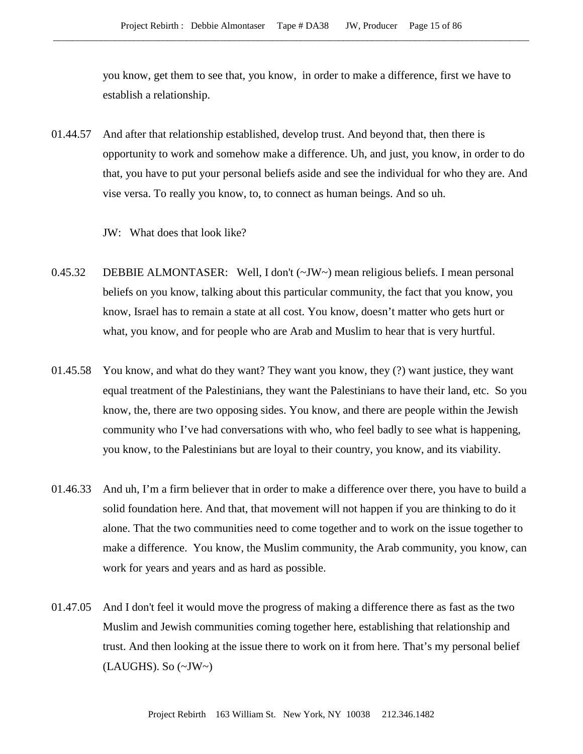you know, get them to see that, you know,  in order to make a difference, first we have to establish a relationship.

01.44.57 And after that relationship established, develop trust. And beyond that, then there is opportunity to work and somehow make a difference. Uh, and just, you know, in order to do that, you have to put your personal beliefs aside and see the individual for who they are. And vise versa. To really you know, to, to connect as human beings. And so uh.

JW: What does that look like?

0.45.32 DEBBIE ALMONTASER: Well, I don't (~JW~) mean religious beliefs. I mean personal beliefs on you know, talking about this particular community, the fact that you know, you know, Israel has to remain a state at all cost. You know, doesn't matter who gets hurt or what, you know, and for people who are Arab and Muslim to hear that is very hurtful.

01.45.58 You know, and what do they want? They want you know, they (?) want justice, they want equal treatment of the Palestinians, they want the Palestinians to have their land, etc.  So you know, the, there are two opposing sides. You know, and there are people within the Jewish community who I've had conversations with who, who feel badly to see what is happening, you know, to the Palestinians but are loyal to their country, you know, and its viability.

01.46.33 And uh, I'm a firm believer that in order to make a difference over there, you have to build a solid foundation here. And that, that movement will not happen if you are thinking to do it alone. That the two communities need to come together and to work on the issue together to make a difference.  You know, the Muslim community, the Arab community, you know, can work for years and years and as hard as possible.

01.47.05 And I don't feel it would move the progress of making a difference there as fast as the two Muslim and Jewish communities coming together here, establishing that relationship and trust. And then looking at the issue there to work on it from here. That's my personal belief (LAUGHS). So (~JW~)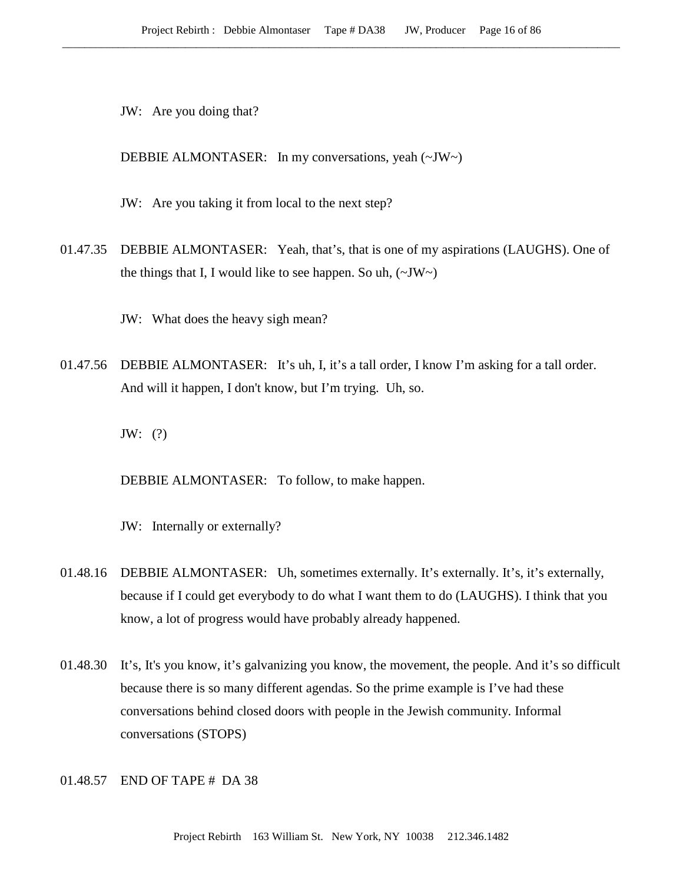JW: Are you doing that?

DEBBIE ALMONTASER: In my conversations, yeah (~JW~)

JW: Are you taking it from local to the next step?

01.47.35 DEBBIE ALMONTASER: Yeah, that's, that is one of my aspirations (LAUGHS). One of the things that I, I would like to see happen. So uh, (~JW~)

JW: What does the heavy sigh mean?

01.47.56 DEBBIE ALMONTASER: It's uh, I, it's a tall order, I know I'm asking for a tall order. And will it happen, I don't know, but I'm trying. Uh, so.

JW: (?)

DEBBIE ALMONTASER: To follow, to make happen.

JW: Internally or externally?

01.48.16 DEBBIE ALMONTASER: Uh, sometimes externally. It's externally. It's, it's externally, because if I could get everybody to do what I want them to do (LAUGHS). I think that you know, a lot of progress would have probably already happened.

01.48.30 It's, It's you know, it's galvanizing you know, the movement, the people. And it's so difficult because there is so many different agendas. So the prime example is I've had these conversations behind closed doors with people in the Jewish community. Informal conversations (STOPS)

01.48.57 END OF TAPE # DA 38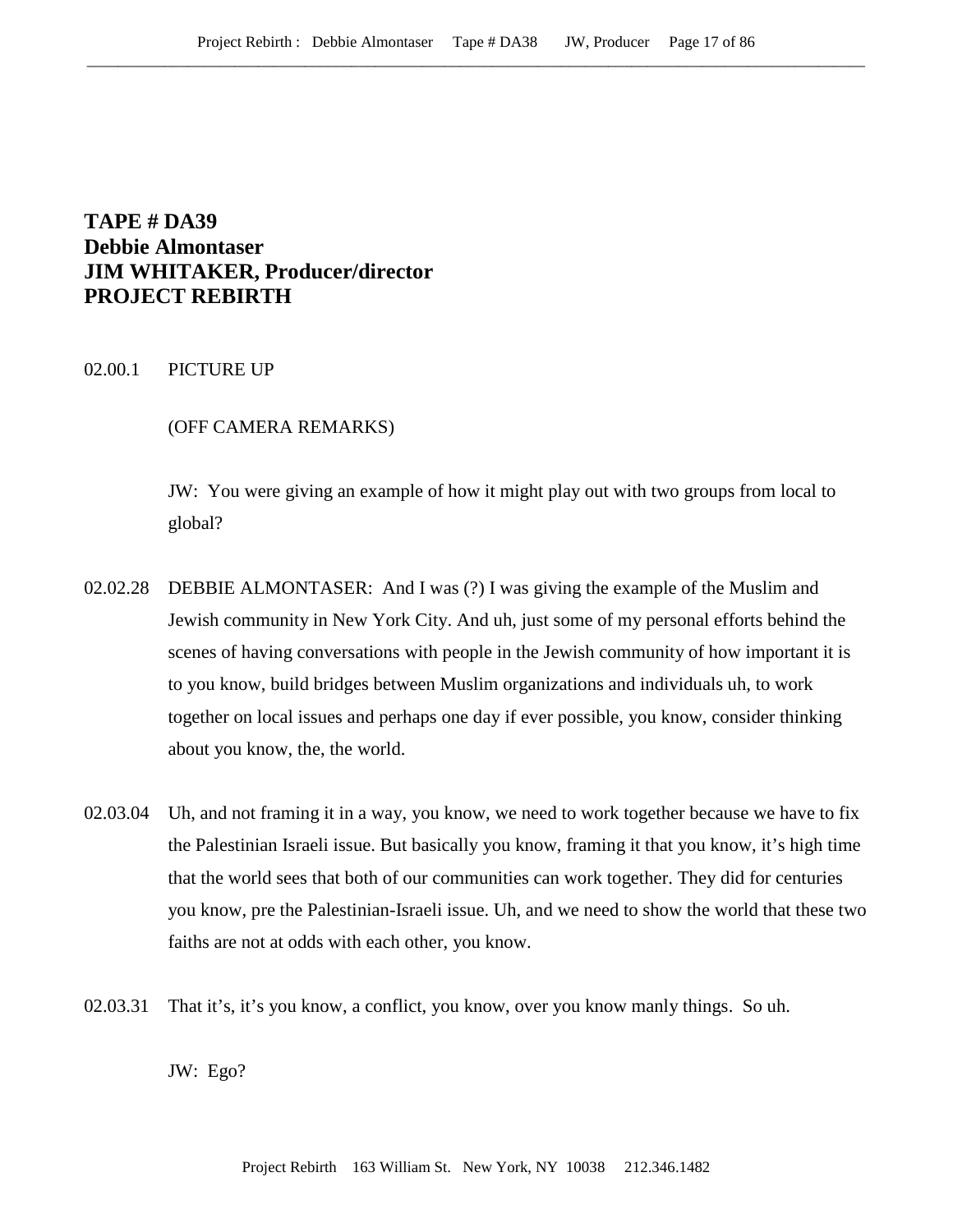**TAPE # DA39**
**Debbie Almontaser**
**JIM WHITAKER, Producer/director**
**PROJECT REBIRTH**

02.00.1 PICTURE UP

(OFF CAMERA REMARKS)

JW: You were giving an example of how it might play out with two groups from local to global?

02.02.28 DEBBIE ALMONTASER: And I was (?) I was giving the example of the Muslim and Jewish community in New York City. And uh, just some of my personal efforts behind the scenes of having conversations with people in the Jewish community of how important it is to you know, build bridges between Muslim organizations and individuals uh, to work together on local issues and perhaps one day if ever possible, you know, consider thinking about you know, the, the world.

02.03.04 Uh, and not framing it in a way, you know, we need to work together because we have to fix the Palestinian Israeli issue. But basically you know, framing it that you know, it's high time that the world sees that both of our communities can work together. They did for centuries you know, pre the Palestinian-Israeli issue. Uh, and we need to show the world that these two faiths are not at odds with each other, you know.

02.03.31 That it's, it's you know, a conflict, you know, over you know manly things. So uh.

JW: Ego?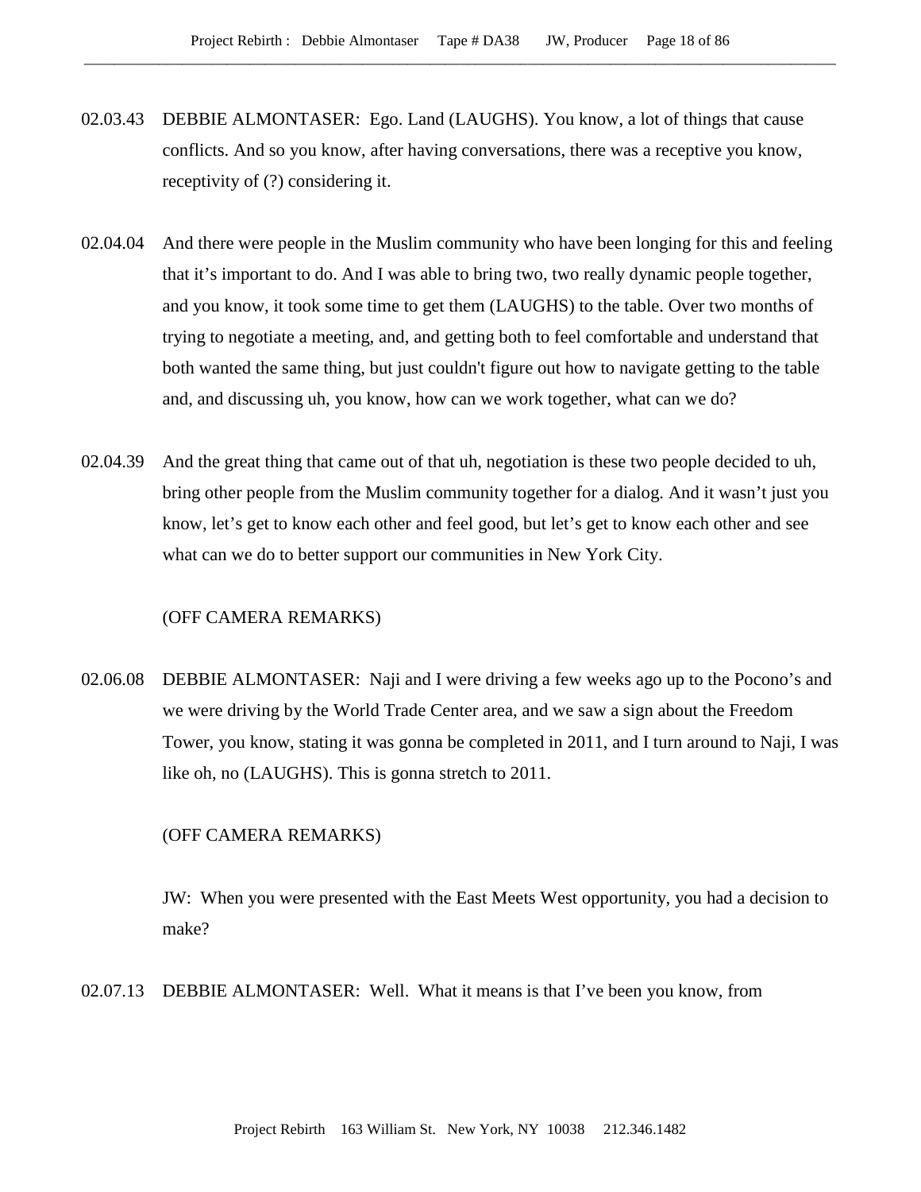02.03.43 DEBBIE ALMONTASER: Ego. Land (LAUGHS). You know, a lot of things that cause conflicts. And so you know, after having conversations, there was a receptive you know, receptivity of (?) considering it.

02.04.04 And there were people in the Muslim community who have been longing for this and feeling that it's important to do. And I was able to bring two, two really dynamic people together, and you know, it took some time to get them (LAUGHS) to the table. Over two months of trying to negotiate a meeting, and, and getting both to feel comfortable and understand that both wanted the same thing, but just couldn't figure out how to navigate getting to the table and, and discussing uh, you know, how can we work together, what can we do?

02.04.39 And the great thing that came out of that uh, negotiation is these two people decided to uh, bring other people from the Muslim community together for a dialog. And it wasn't just you know, let's get to know each other and feel good, but let's get to know each other and see what can we do to better support our communities in New York City.

(OFF CAMERA REMARKS)

02.06.08 DEBBIE ALMONTASER: Naji and I were driving a few weeks ago up to the Pocono's and we were driving by the World Trade Center area, and we saw a sign about the Freedom Tower, you know, stating it was gonna be completed in 2011, and I turn around to Naji, I was like oh, no (LAUGHS). This is gonna stretch to 2011.

(OFF CAMERA REMARKS)

JW: When you were presented with the East Meets West opportunity, you had a decision to make?

02.07.13 DEBBIE ALMONTASER: Well. What it means is that I've been you know, from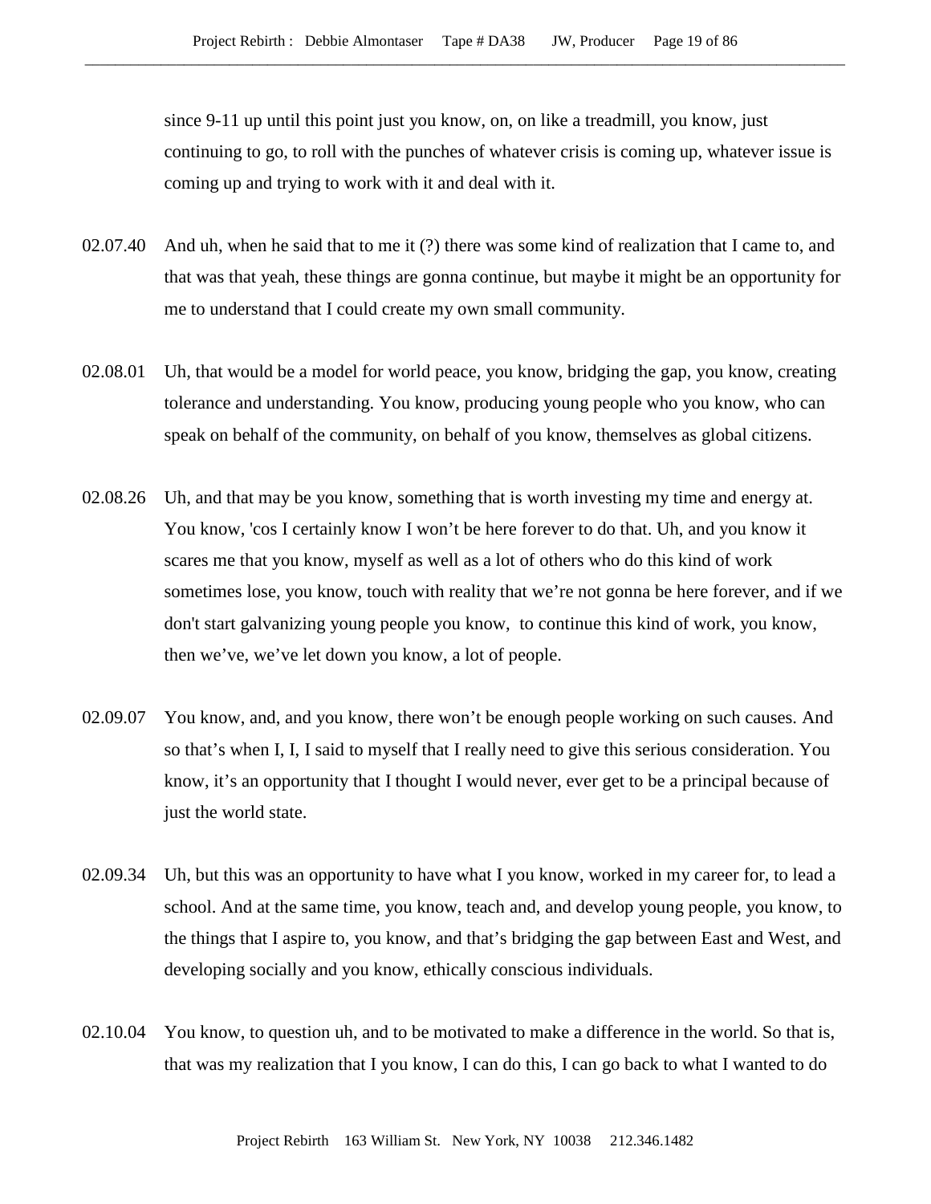since 9-11 up until this point just you know, on, on like a treadmill, you know, just continuing to go, to roll with the punches of whatever crisis is coming up, whatever issue is coming up and trying to work with it and deal with it.

02.07.40 And uh, when he said that to me it (?) there was some kind of realization that I came to, and that was that yeah, these things are gonna continue, but maybe it might be an opportunity for me to understand that I could create my own small community.

02.08.01 Uh, that would be a model for world peace, you know, bridging the gap, you know, creating tolerance and understanding. You know, producing young people who you know, who can speak on behalf of the community, on behalf of you know, themselves as global citizens.

02.08.26 Uh, and that may be you know, something that is worth investing my time and energy at. You know, 'cos I certainly know I won't be here forever to do that. Uh, and you know it scares me that you know, myself as well as a lot of others who do this kind of work sometimes lose, you know, touch with reality that we're not gonna be here forever, and if we don't start galvanizing young people you know, to continue this kind of work, you know, then we've, we've let down you know, a lot of people.

02.09.07 You know, and, and you know, there won't be enough people working on such causes. And so that's when I, I, I said to myself that I really need to give this serious consideration. You know, it's an opportunity that I thought I would never, ever get to be a principal because of just the world state.

02.09.34 Uh, but this was an opportunity to have what I you know, worked in my career for, to lead a school. And at the same time, you know, teach and, and develop young people, you know, to the things that I aspire to, you know, and that's bridging the gap between East and West, and developing socially and you know, ethically conscious individuals.

02.10.04 You know, to question uh, and to be motivated to make a difference in the world. So that is, that was my realization that I you know, I can do this, I can go back to what I wanted to do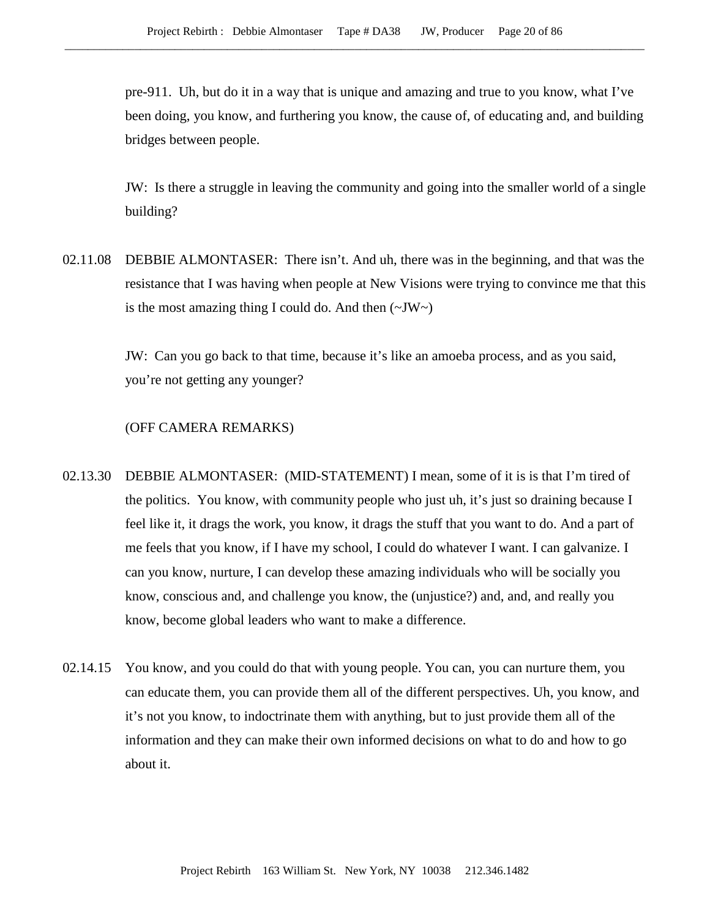pre-911. Uh, but do it in a way that is unique and amazing and true to you know, what I've been doing, you know, and furthering you know, the cause of, of educating and, and building bridges between people.

JW: Is there a struggle in leaving the community and going into the smaller world of a single building?

02.11.08 DEBBIE ALMONTASER: There isn't. And uh, there was in the beginning, and that was the resistance that I was having when people at New Visions were trying to convince me that this is the most amazing thing I could do. And then (~JW~)

JW: Can you go back to that time, because it's like an amoeba process, and as you said, you're not getting any younger?

(OFF CAMERA REMARKS)

02.13.30 DEBBIE ALMONTASER: (MID-STATEMENT) I mean, some of it is is that I'm tired of the politics. You know, with community people who just uh, it's just so draining because I feel like it, it drags the work, you know, it drags the stuff that you want to do. And a part of me feels that you know, if I have my school, I could do whatever I want. I can galvanize. I can you know, nurture, I can develop these amazing individuals who will be socially you know, conscious and, and challenge you know, the (unjustice?) and, and, and really you know, become global leaders who want to make a difference.

02.14.15 You know, and you could do that with young people. You can, you can nurture them, you can educate them, you can provide them all of the different perspectives. Uh, you know, and it's not you know, to indoctrinate them with anything, but to just provide them all of the information and they can make their own informed decisions on what to do and how to go about it.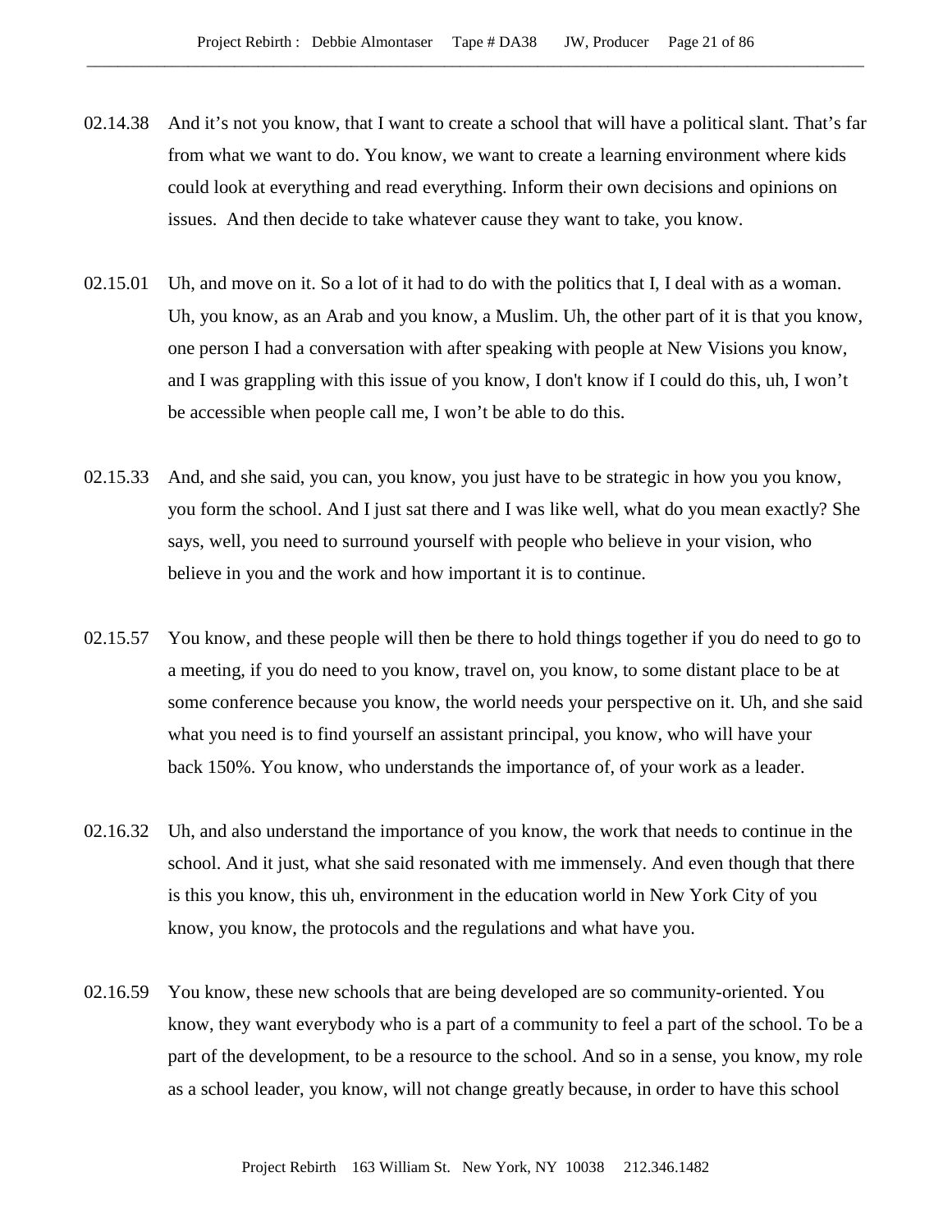02.14.38 And it's not you know, that I want to create a school that will have a political slant. That's far from what we want to do. You know, we want to create a learning environment where kids could look at everything and read everything. Inform their own decisions and opinions on issues. And then decide to take whatever cause they want to take, you know.

02.15.01 Uh, and move on it. So a lot of it had to do with the politics that I, I deal with as a woman. Uh, you know, as an Arab and you know, a Muslim. Uh, the other part of it is that you know, one person I had a conversation with after speaking with people at New Visions you know, and I was grappling with this issue of you know, I don't know if I could do this, uh, I won't be accessible when people call me, I won't be able to do this.

02.15.33 And, and she said, you can, you know, you just have to be strategic in how you you know, you form the school. And I just sat there and I was like well, what do you mean exactly? She says, well, you need to surround yourself with people who believe in your vision, who believe in you and the work and how important it is to continue.

02.15.57 You know, and these people will then be there to hold things together if you do need to go to a meeting, if you do need to you know, travel on, you know, to some distant place to be at some conference because you know, the world needs your perspective on it. Uh, and she said what you need is to find yourself an assistant principal, you know, who will have your back 150%. You know, who understands the importance of, of your work as a leader.

02.16.32 Uh, and also understand the importance of you know, the work that needs to continue in the school. And it just, what she said resonated with me immensely. And even though that there is this you know, this uh, environment in the education world in New York City of you know, you know, the protocols and the regulations and what have you.

02.16.59 You know, these new schools that are being developed are so community-oriented. You know, they want everybody who is a part of a community to feel a part of the school. To be a part of the development, to be a resource to the school. And so in a sense, you know, my role as a school leader, you know, will not change greatly because, in order to have this school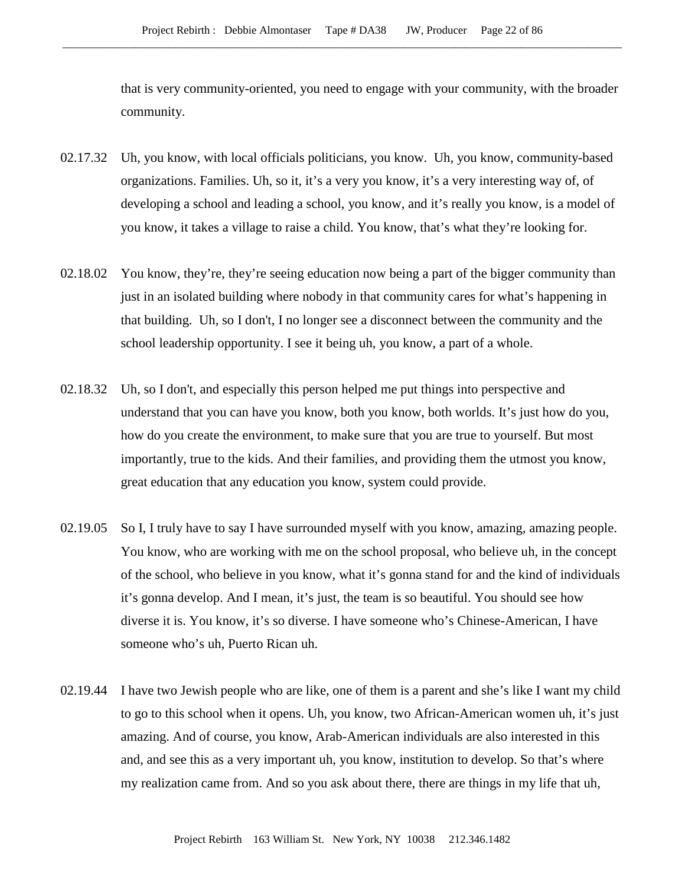that is very community-oriented, you need to engage with your community, with the broader community.

02.17.32 Uh, you know, with local officials politicians, you know. Uh, you know, community-based organizations. Families. Uh, so it, it's a very you know, it's a very interesting way of, of developing a school and leading a school, you know, and it's really you know, is a model of you know, it takes a village to raise a child. You know, that's what they're looking for.

02.18.02 You know, they're, they're seeing education now being a part of the bigger community than just in an isolated building where nobody in that community cares for what's happening in that building. Uh, so I don't, I no longer see a disconnect between the community and the school leadership opportunity. I see it being uh, you know, a part of a whole.

02.18.32 Uh, so I don't, and especially this person helped me put things into perspective and understand that you can have you know, both you know, both worlds. It's just how do you, how do you create the environment, to make sure that you are true to yourself. But most importantly, true to the kids. And their families, and providing them the utmost you know, great education that any education you know, system could provide.

02.19.05 So I, I truly have to say I have surrounded myself with you know, amazing, amazing people. You know, who are working with me on the school proposal, who believe uh, in the concept of the school, who believe in you know, what it's gonna stand for and the kind of individuals it's gonna develop. And I mean, it's just, the team is so beautiful. You should see how diverse it is. You know, it's so diverse. I have someone who's Chinese-American, I have someone who's uh, Puerto Rican uh.

02.19.44 I have two Jewish people who are like, one of them is a parent and she's like I want my child to go to this school when it opens. Uh, you know, two African-American women uh, it's just amazing. And of course, you know, Arab-American individuals are also interested in this and, and see this as a very important uh, you know, institution to develop. So that's where my realization came from. And so you ask about there, there are things in my life that uh,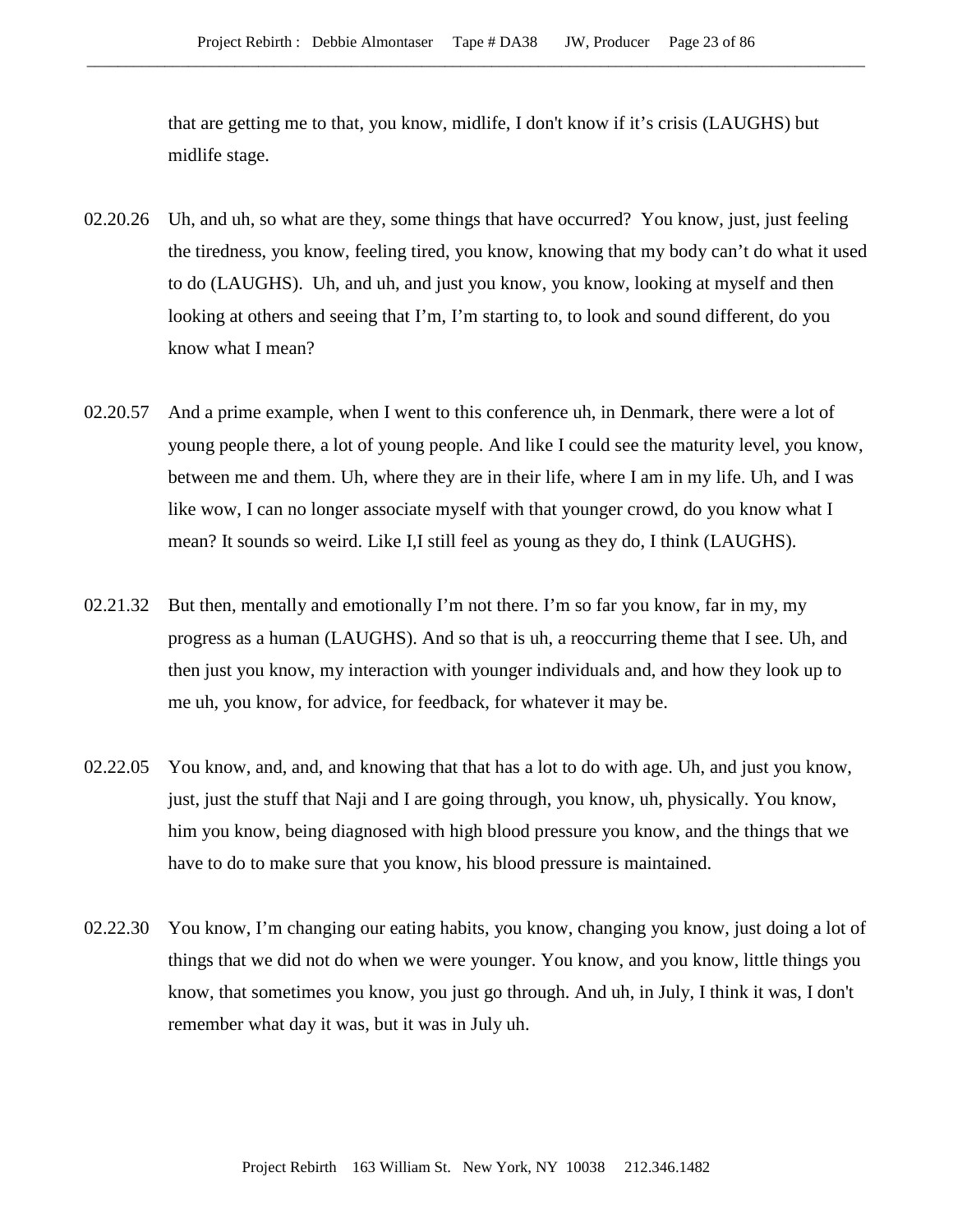that are getting me to that, you know, midlife, I don't know if it's crisis (LAUGHS) but midlife stage.

02.20.26 Uh, and uh, so what are they, some things that have occurred? You know, just, just feeling the tiredness, you know, feeling tired, you know, knowing that my body can't do what it used to do (LAUGHS). Uh, and uh, and just you know, you know, looking at myself and then looking at others and seeing that I'm, I'm starting to, to look and sound different, do you know what I mean?

02.20.57 And a prime example, when I went to this conference uh, in Denmark, there were a lot of young people there, a lot of young people. And like I could see the maturity level, you know, between me and them. Uh, where they are in their life, where I am in my life. Uh, and I was like wow, I can no longer associate myself with that younger crowd, do you know what I mean? It sounds so weird. Like I,I still feel as young as they do, I think (LAUGHS).

02.21.32 But then, mentally and emotionally I'm not there. I'm so far you know, far in my, my progress as a human (LAUGHS). And so that is uh, a reoccurring theme that I see. Uh, and then just you know, my interaction with younger individuals and, and how they look up to me uh, you know, for advice, for feedback, for whatever it may be.

02.22.05 You know, and, and, and knowing that that has a lot to do with age. Uh, and just you know, just, just the stuff that Naji and I are going through, you know, uh, physically. You know, him you know, being diagnosed with high blood pressure you know, and the things that we have to do to make sure that you know, his blood pressure is maintained.

02.22.30 You know, I'm changing our eating habits, you know, changing you know, just doing a lot of things that we did not do when we were younger. You know, and you know, little things you know, that sometimes you know, you just go through. And uh, in July, I think it was, I don't remember what day it was, but it was in July uh.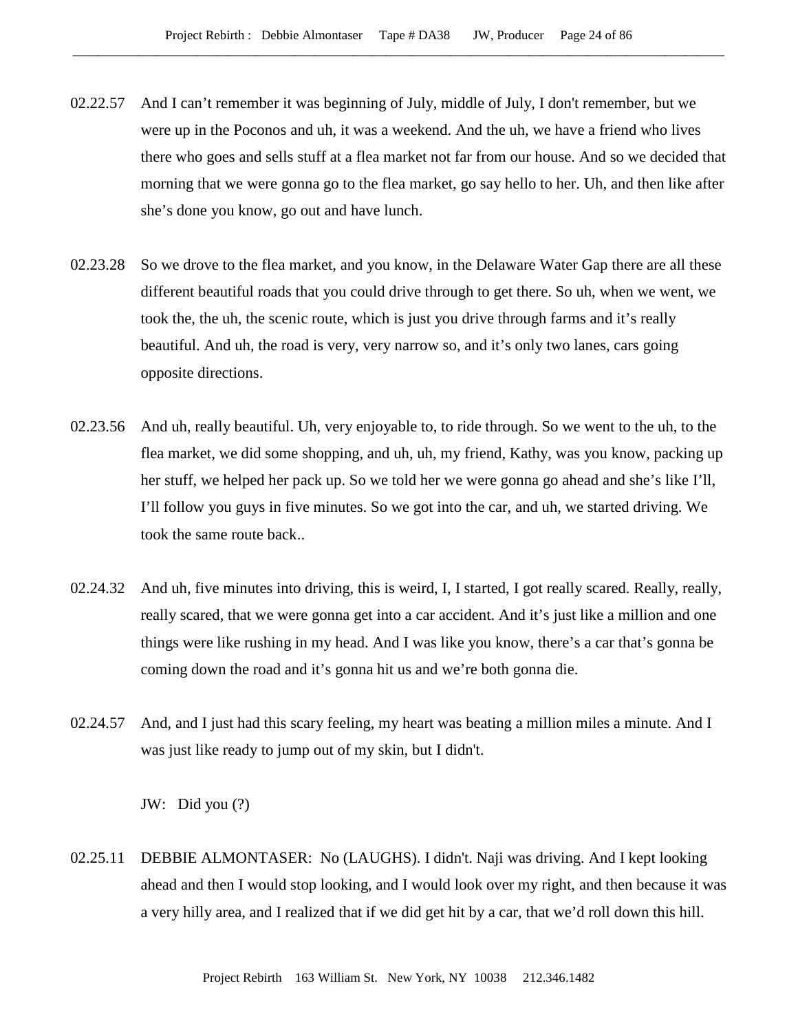02.22.57 And I can't remember it was beginning of July, middle of July, I don't remember, but we were up in the Poconos and uh, it was a weekend. And the uh, we have a friend who lives there who goes and sells stuff at a flea market not far from our house. And so we decided that morning that we were gonna go to the flea market, go say hello to her. Uh, and then like after she's done you know, go out and have lunch.

02.23.28 So we drove to the flea market, and you know, in the Delaware Water Gap there are all these different beautiful roads that you could drive through to get there. So uh, when we went, we took the, the uh, the scenic route, which is just you drive through farms and it's really beautiful. And uh, the road is very, very narrow so, and it's only two lanes, cars going opposite directions.

02.23.56 And uh, really beautiful. Uh, very enjoyable to, to ride through. So we went to the uh, to the flea market, we did some shopping, and uh, uh, my friend, Kathy, was you know, packing up her stuff, we helped her pack up. So we told her we were gonna go ahead and she's like I'll, I'll follow you guys in five minutes. So we got into the car, and uh, we started driving. We took the same route back..

02.24.32 And uh, five minutes into driving, this is weird, I, I started, I got really scared. Really, really, really scared, that we were gonna get into a car accident. And it's just like a million and one things were like rushing in my head. And I was like you know, there's a car that's gonna be coming down the road and it's gonna hit us and we're both gonna die.

02.24.57 And, and I just had this scary feeling, my heart was beating a million miles a minute. And I was just like ready to jump out of my skin, but I didn't.

JW: Did you (?)

02.25.11 DEBBIE ALMONTASER: No (LAUGHS). I didn't. Naji was driving. And I kept looking ahead and then I would stop looking, and I would look over my right, and then because it was a very hilly area, and I realized that if we did get hit by a car, that we'd roll down this hill.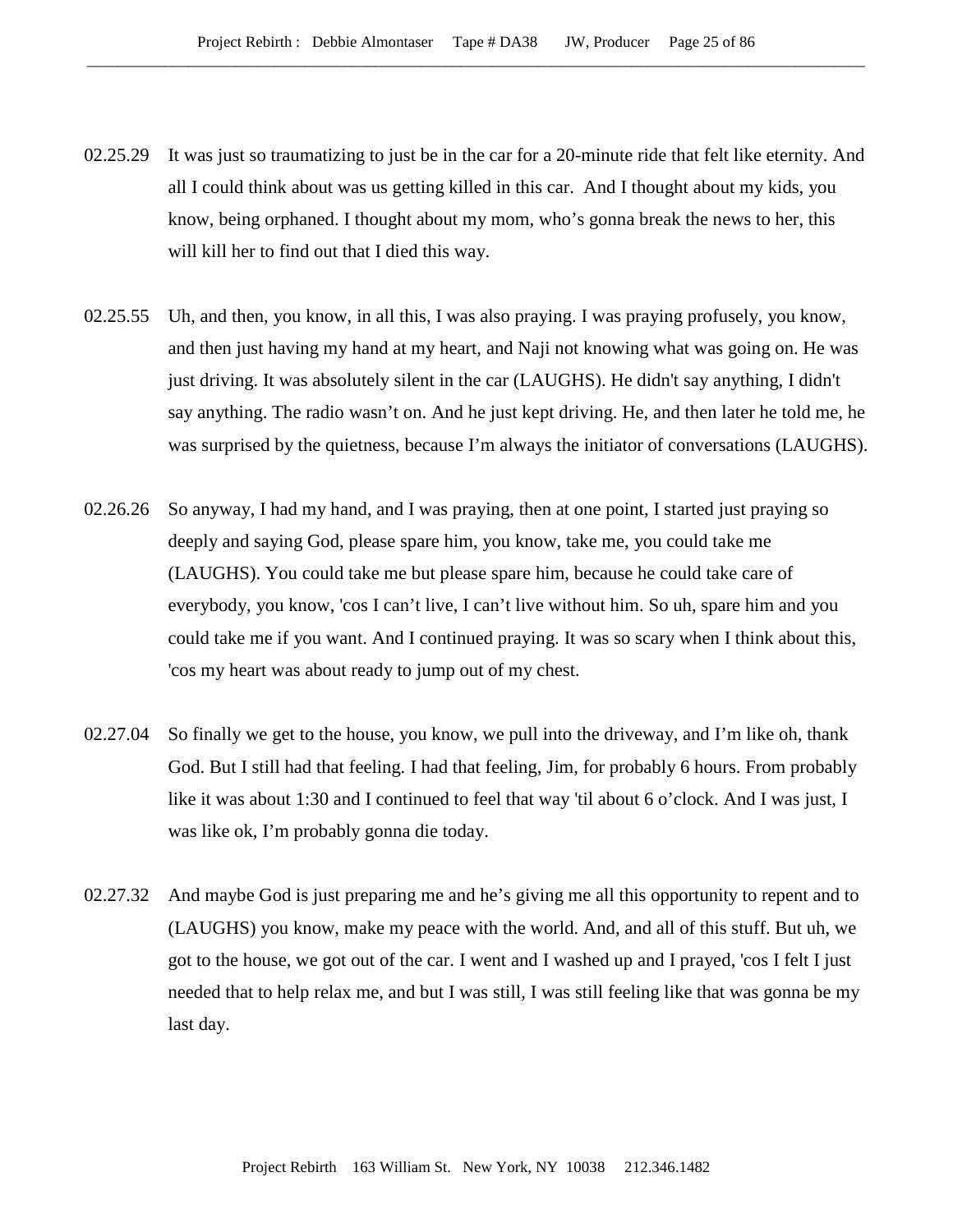02.25.29 It was just so traumatizing to just be in the car for a 20-minute ride that felt like eternity. And all I could think about was us getting killed in this car. And I thought about my kids, you know, being orphaned. I thought about my mom, who's gonna break the news to her, this will kill her to find out that I died this way.

02.25.55 Uh, and then, you know, in all this, I was also praying. I was praying profusely, you know, and then just having my hand at my heart, and Naji not knowing what was going on. He was just driving. It was absolutely silent in the car (LAUGHS). He didn't say anything, I didn't say anything. The radio wasn't on. And he just kept driving. He, and then later he told me, he was surprised by the quietness, because I'm always the initiator of conversations (LAUGHS).

02.26.26 So anyway, I had my hand, and I was praying, then at one point, I started just praying so deeply and saying God, please spare him, you know, take me, you could take me (LAUGHS). You could take me but please spare him, because he could take care of everybody, you know, 'cos I can't live, I can't live without him. So uh, spare him and you could take me if you want. And I continued praying. It was so scary when I think about this, 'cos my heart was about ready to jump out of my chest.

02.27.04 So finally we get to the house, you know, we pull into the driveway, and I'm like oh, thank God. But I still had that feeling. I had that feeling, Jim, for probably 6 hours. From probably like it was about 1:30 and I continued to feel that way 'til about 6 o'clock. And I was just, I was like ok, I'm probably gonna die today.

02.27.32 And maybe God is just preparing me and he's giving me all this opportunity to repent and to (LAUGHS) you know, make my peace with the world. And, and all of this stuff. But uh, we got to the house, we got out of the car. I went and I washed up and I prayed, 'cos I felt I just needed that to help relax me, and but I was still, I was still feeling like that was gonna be my last day.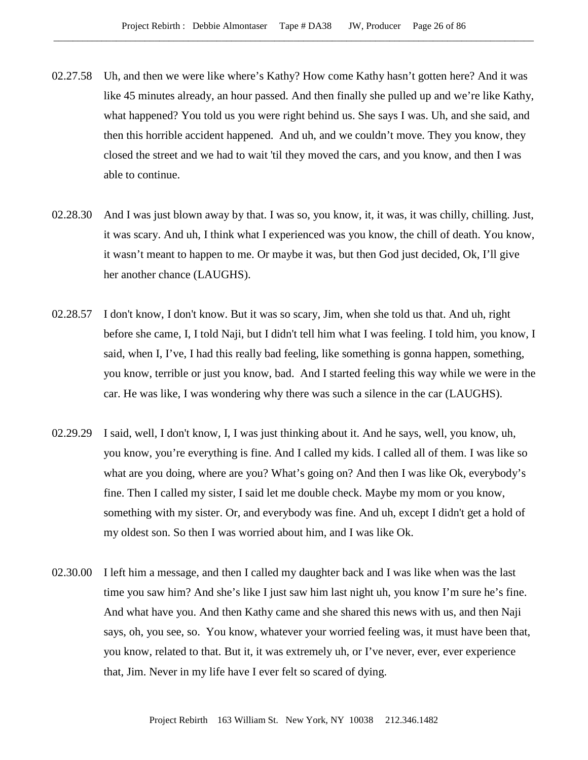02.27.58 Uh, and then we were like where's Kathy? How come Kathy hasn't gotten here? And it was like 45 minutes already, an hour passed. And then finally she pulled up and we're like Kathy, what happened? You told us you were right behind us. She says I was. Uh, and she said, and then this horrible accident happened. And uh, and we couldn't move. They you know, they closed the street and we had to wait 'til they moved the cars, and you know, and then I was able to continue.

02.28.30 And I was just blown away by that. I was so, you know, it, it was, it was chilly, chilling. Just, it was scary. And uh, I think what I experienced was you know, the chill of death. You know, it wasn't meant to happen to me. Or maybe it was, but then God just decided, Ok, I'll give her another chance (LAUGHS).

02.28.57 I don't know, I don't know. But it was so scary, Jim, when she told us that. And uh, right before she came, I, I told Naji, but I didn't tell him what I was feeling. I told him, you know, I said, when I, I've, I had this really bad feeling, like something is gonna happen, something, you know, terrible or just you know, bad. And I started feeling this way while we were in the car. He was like, I was wondering why there was such a silence in the car (LAUGHS).

02.29.29 I said, well, I don't know, I, I was just thinking about it. And he says, well, you know, uh, you know, you're everything is fine. And I called my kids. I called all of them. I was like so what are you doing, where are you? What's going on? And then I was like Ok, everybody's fine. Then I called my sister, I said let me double check. Maybe my mom or you know, something with my sister. Or, and everybody was fine. And uh, except I didn't get a hold of my oldest son. So then I was worried about him, and I was like Ok.

02.30.00 I left him a message, and then I called my daughter back and I was like when was the last time you saw him? And she's like I just saw him last night uh, you know I'm sure he's fine. And what have you. And then Kathy came and she shared this news with us, and then Naji says, oh, you see, so. You know, whatever your worried feeling was, it must have been that, you know, related to that. But it, it was extremely uh, or I've never, ever, ever experience that, Jim. Never in my life have I ever felt so scared of dying.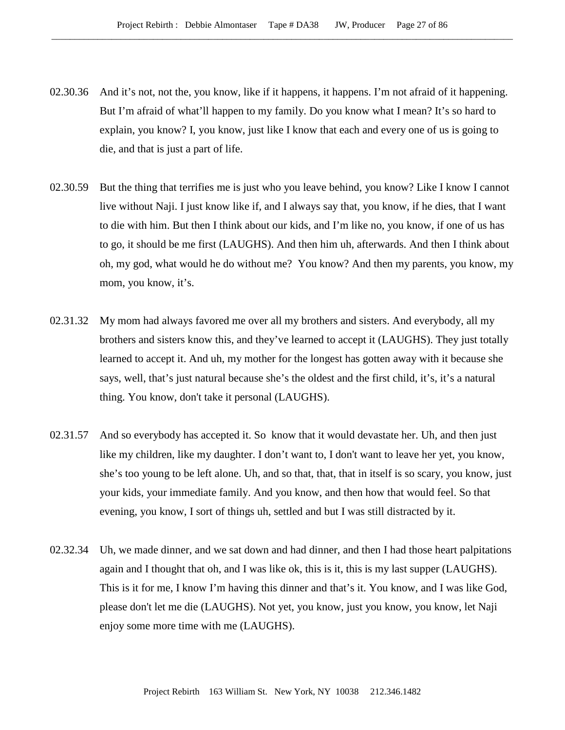02.30.36 And it's not, not the, you know, like if it happens, it happens. I'm not afraid of it happening. But I'm afraid of what'll happen to my family. Do you know what I mean? It's so hard to explain, you know? I, you know, just like I know that each and every one of us is going to die, and that is just a part of life.

02.30.59 But the thing that terrifies me is just who you leave behind, you know? Like I know I cannot live without Naji. I just know like if, and I always say that, you know, if he dies, that I want to die with him. But then I think about our kids, and I'm like no, you know, if one of us has to go, it should be me first (LAUGHS). And then him uh, afterwards. And then I think about oh, my god, what would he do without me? You know? And then my parents, you know, my mom, you know, it's.

02.31.32 My mom had always favored me over all my brothers and sisters. And everybody, all my brothers and sisters know this, and they've learned to accept it (LAUGHS). They just totally learned to accept it. And uh, my mother for the longest has gotten away with it because she says, well, that's just natural because she's the oldest and the first child, it's, it's a natural thing. You know, don't take it personal (LAUGHS).

02.31.57 And so everybody has accepted it. So know that it would devastate her. Uh, and then just like my children, like my daughter. I don't want to, I don't want to leave her yet, you know, she's too young to be left alone. Uh, and so that, that, that in itself is so scary, you know, just your kids, your immediate family. And you know, and then how that would feel. So that evening, you know, I sort of things uh, settled and but I was still distracted by it.

02.32.34 Uh, we made dinner, and we sat down and had dinner, and then I had those heart palpitations again and I thought that oh, and I was like ok, this is it, this is my last supper (LAUGHS). This is it for me, I know I'm having this dinner and that's it. You know, and I was like God, please don't let me die (LAUGHS). Not yet, you know, just you know, you know, let Naji enjoy some more time with me (LAUGHS).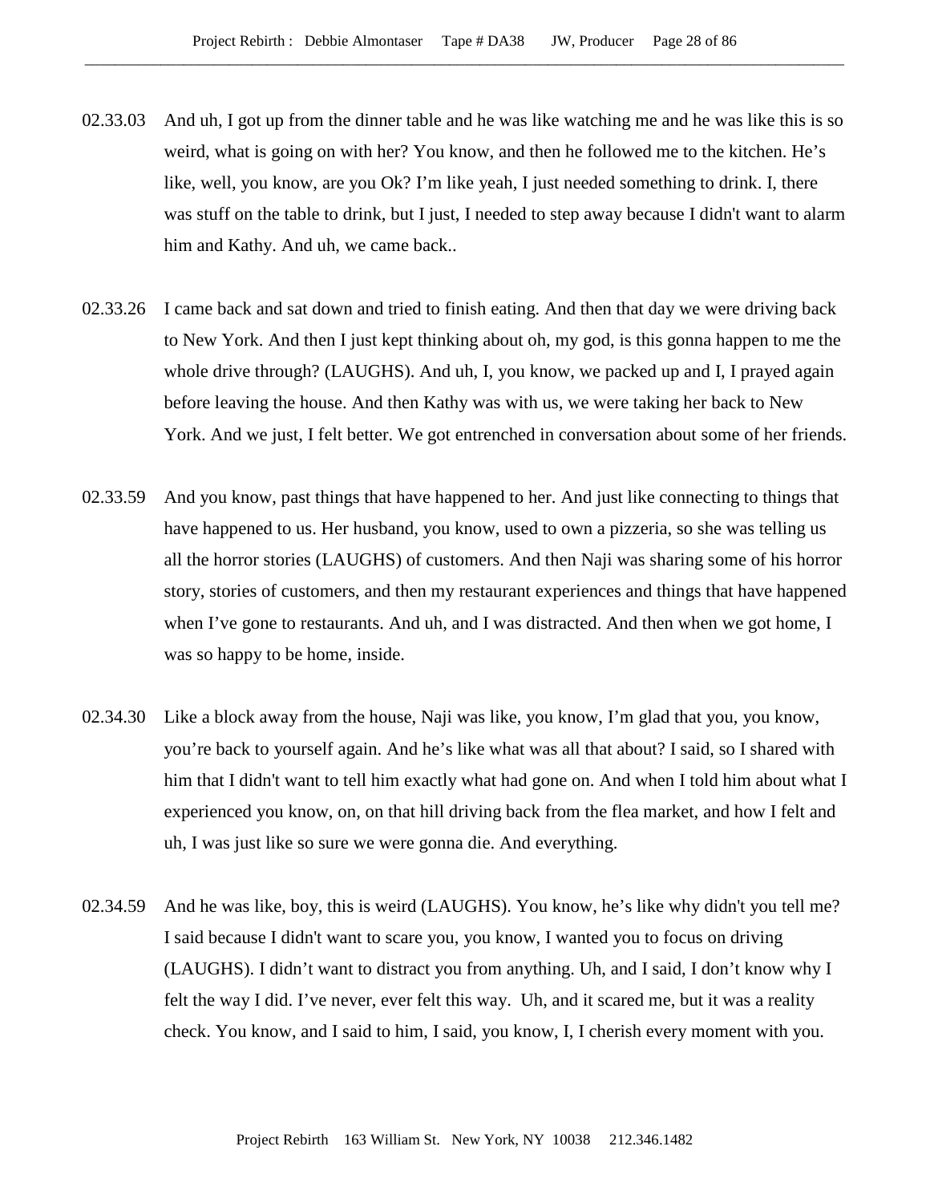02.33.03 And uh, I got up from the dinner table and he was like watching me and he was like this is so weird, what is going on with her? You know, and then he followed me to the kitchen. He's like, well, you know, are you Ok? I'm like yeah, I just needed something to drink. I, there was stuff on the table to drink, but I just, I needed to step away because I didn't want to alarm him and Kathy. And uh, we came back..

02.33.26 I came back and sat down and tried to finish eating. And then that day we were driving back to New York. And then I just kept thinking about oh, my god, is this gonna happen to me the whole drive through? (LAUGHS). And uh, I, you know, we packed up and I, I prayed again before leaving the house. And then Kathy was with us, we were taking her back to New York. And we just, I felt better. We got entrenched in conversation about some of her friends.

02.33.59 And you know, past things that have happened to her. And just like connecting to things that have happened to us. Her husband, you know, used to own a pizzeria, so she was telling us all the horror stories (LAUGHS) of customers. And then Naji was sharing some of his horror story, stories of customers, and then my restaurant experiences and things that have happened when I've gone to restaurants. And uh, and I was distracted. And then when we got home, I was so happy to be home, inside.

02.34.30 Like a block away from the house, Naji was like, you know, I'm glad that you, you know, you're back to yourself again. And he's like what was all that about? I said, so I shared with him that I didn't want to tell him exactly what had gone on. And when I told him about what I experienced you know, on, on that hill driving back from the flea market, and how I felt and uh, I was just like so sure we were gonna die. And everything.

02.34.59 And he was like, boy, this is weird (LAUGHS). You know, he's like why didn't you tell me? I said because I didn't want to scare you, you know, I wanted you to focus on driving (LAUGHS). I didn't want to distract you from anything. Uh, and I said, I don't know why I felt the way I did. I've never, ever felt this way. Uh, and it scared me, but it was a reality check. You know, and I said to him, I said, you know, I, I cherish every moment with you.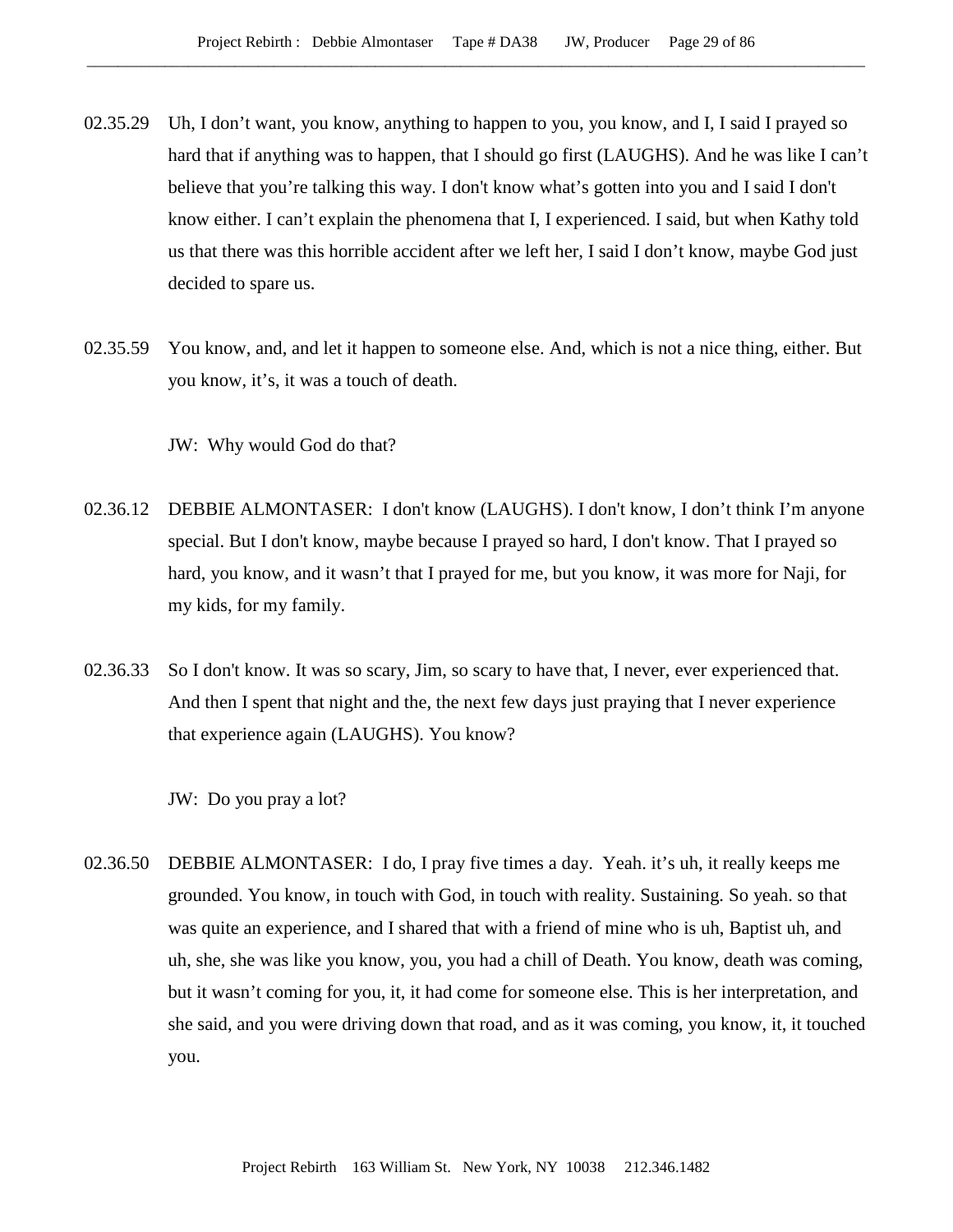02.35.29 Uh, I don't want, you know, anything to happen to you, you know, and I, I said I prayed so hard that if anything was to happen, that I should go first (LAUGHS). And he was like I can't believe that you're talking this way. I don't know what's gotten into you and I said I don't know either. I can't explain the phenomena that I, I experienced. I said, but when Kathy told us that there was this horrible accident after we left her, I said I don't know, maybe God just decided to spare us.

02.35.59 You know, and, and let it happen to someone else. And, which is not a nice thing, either. But you know, it's, it was a touch of death.

JW: Why would God do that?

02.36.12 DEBBIE ALMONTASER: I don't know (LAUGHS). I don't know, I don't think I'm anyone special. But I don't know, maybe because I prayed so hard, I don't know. That I prayed so hard, you know, and it wasn't that I prayed for me, but you know, it was more for Naji, for my kids, for my family.

02.36.33 So I don't know. It was so scary, Jim, so scary to have that, I never, ever experienced that. And then I spent that night and the, the next few days just praying that I never experience that experience again (LAUGHS). You know?

JW: Do you pray a lot?

02.36.50 DEBBIE ALMONTASER: I do, I pray five times a day. Yeah. it's uh, it really keeps me grounded. You know, in touch with God, in touch with reality. Sustaining. So yeah. so that was quite an experience, and I shared that with a friend of mine who is uh, Baptist uh, and uh, she, she was like you know, you, you had a chill of Death. You know, death was coming, but it wasn't coming for you, it, it had come for someone else. This is her interpretation, and she said, and you were driving down that road, and as it was coming, you know, it, it touched you.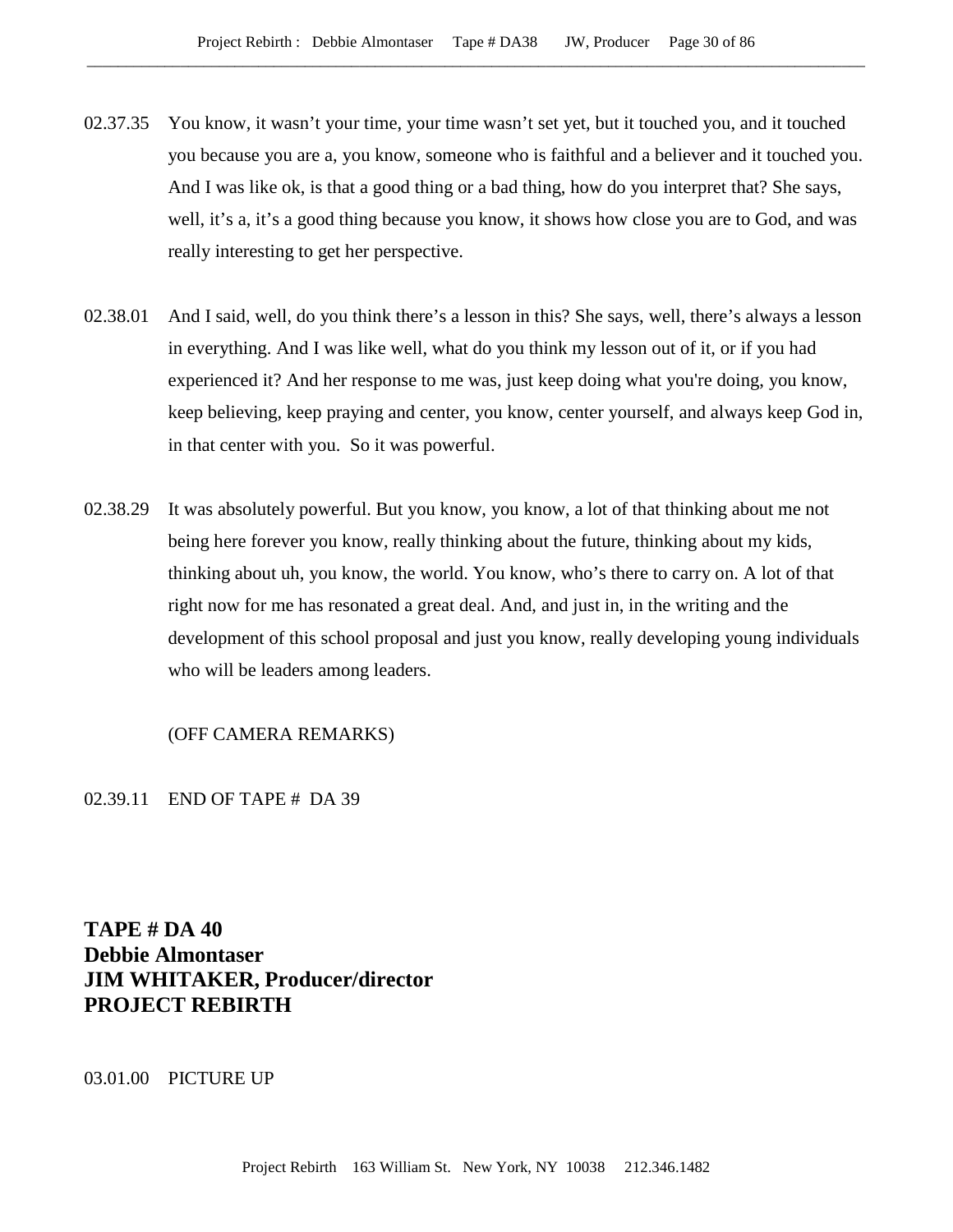02.37.35 You know, it wasn't your time, your time wasn't set yet, but it touched you, and it touched you because you are a, you know, someone who is faithful and a believer and it touched you. And I was like ok, is that a good thing or a bad thing, how do you interpret that? She says, well, it's a, it's a good thing because you know, it shows how close you are to God, and was really interesting to get her perspective.

02.38.01 And I said, well, do you think there's a lesson in this? She says, well, there's always a lesson in everything. And I was like well, what do you think my lesson out of it, or if you had experienced it? And her response to me was, just keep doing what you're doing, you know, keep believing, keep praying and center, you know, center yourself, and always keep God in, in that center with you. So it was powerful.

02.38.29 It was absolutely powerful. But you know, you know, a lot of that thinking about me not being here forever you know, really thinking about the future, thinking about my kids, thinking about uh, you know, the world. You know, who's there to carry on. A lot of that right now for me has resonated a great deal. And, and just in, in the writing and the development of this school proposal and just you know, really developing young individuals who will be leaders among leaders.

(OFF CAMERA REMARKS)

02.39.11 END OF TAPE # DA 39

**TAPE # DA 40**
**Debbie Almontaser**
**JIM WHITAKER, Producer/director**
**PROJECT REBIRTH**

03.01.00 PICTURE UP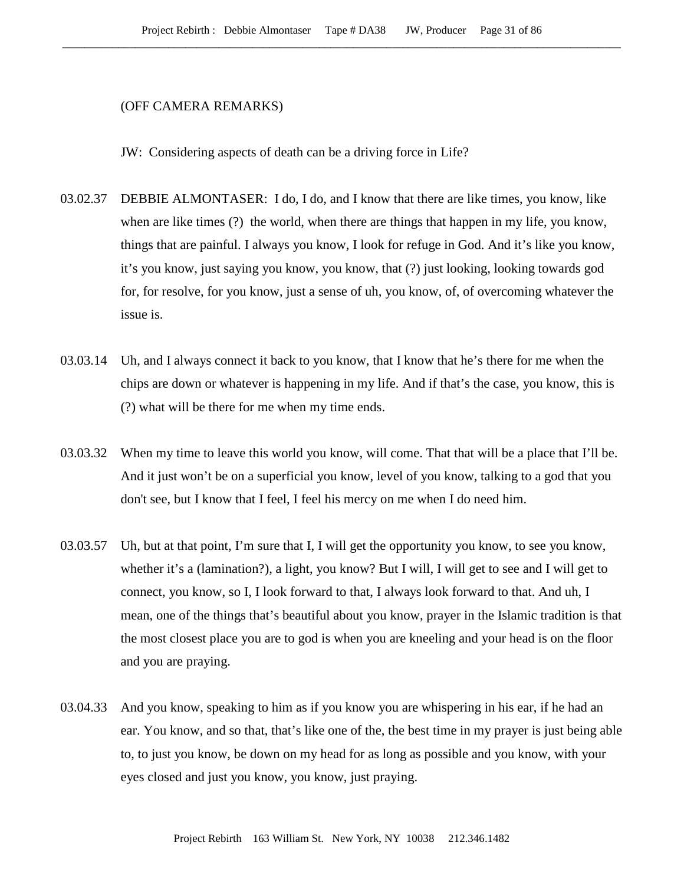(OFF CAMERA REMARKS)

JW: Considering aspects of death can be a driving force in Life?

03.02.37 DEBBIE ALMONTASER: I do, I do, and I know that there are like times, you know, like when are like times (?) the world, when there are things that happen in my life, you know, things that are painful. I always you know, I look for refuge in God. And it's like you know, it's you know, just saying you know, you know, that (?) just looking, looking towards god for, for resolve, for you know, just a sense of uh, you know, of, of overcoming whatever the issue is.

03.03.14 Uh, and I always connect it back to you know, that I know that he's there for me when the chips are down or whatever is happening in my life. And if that's the case, you know, this is (?) what will be there for me when my time ends.

03.03.32 When my time to leave this world you know, will come. That that will be a place that I'll be. And it just won't be on a superficial you know, level of you know, talking to a god that you don't see, but I know that I feel, I feel his mercy on me when I do need him.

03.03.57 Uh, but at that point, I'm sure that I, I will get the opportunity you know, to see you know, whether it's a (lamination?), a light, you know? But I will, I will get to see and I will get to connect, you know, so I, I look forward to that, I always look forward to that. And uh, I mean, one of the things that's beautiful about you know, prayer in the Islamic tradition is that the most closest place you are to god is when you are kneeling and your head is on the floor and you are praying.

03.04.33 And you know, speaking to him as if you know you are whispering in his ear, if he had an ear. You know, and so that, that's like one of the, the best time in my prayer is just being able to, to just you know, be down on my head for as long as possible and you know, with your eyes closed and just you know, you know, just praying.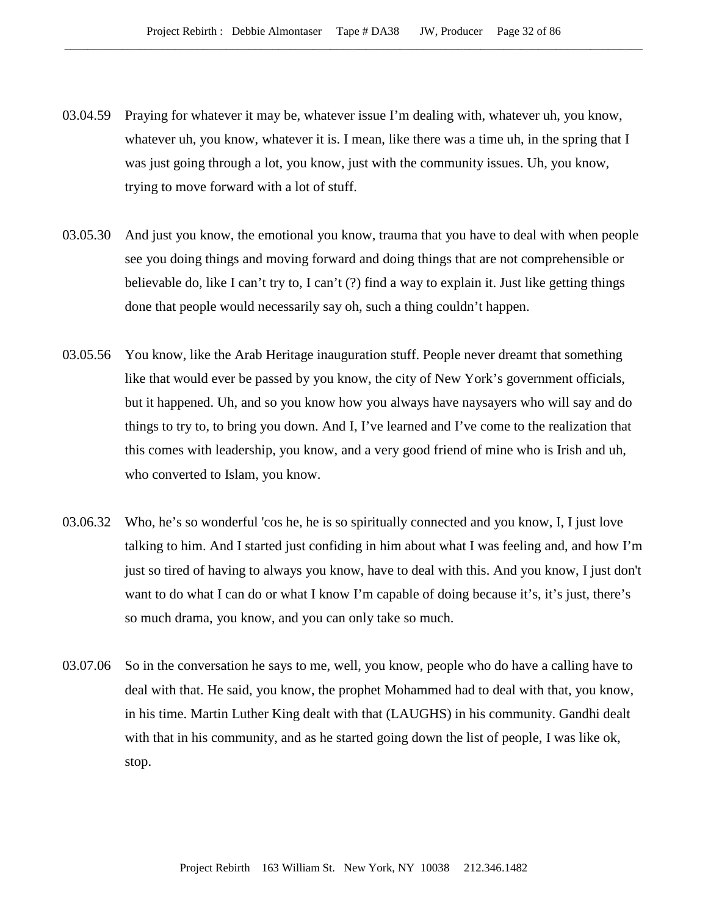03.04.59 Praying for whatever it may be, whatever issue I'm dealing with, whatever uh, you know, whatever uh, you know, whatever it is. I mean, like there was a time uh, in the spring that I was just going through a lot, you know, just with the community issues. Uh, you know, trying to move forward with a lot of stuff.

03.05.30 And just you know, the emotional you know, trauma that you have to deal with when people see you doing things and moving forward and doing things that are not comprehensible or believable do, like I can't try to, I can't (?) find a way to explain it. Just like getting things done that people would necessarily say oh, such a thing couldn't happen.

03.05.56 You know, like the Arab Heritage inauguration stuff. People never dreamt that something like that would ever be passed by you know, the city of New York's government officials, but it happened. Uh, and so you know how you always have naysayers who will say and do things to try to, to bring you down. And I, I've learned and I've come to the realization that this comes with leadership, you know, and a very good friend of mine who is Irish and uh, who converted to Islam, you know.

03.06.32 Who, he's so wonderful 'cos he, he is so spiritually connected and you know, I, I just love talking to him. And I started just confiding in him about what I was feeling and, and how I'm just so tired of having to always you know, have to deal with this. And you know, I just don't want to do what I can do or what I know I'm capable of doing because it's, it's just, there's so much drama, you know, and you can only take so much.

03.07.06 So in the conversation he says to me, well, you know, people who do have a calling have to deal with that. He said, you know, the prophet Mohammed had to deal with that, you know, in his time. Martin Luther King dealt with that (LAUGHS) in his community. Gandhi dealt with that in his community, and as he started going down the list of people, I was like ok, stop.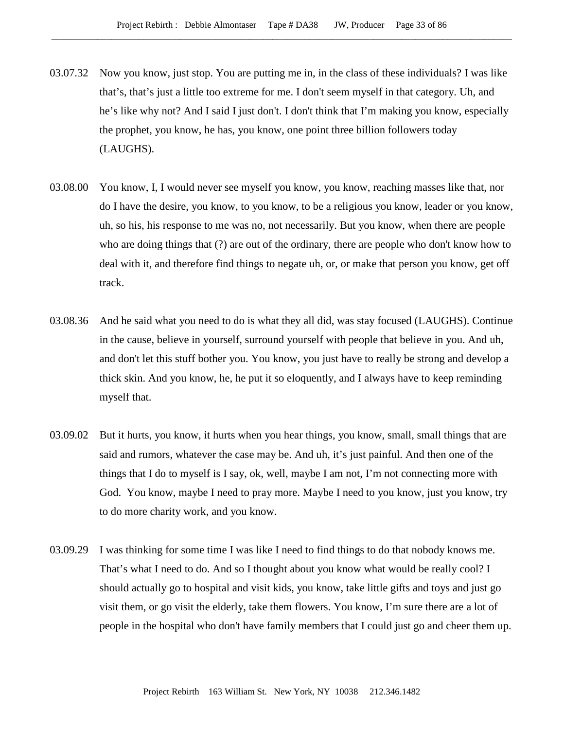03.07.32 Now you know, just stop. You are putting me in, in the class of these individuals? I was like that's, that's just a little too extreme for me. I don't seem myself in that category. Uh, and he's like why not? And I said I just don't. I don't think that I'm making you know, especially the prophet, you know, he has, you know, one point three billion followers today (LAUGHS).

03.08.00 You know, I, I would never see myself you know, you know, reaching masses like that, nor do I have the desire, you know, to you know, to be a religious you know, leader or you know, uh, so his, his response to me was no, not necessarily. But you know, when there are people who are doing things that (?) are out of the ordinary, there are people who don't know how to deal with it, and therefore find things to negate uh, or, or make that person you know, get off track.

03.08.36 And he said what you need to do is what they all did, was stay focused (LAUGHS). Continue in the cause, believe in yourself, surround yourself with people that believe in you. And uh, and don't let this stuff bother you. You know, you just have to really be strong and develop a thick skin. And you know, he, he put it so eloquently, and I always have to keep reminding myself that.

03.09.02 But it hurts, you know, it hurts when you hear things, you know, small, small things that are said and rumors, whatever the case may be. And uh, it's just painful. And then one of the things that I do to myself is I say, ok, well, maybe I am not, I'm not connecting more with God. You know, maybe I need to pray more. Maybe I need to you know, just you know, try to do more charity work, and you know.

03.09.29 I was thinking for some time I was like I need to find things to do that nobody knows me. That's what I need to do. And so I thought about you know what would be really cool? I should actually go to hospital and visit kids, you know, take little gifts and toys and just go visit them, or go visit the elderly, take them flowers. You know, I'm sure there are a lot of people in the hospital who don't have family members that I could just go and cheer them up.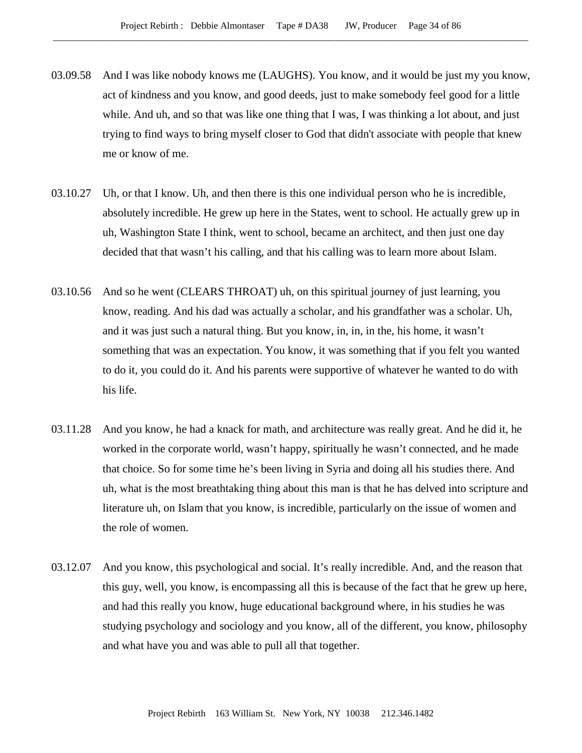03.09.58 And I was like nobody knows me (LAUGHS). You know, and it would be just my you know, act of kindness and you know, and good deeds, just to make somebody feel good for a little while. And uh, and so that was like one thing that I was, I was thinking a lot about, and just trying to find ways to bring myself closer to God that didn't associate with people that knew me or know of me.

03.10.27 Uh, or that I know. Uh, and then there is this one individual person who he is incredible, absolutely incredible. He grew up here in the States, went to school. He actually grew up in uh, Washington State I think, went to school, became an architect, and then just one day decided that that wasn't his calling, and that his calling was to learn more about Islam.

03.10.56 And so he went (CLEARS THROAT) uh, on this spiritual journey of just learning, you know, reading. And his dad was actually a scholar, and his grandfather was a scholar. Uh, and it was just such a natural thing. But you know, in, in, in the, his home, it wasn't something that was an expectation. You know, it was something that if you felt you wanted to do it, you could do it. And his parents were supportive of whatever he wanted to do with his life.

03.11.28 And you know, he had a knack for math, and architecture was really great. And he did it, he worked in the corporate world, wasn't happy, spiritually he wasn't connected, and he made that choice. So for some time he's been living in Syria and doing all his studies there. And uh, what is the most breathtaking thing about this man is that he has delved into scripture and literature uh, on Islam that you know, is incredible, particularly on the issue of women and the role of women.

03.12.07 And you know, this psychological and social. It's really incredible. And, and the reason that this guy, well, you know, is encompassing all this is because of the fact that he grew up here, and had this really you know, huge educational background where, in his studies he was studying psychology and sociology and you know, all of the different, you know, philosophy and what have you and was able to pull all that together.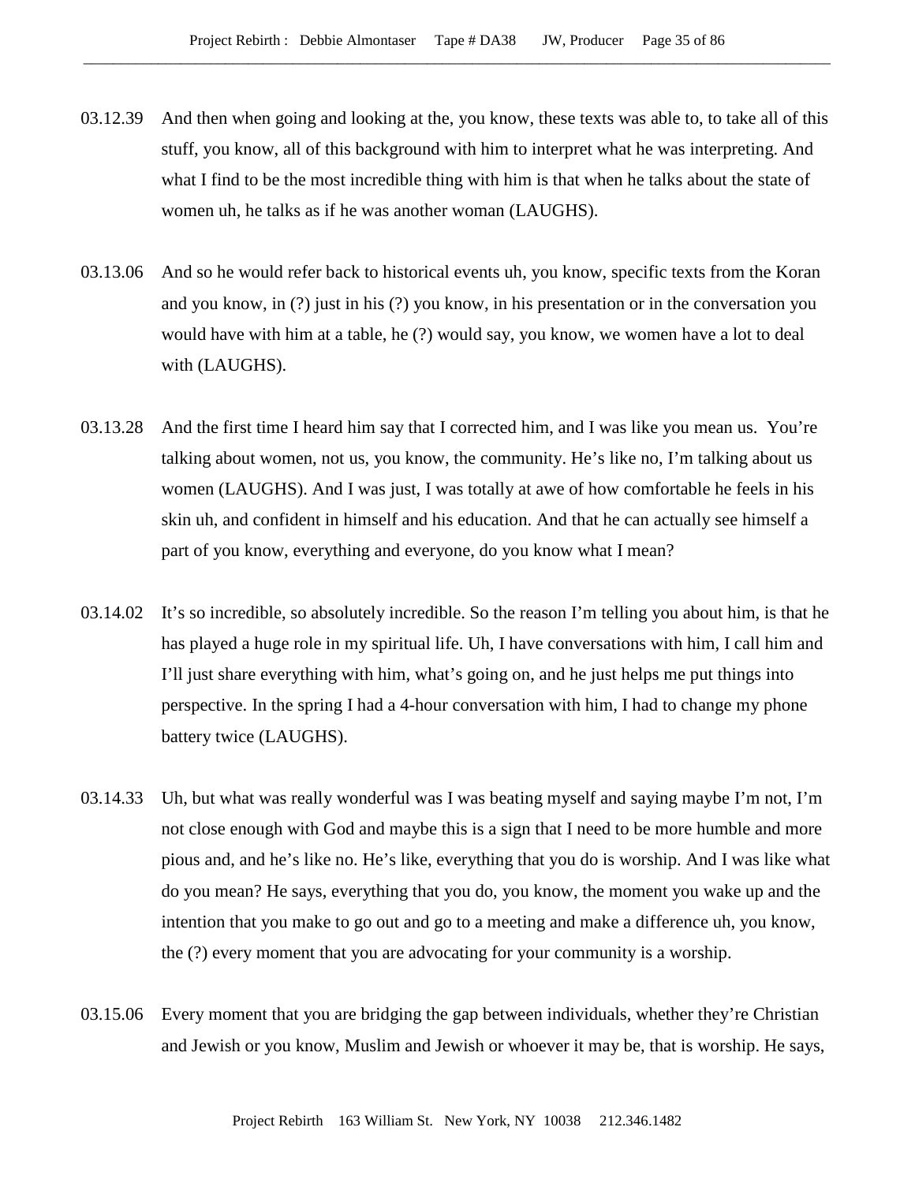03.12.39 And then when going and looking at the, you know, these texts was able to, to take all of this stuff, you know, all of this background with him to interpret what he was interpreting. And what I find to be the most incredible thing with him is that when he talks about the state of women uh, he talks as if he was another woman (LAUGHS).

03.13.06 And so he would refer back to historical events uh, you know, specific texts from the Koran and you know, in (?) just in his (?) you know, in his presentation or in the conversation you would have with him at a table, he (?) would say, you know, we women have a lot to deal with (LAUGHS).

03.13.28 And the first time I heard him say that I corrected him, and I was like you mean us. You're talking about women, not us, you know, the community. He's like no, I'm talking about us women (LAUGHS). And I was just, I was totally at awe of how comfortable he feels in his skin uh, and confident in himself and his education. And that he can actually see himself a part of you know, everything and everyone, do you know what I mean?

03.14.02 It's so incredible, so absolutely incredible. So the reason I'm telling you about him, is that he has played a huge role in my spiritual life. Uh, I have conversations with him, I call him and I'll just share everything with him, what's going on, and he just helps me put things into perspective. In the spring I had a 4-hour conversation with him, I had to change my phone battery twice (LAUGHS).

03.14.33 Uh, but what was really wonderful was I was beating myself and saying maybe I'm not, I'm not close enough with God and maybe this is a sign that I need to be more humble and more pious and, and he's like no. He's like, everything that you do is worship. And I was like what do you mean? He says, everything that you do, you know, the moment you wake up and the intention that you make to go out and go to a meeting and make a difference uh, you know, the (?) every moment that you are advocating for your community is a worship.

03.15.06 Every moment that you are bridging the gap between individuals, whether they're Christian and Jewish or you know, Muslim and Jewish or whoever it may be, that is worship. He says,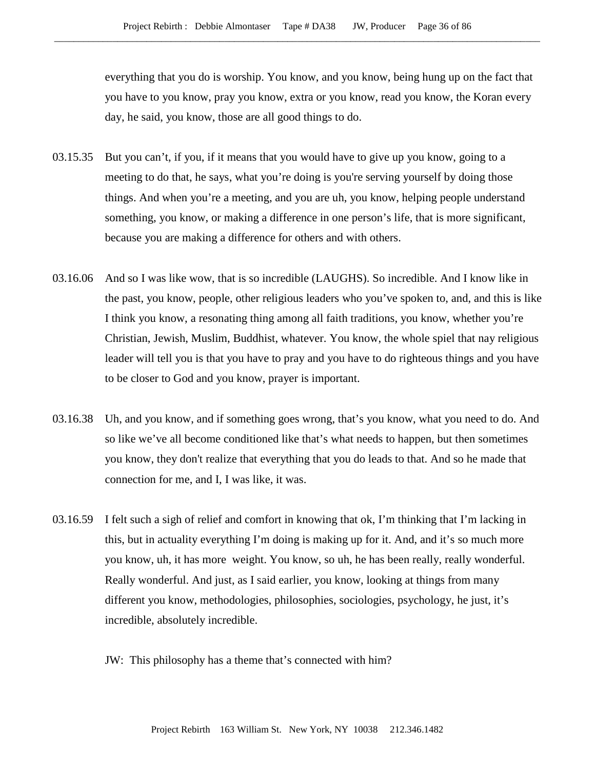everything that you do is worship. You know, and you know, being hung up on the fact that you have to you know, pray you know, extra or you know, read you know, the Koran every day, he said, you know, those are all good things to do.

03.15.35 But you can't, if you, if it means that you would have to give up you know, going to a meeting to do that, he says, what you're doing is you're serving yourself by doing those things. And when you're a meeting, and you are uh, you know, helping people understand something, you know, or making a difference in one person's life, that is more significant, because you are making a difference for others and with others.

03.16.06 And so I was like wow, that is so incredible (LAUGHS). So incredible. And I know like in the past, you know, people, other religious leaders who you've spoken to, and, and this is like I think you know, a resonating thing among all faith traditions, you know, whether you're Christian, Jewish, Muslim, Buddhist, whatever. You know, the whole spiel that nay religious leader will tell you is that you have to pray and you have to do righteous things and you have to be closer to God and you know, prayer is important.

03.16.38 Uh, and you know, and if something goes wrong, that's you know, what you need to do. And so like we've all become conditioned like that's what needs to happen, but then sometimes you know, they don't realize that everything that you do leads to that. And so he made that connection for me, and I, I was like, it was.

03.16.59 I felt such a sigh of relief and comfort in knowing that ok, I'm thinking that I'm lacking in this, but in actuality everything I'm doing is making up for it. And, and it's so much more you know, uh, it has more weight. You know, so uh, he has been really, really wonderful. Really wonderful. And just, as I said earlier, you know, looking at things from many different you know, methodologies, philosophies, sociologies, psychology, he just, it's incredible, absolutely incredible.

JW: This philosophy has a theme that's connected with him?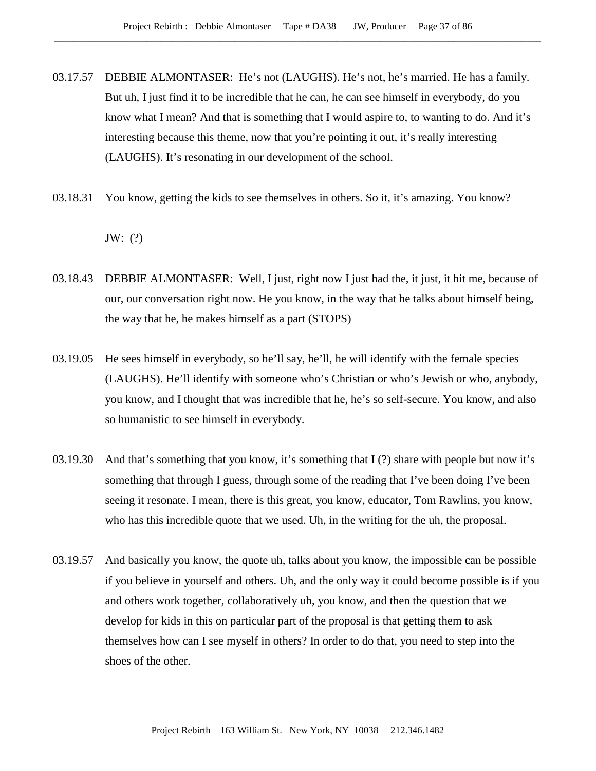03.17.57 DEBBIE ALMONTASER: He's not (LAUGHS). He's not, he's married. He has a family. But uh, I just find it to be incredible that he can, he can see himself in everybody, do you know what I mean? And that is something that I would aspire to, to wanting to do. And it's interesting because this theme, now that you're pointing it out, it's really interesting (LAUGHS). It's resonating in our development of the school.

03.18.31 You know, getting the kids to see themselves in others. So it, it's amazing. You know?

JW: (?)

03.18.43 DEBBIE ALMONTASER: Well, I just, right now I just had the, it just, it hit me, because of our, our conversation right now. He you know, in the way that he talks about himself being, the way that he, he makes himself as a part (STOPS)

03.19.05 He sees himself in everybody, so he'll say, he'll, he will identify with the female species (LAUGHS). He'll identify with someone who's Christian or who's Jewish or who, anybody, you know, and I thought that was incredible that he, he's so self-secure. You know, and also so humanistic to see himself in everybody.

03.19.30 And that's something that you know, it's something that I (?) share with people but now it's something that through I guess, through some of the reading that I've been doing I've been seeing it resonate. I mean, there is this great, you know, educator, Tom Rawlins, you know, who has this incredible quote that we used. Uh, in the writing for the uh, the proposal.

03.19.57 And basically you know, the quote uh, talks about you know, the impossible can be possible if you believe in yourself and others. Uh, and the only way it could become possible is if you and others work together, collaboratively uh, you know, and then the question that we develop for kids in this on particular part of the proposal is that getting them to ask themselves how can I see myself in others? In order to do that, you need to step into the shoes of the other.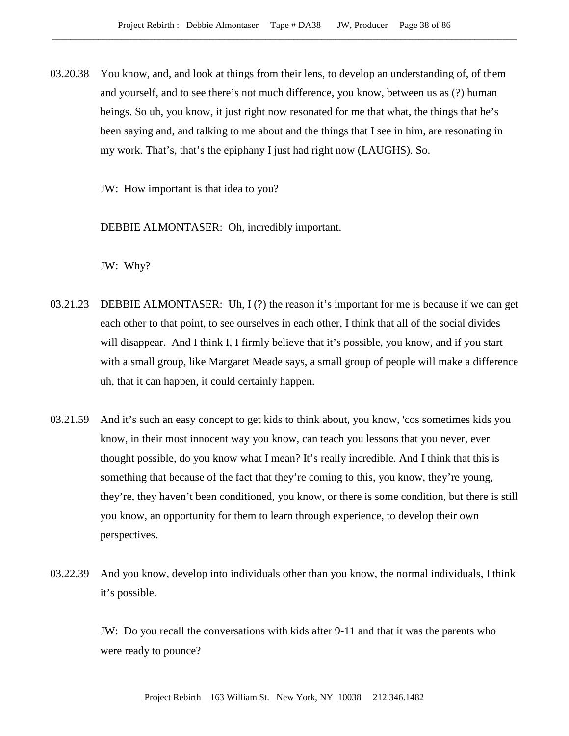03.20.38 You know, and, and look at things from their lens, to develop an understanding of, of them and yourself, and to see there's not much difference, you know, between us as (?) human beings. So uh, you know, it just right now resonated for me that what, the things that he's been saying and, and talking to me about and the things that I see in him, are resonating in my work. That's, that's the epiphany I just had right now (LAUGHS). So.

JW: How important is that idea to you?

DEBBIE ALMONTASER: Oh, incredibly important.

JW: Why?

03.21.23 DEBBIE ALMONTASER: Uh, I (?) the reason it's important for me is because if we can get each other to that point, to see ourselves in each other, I think that all of the social divides will disappear. And I think I, I firmly believe that it's possible, you know, and if you start with a small group, like Margaret Meade says, a small group of people will make a difference uh, that it can happen, it could certainly happen.

03.21.59 And it's such an easy concept to get kids to think about, you know, 'cos sometimes kids you know, in their most innocent way you know, can teach you lessons that you never, ever thought possible, do you know what I mean? It's really incredible. And I think that this is something that because of the fact that they're coming to this, you know, they're young, they're, they haven't been conditioned, you know, or there is some condition, but there is still you know, an opportunity for them to learn through experience, to develop their own perspectives.

03.22.39 And you know, develop into individuals other than you know, the normal individuals, I think it's possible.

JW: Do you recall the conversations with kids after 9-11 and that it was the parents who were ready to pounce?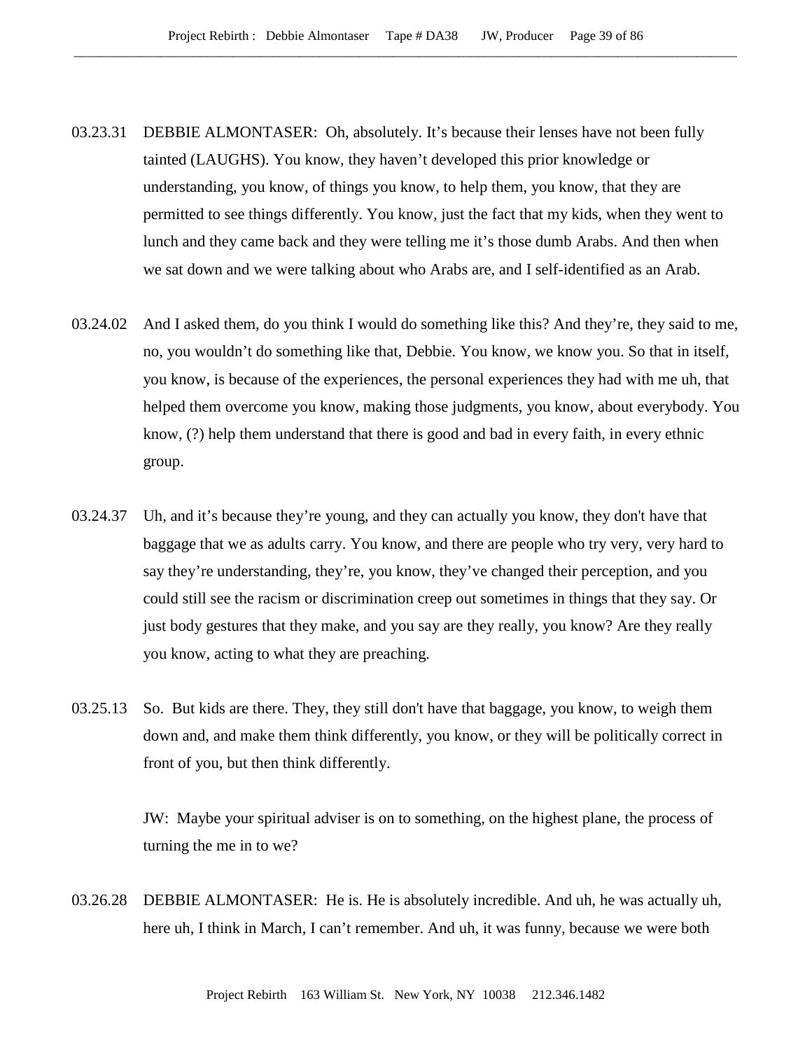03.23.31 DEBBIE ALMONTASER: Oh, absolutely. It's because their lenses have not been fully tainted (LAUGHS). You know, they haven't developed this prior knowledge or understanding, you know, of things you know, to help them, you know, that they are permitted to see things differently. You know, just the fact that my kids, when they went to lunch and they came back and they were telling me it's those dumb Arabs. And then when we sat down and we were talking about who Arabs are, and I self-identified as an Arab.

03.24.02 And I asked them, do you think I would do something like this? And they're, they said to me, no, you wouldn't do something like that, Debbie. You know, we know you. So that in itself, you know, is because of the experiences, the personal experiences they had with me uh, that helped them overcome you know, making those judgments, you know, about everybody. You know, (?) help them understand that there is good and bad in every faith, in every ethnic group.

03.24.37 Uh, and it's because they're young, and they can actually you know, they don't have that baggage that we as adults carry. You know, and there are people who try very, very hard to say they're understanding, they're, you know, they've changed their perception, and you could still see the racism or discrimination creep out sometimes in things that they say. Or just body gestures that they make, and you say are they really, you know? Are they really you know, acting to what they are preaching.

03.25.13 So. But kids are there. They, they still don't have that baggage, you know, to weigh them down and, and make them think differently, you know, or they will be politically correct in front of you, but then think differently.

JW: Maybe your spiritual adviser is on to something, on the highest plane, the process of turning the me in to we?

03.26.28 DEBBIE ALMONTASER: He is. He is absolutely incredible. And uh, he was actually uh, here uh, I think in March, I can't remember. And uh, it was funny, because we were both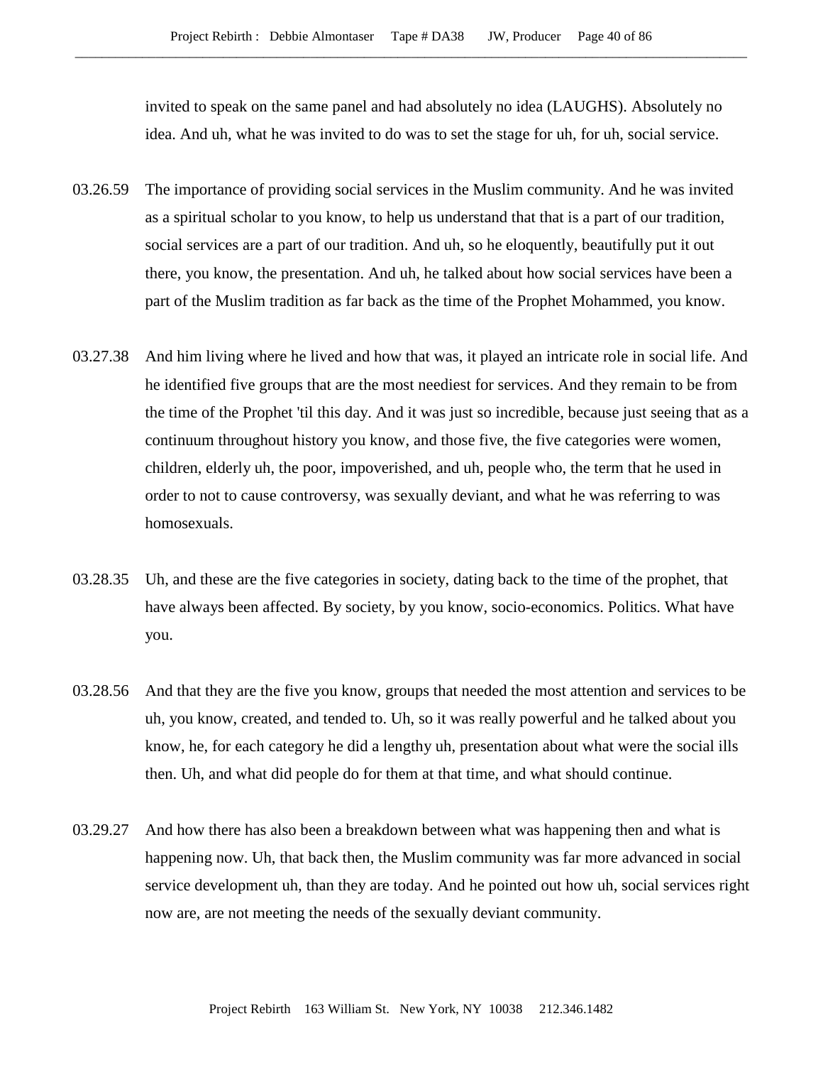invited to speak on the same panel and had absolutely no idea (LAUGHS). Absolutely no idea. And uh, what he was invited to do was to set the stage for uh, for uh, social service.

03.26.59 The importance of providing social services in the Muslim community. And he was invited as a spiritual scholar to you know, to help us understand that that is a part of our tradition, social services are a part of our tradition. And uh, so he eloquently, beautifully put it out there, you know, the presentation. And uh, he talked about how social services have been a part of the Muslim tradition as far back as the time of the Prophet Mohammed, you know.

03.27.38 And him living where he lived and how that was, it played an intricate role in social life. And he identified five groups that are the most neediest for services. And they remain to be from the time of the Prophet 'til this day. And it was just so incredible, because just seeing that as a continuum throughout history you know, and those five, the five categories were women, children, elderly uh, the poor, impoverished, and uh, people who, the term that he used in order to not to cause controversy, was sexually deviant, and what he was referring to was homosexuals.

03.28.35 Uh, and these are the five categories in society, dating back to the time of the prophet, that have always been affected. By society, by you know, socio-economics. Politics. What have you.

03.28.56 And that they are the five you know, groups that needed the most attention and services to be uh, you know, created, and tended to. Uh, so it was really powerful and he talked about you know, he, for each category he did a lengthy uh, presentation about what were the social ills then. Uh, and what did people do for them at that time, and what should continue.

03.29.27 And how there has also been a breakdown between what was happening then and what is happening now. Uh, that back then, the Muslim community was far more advanced in social service development uh, than they are today. And he pointed out how uh, social services right now are, are not meeting the needs of the sexually deviant community.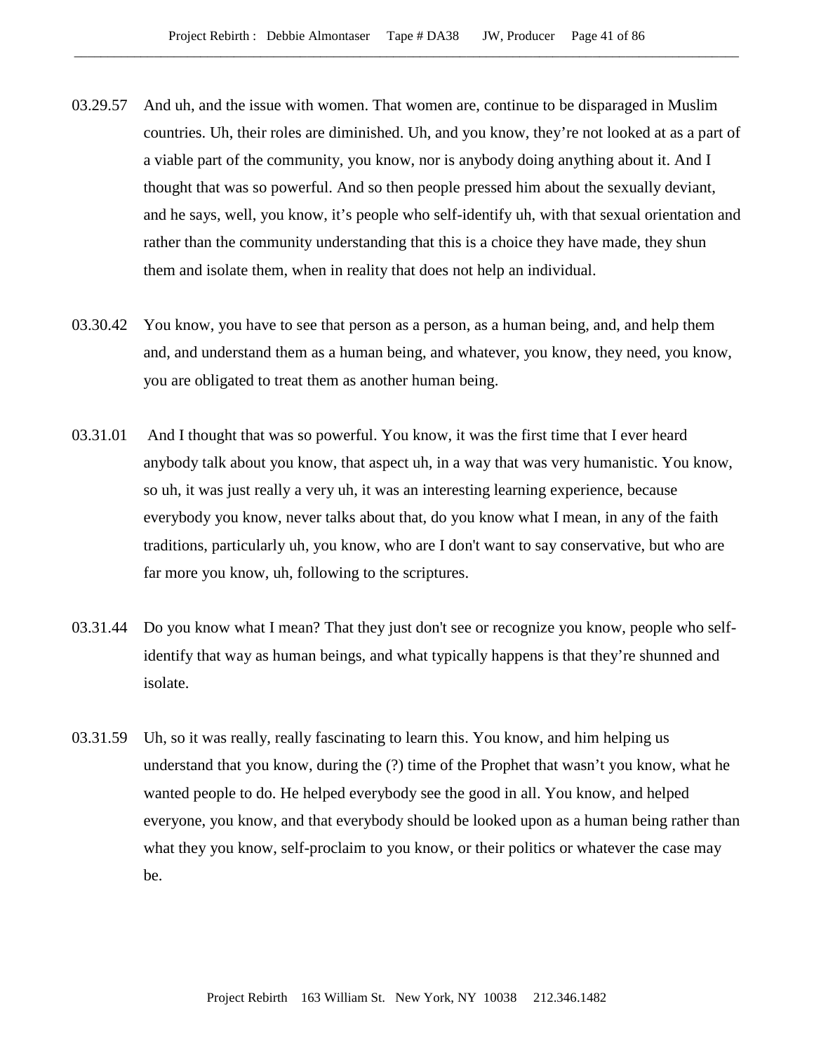03.29.57 And uh, and the issue with women. That women are, continue to be disparaged in Muslim countries. Uh, their roles are diminished. Uh, and you know, they're not looked at as a part of a viable part of the community, you know, nor is anybody doing anything about it. And I thought that was so powerful. And so then people pressed him about the sexually deviant, and he says, well, you know, it's people who self-identify uh, with that sexual orientation and rather than the community understanding that this is a choice they have made, they shun them and isolate them, when in reality that does not help an individual.

03.30.42 You know, you have to see that person as a person, as a human being, and, and help them and, and understand them as a human being, and whatever, you know, they need, you know, you are obligated to treat them as another human being.

03.31.01 And I thought that was so powerful. You know, it was the first time that I ever heard anybody talk about you know, that aspect uh, in a way that was very humanistic. You know, so uh, it was just really a very uh, it was an interesting learning experience, because everybody you know, never talks about that, do you know what I mean, in any of the faith traditions, particularly uh, you know, who are I don't want to say conservative, but who are far more you know, uh, following to the scriptures.

03.31.44 Do you know what I mean? That they just don't see or recognize you know, people who self-identify that way as human beings, and what typically happens is that they're shunned and isolate.

03.31.59 Uh, so it was really, really fascinating to learn this. You know, and him helping us understand that you know, during the (?) time of the Prophet that wasn't you know, what he wanted people to do. He helped everybody see the good in all. You know, and helped everyone, you know, and that everybody should be looked upon as a human being rather than what they you know, self-proclaim to you know, or their politics or whatever the case may be.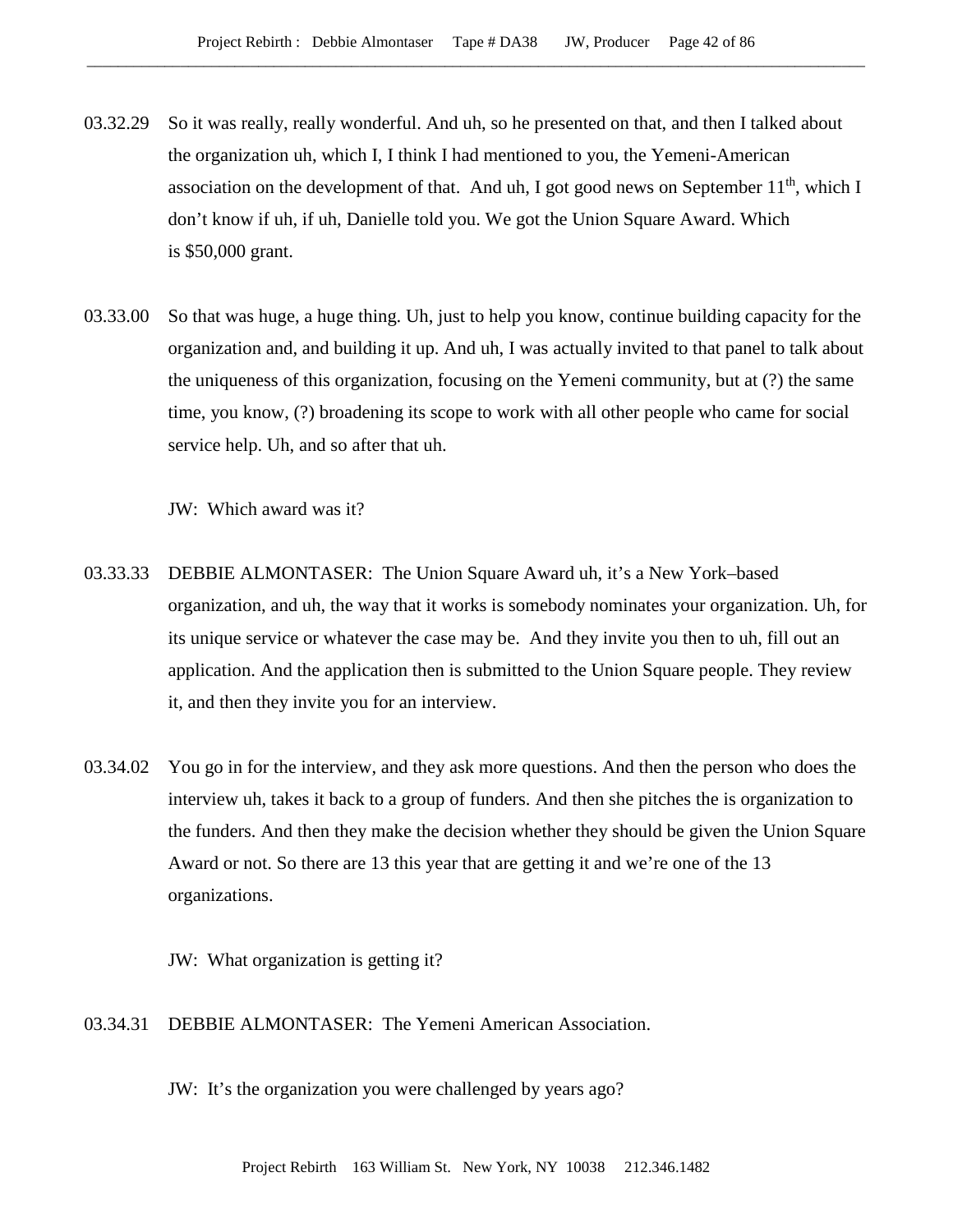03.32.29 So it was really, really wonderful. And uh, so he presented on that, and then I talked about the organization uh, which I, I think I had mentioned to you, the Yemeni-American association on the development of that. And uh, I got good news on September 11th, which I don't know if uh, if uh, Danielle told you. We got the Union Square Award. Which is $50,000 grant.

03.33.00 So that was huge, a huge thing. Uh, just to help you know, continue building capacity for the organization and, and building it up. And uh, I was actually invited to that panel to talk about the uniqueness of this organization, focusing on the Yemeni community, but at (?) the same time, you know, (?) broadening its scope to work with all other people who came for social service help. Uh, and so after that uh.

JW: Which award was it?

03.33.33 DEBBIE ALMONTASER: The Union Square Award uh, it's a New York–based organization, and uh, the way that it works is somebody nominates your organization. Uh, for its unique service or whatever the case may be. And they invite you then to uh, fill out an application. And the application then is submitted to the Union Square people. They review it, and then they invite you for an interview.

03.34.02 You go in for the interview, and they ask more questions. And then the person who does the interview uh, takes it back to a group of funders. And then she pitches the is organization to the funders. And then they make the decision whether they should be given the Union Square Award or not. So there are 13 this year that are getting it and we're one of the 13 organizations.

JW: What organization is getting it?

03.34.31 DEBBIE ALMONTASER: The Yemeni American Association.

JW: It's the organization you were challenged by years ago?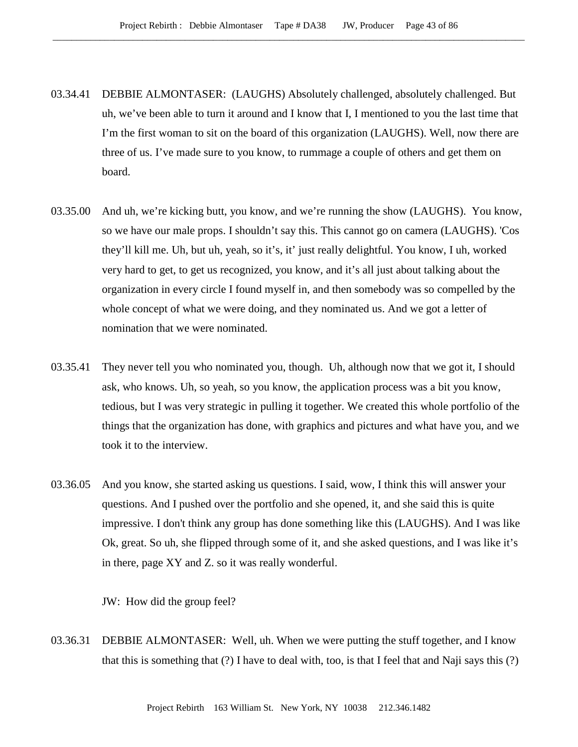03.34.41 DEBBIE ALMONTASER: (LAUGHS) Absolutely challenged, absolutely challenged. But uh, we've been able to turn it around and I know that I, I mentioned to you the last time that I'm the first woman to sit on the board of this organization (LAUGHS). Well, now there are three of us. I've made sure to you know, to rummage a couple of others and get them on board.

03.35.00 And uh, we're kicking butt, you know, and we're running the show (LAUGHS). You know, so we have our male props. I shouldn't say this. This cannot go on camera (LAUGHS). 'Cos they'll kill me. Uh, but uh, yeah, so it's, it' just really delightful. You know, I uh, worked very hard to get, to get us recognized, you know, and it's all just about talking about the organization in every circle I found myself in, and then somebody was so compelled by the whole concept of what we were doing, and they nominated us. And we got a letter of nomination that we were nominated.

03.35.41 They never tell you who nominated you, though. Uh, although now that we got it, I should ask, who knows. Uh, so yeah, so you know, the application process was a bit you know, tedious, but I was very strategic in pulling it together. We created this whole portfolio of the things that the organization has done, with graphics and pictures and what have you, and we took it to the interview.

03.36.05 And you know, she started asking us questions. I said, wow, I think this will answer your questions. And I pushed over the portfolio and she opened, it, and she said this is quite impressive. I don't think any group has done something like this (LAUGHS). And I was like Ok, great. So uh, she flipped through some of it, and she asked questions, and I was like it's in there, page XY and Z. so it was really wonderful.

JW: How did the group feel?

03.36.31 DEBBIE ALMONTASER: Well, uh. When we were putting the stuff together, and I know that this is something that (?) I have to deal with, too, is that I feel that and Naji says this (?)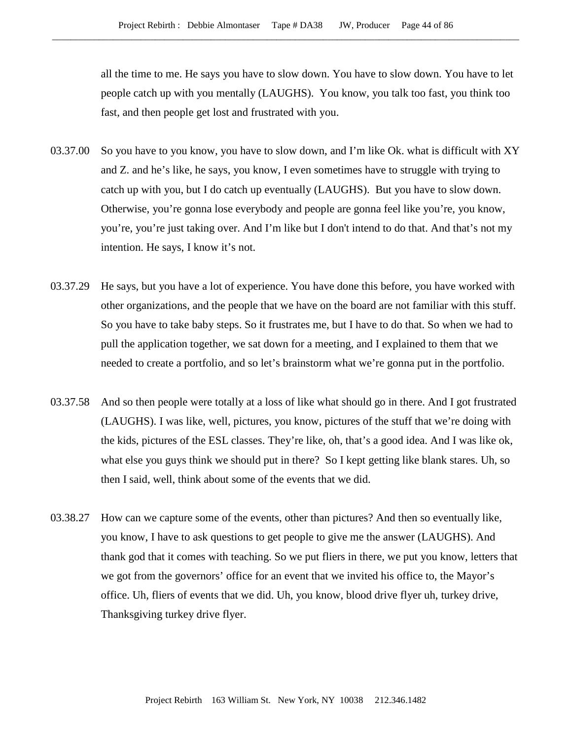all the time to me. He says you have to slow down. You have to slow down. You have to let people catch up with you mentally (LAUGHS). You know, you talk too fast, you think too fast, and then people get lost and frustrated with you.

03.37.00 So you have to you know, you have to slow down, and I'm like Ok. what is difficult with XY and Z. and he's like, he says, you know, I even sometimes have to struggle with trying to catch up with you, but I do catch up eventually (LAUGHS). But you have to slow down. Otherwise, you're gonna lose everybody and people are gonna feel like you're, you know, you're, you're just taking over. And I'm like but I don't intend to do that. And that's not my intention. He says, I know it's not.

03.37.29 He says, but you have a lot of experience. You have done this before, you have worked with other organizations, and the people that we have on the board are not familiar with this stuff. So you have to take baby steps. So it frustrates me, but I have to do that. So when we had to pull the application together, we sat down for a meeting, and I explained to them that we needed to create a portfolio, and so let's brainstorm what we're gonna put in the portfolio.

03.37.58 And so then people were totally at a loss of like what should go in there. And I got frustrated (LAUGHS). I was like, well, pictures, you know, pictures of the stuff that we're doing with the kids, pictures of the ESL classes. They're like, oh, that's a good idea. And I was like ok, what else you guys think we should put in there? So I kept getting like blank stares. Uh, so then I said, well, think about some of the events that we did.

03.38.27 How can we capture some of the events, other than pictures? And then so eventually like, you know, I have to ask questions to get people to give me the answer (LAUGHS). And thank god that it comes with teaching. So we put fliers in there, we put you know, letters that we got from the governors' office for an event that we invited his office to, the Mayor's office. Uh, fliers of events that we did. Uh, you know, blood drive flyer uh, turkey drive, Thanksgiving turkey drive flyer.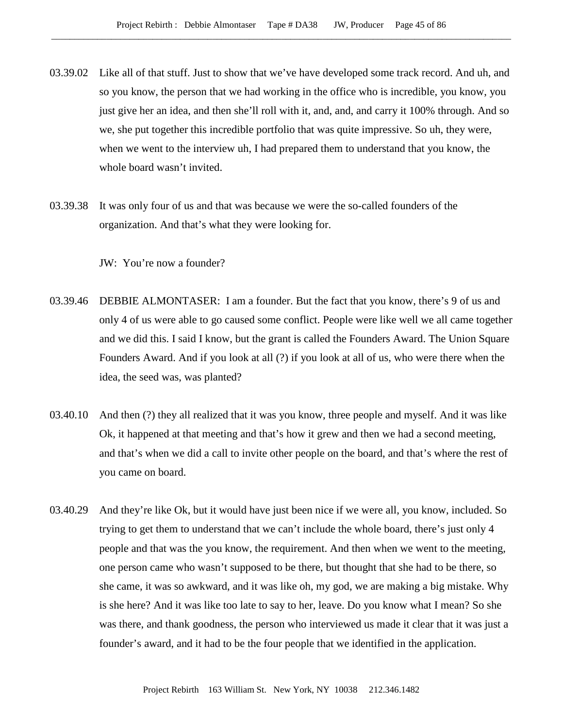03.39.02 Like all of that stuff. Just to show that we've have developed some track record. And uh, and so you know, the person that we had working in the office who is incredible, you know, you just give her an idea, and then she'll roll with it, and, and, and carry it 100% through. And so we, she put together this incredible portfolio that was quite impressive. So uh, they were, when we went to the interview uh, I had prepared them to understand that you know, the whole board wasn't invited.

03.39.38 It was only four of us and that was because we were the so-called founders of the organization. And that's what they were looking for.

JW: You're now a founder?

03.39.46 DEBBIE ALMONTASER: I am a founder. But the fact that you know, there's 9 of us and only 4 of us were able to go caused some conflict. People were like well we all came together and we did this. I said I know, but the grant is called the Founders Award. The Union Square Founders Award. And if you look at all (?) if you look at all of us, who were there when the idea, the seed was, was planted?

03.40.10 And then (?) they all realized that it was you know, three people and myself. And it was like Ok, it happened at that meeting and that's how it grew and then we had a second meeting, and that's when we did a call to invite other people on the board, and that's where the rest of you came on board.

03.40.29 And they're like Ok, but it would have just been nice if we were all, you know, included. So trying to get them to understand that we can't include the whole board, there's just only 4 people and that was the you know, the requirement. And then when we went to the meeting, one person came who wasn't supposed to be there, but thought that she had to be there, so she came, it was so awkward, and it was like oh, my god, we are making a big mistake. Why is she here? And it was like too late to say to her, leave. Do you know what I mean? So she was there, and thank goodness, the person who interviewed us made it clear that it was just a founder's award, and it had to be the four people that we identified in the application.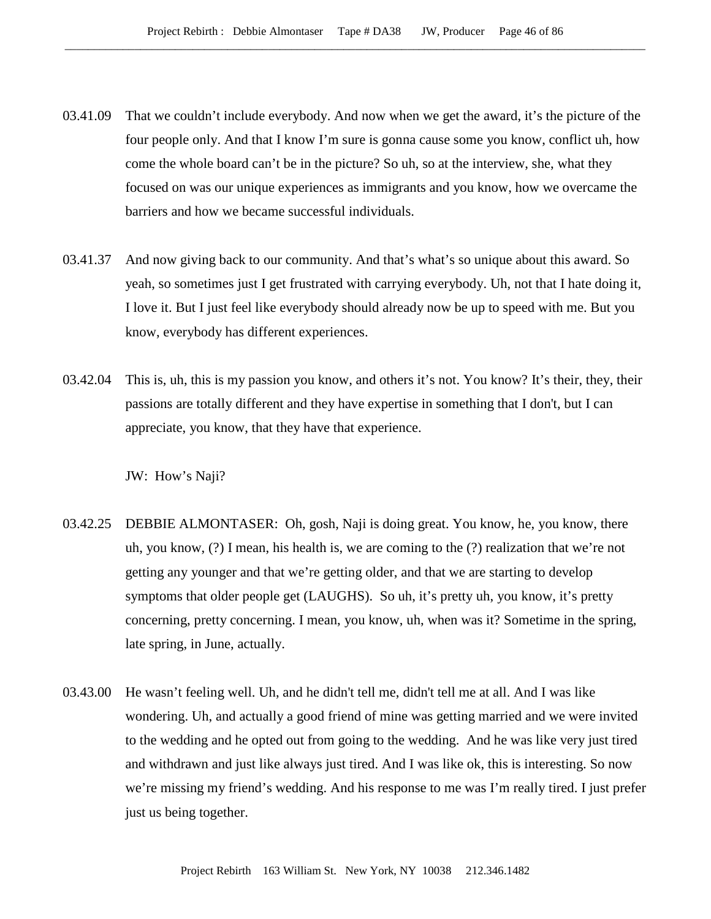03.41.09 That we couldn't include everybody. And now when we get the award, it's the picture of the four people only. And that I know I'm sure is gonna cause some you know, conflict uh, how come the whole board can't be in the picture? So uh, so at the interview, she, what they focused on was our unique experiences as immigrants and you know, how we overcame the barriers and how we became successful individuals.

03.41.37 And now giving back to our community. And that's what's so unique about this award. So yeah, so sometimes just I get frustrated with carrying everybody. Uh, not that I hate doing it, I love it. But I just feel like everybody should already now be up to speed with me. But you know, everybody has different experiences.

03.42.04 This is, uh, this is my passion you know, and others it's not. You know? It's their, they, their passions are totally different and they have expertise in something that I don't, but I can appreciate, you know, that they have that experience.

JW: How's Naji?

03.42.25 DEBBIE ALMONTASER: Oh, gosh, Naji is doing great. You know, he, you know, there uh, you know, (?) I mean, his health is, we are coming to the (?) realization that we're not getting any younger and that we're getting older, and that we are starting to develop symptoms that older people get (LAUGHS). So uh, it's pretty uh, you know, it's pretty concerning, pretty concerning. I mean, you know, uh, when was it? Sometime in the spring, late spring, in June, actually.

03.43.00 He wasn't feeling well. Uh, and he didn't tell me, didn't tell me at all. And I was like wondering. Uh, and actually a good friend of mine was getting married and we were invited to the wedding and he opted out from going to the wedding. And he was like very just tired and withdrawn and just like always just tired. And I was like ok, this is interesting. So now we're missing my friend's wedding. And his response to me was I'm really tired. I just prefer just us being together.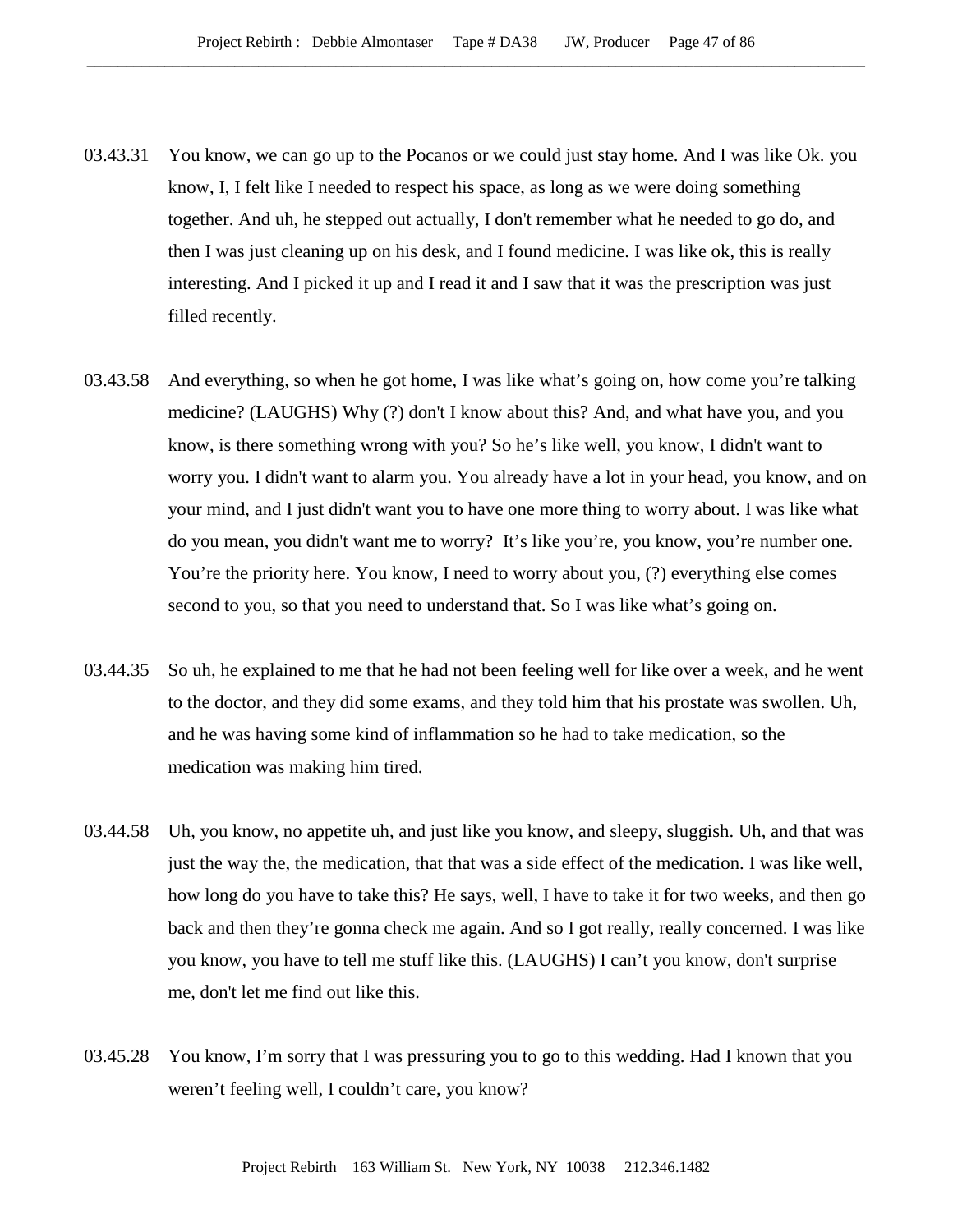03.43.31 You know, we can go up to the Pocanos or we could just stay home. And I was like Ok. you know, I, I felt like I needed to respect his space, as long as we were doing something together. And uh, he stepped out actually, I don't remember what he needed to go do, and then I was just cleaning up on his desk, and I found medicine. I was like ok, this is really interesting. And I picked it up and I read it and I saw that it was the prescription was just filled recently.

03.43.58 And everything, so when he got home, I was like what's going on, how come you're talking medicine? (LAUGHS) Why (?) don't I know about this? And, and what have you, and you know, is there something wrong with you? So he's like well, you know, I didn't want to worry you. I didn't want to alarm you. You already have a lot in your head, you know, and on your mind, and I just didn't want you to have one more thing to worry about. I was like what do you mean, you didn't want me to worry? It's like you're, you know, you're number one. You're the priority here. You know, I need to worry about you, (?) everything else comes second to you, so that you need to understand that. So I was like what's going on.

03.44.35 So uh, he explained to me that he had not been feeling well for like over a week, and he went to the doctor, and they did some exams, and they told him that his prostate was swollen. Uh, and he was having some kind of inflammation so he had to take medication, so the medication was making him tired.

03.44.58 Uh, you know, no appetite uh, and just like you know, and sleepy, sluggish. Uh, and that was just the way the, the medication, that that was a side effect of the medication. I was like well, how long do you have to take this? He says, well, I have to take it for two weeks, and then go back and then they're gonna check me again. And so I got really, really concerned. I was like you know, you have to tell me stuff like this. (LAUGHS) I can't you know, don't surprise me, don't let me find out like this.

03.45.28 You know, I'm sorry that I was pressuring you to go to this wedding. Had I known that you weren't feeling well, I couldn't care, you know?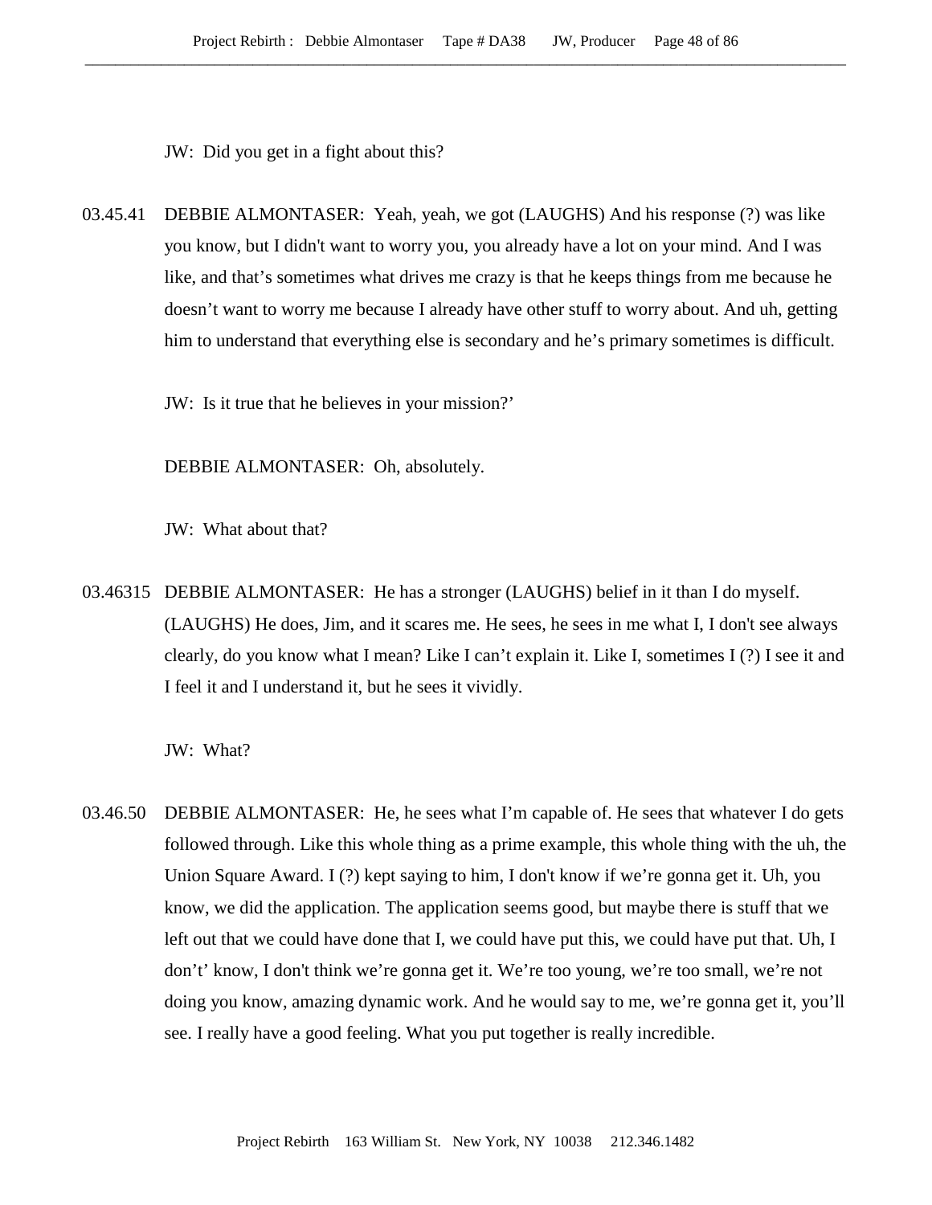JW: Did you get in a fight about this?

03.45.41 DEBBIE ALMONTASER: Yeah, yeah, we got (LAUGHS) And his response (?) was like you know, but I didn't want to worry you, you already have a lot on your mind. And I was like, and that's sometimes what drives me crazy is that he keeps things from me because he doesn't want to worry me because I already have other stuff to worry about. And uh, getting him to understand that everything else is secondary and he's primary sometimes is difficult.

JW: Is it true that he believes in your mission?'

DEBBIE ALMONTASER: Oh, absolutely.

JW: What about that?

03.46315 DEBBIE ALMONTASER: He has a stronger (LAUGHS) belief in it than I do myself. (LAUGHS) He does, Jim, and it scares me. He sees, he sees in me what I, I don't see always clearly, do you know what I mean? Like I can't explain it. Like I, sometimes I (?) I see it and I feel it and I understand it, but he sees it vividly.

JW: What?

03.46.50 DEBBIE ALMONTASER: He, he sees what I'm capable of. He sees that whatever I do gets followed through. Like this whole thing as a prime example, this whole thing with the uh, the Union Square Award. I (?) kept saying to him, I don't know if we're gonna get it. Uh, you know, we did the application. The application seems good, but maybe there is stuff that we left out that we could have done that I, we could have put this, we could have put that. Uh, I don't' know, I don't think we're gonna get it. We're too young, we're too small, we're not doing you know, amazing dynamic work. And he would say to me, we're gonna get it, you'll see. I really have a good feeling. What you put together is really incredible.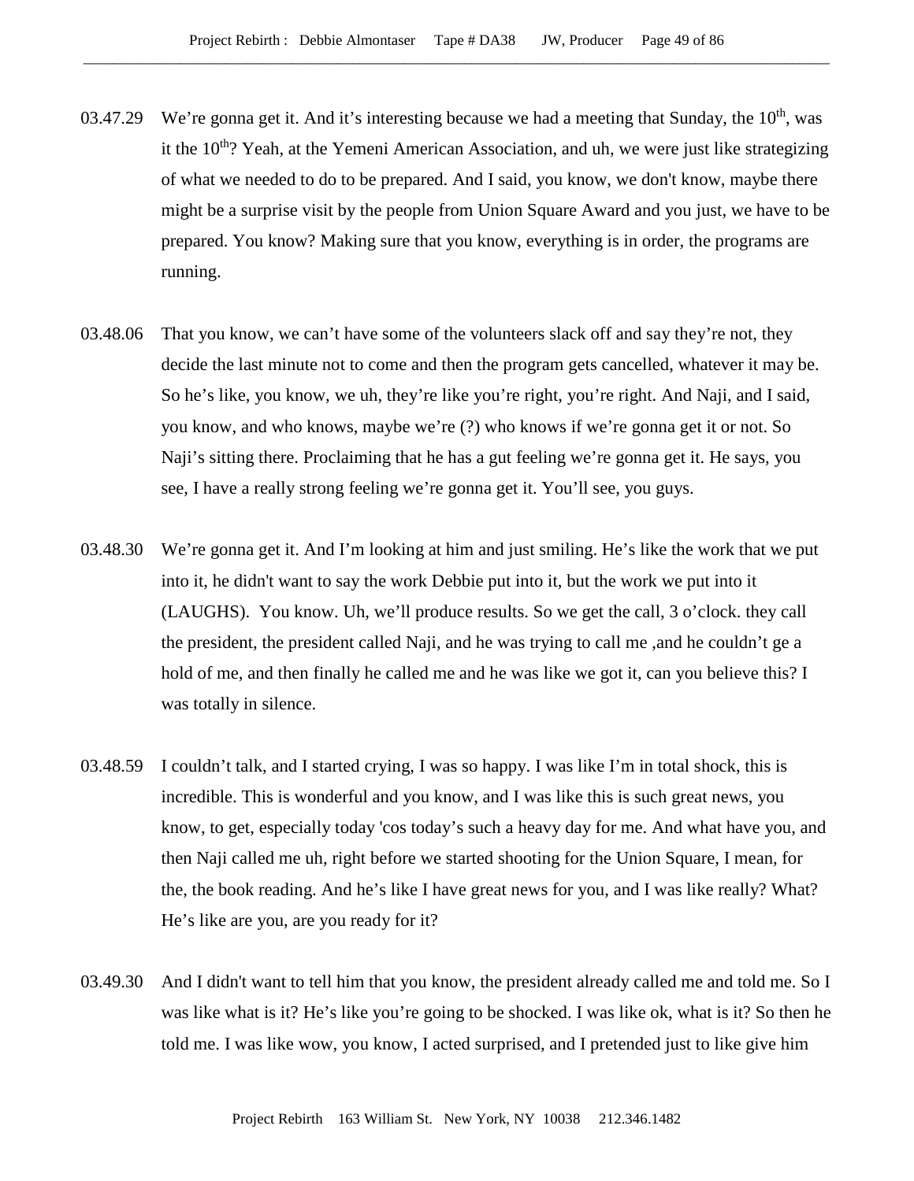03.47.29 We're gonna get it. And it's interesting because we had a meeting that Sunday, the 10th, was it the 10th? Yeah, at the Yemeni American Association, and uh, we were just like strategizing of what we needed to do to be prepared. And I said, you know, we don't know, maybe there might be a surprise visit by the people from Union Square Award and you just, we have to be prepared. You know? Making sure that you know, everything is in order, the programs are running.

03.48.06 That you know, we can't have some of the volunteers slack off and say they're not, they decide the last minute not to come and then the program gets cancelled, whatever it may be. So he's like, you know, we uh, they're like you're right, you're right. And Naji, and I said, you know, and who knows, maybe we're (?) who knows if we're gonna get it or not. So Naji's sitting there. Proclaiming that he has a gut feeling we're gonna get it. He says, you see, I have a really strong feeling we're gonna get it. You'll see, you guys.

03.48.30 We're gonna get it. And I'm looking at him and just smiling. He's like the work that we put into it, he didn't want to say the work Debbie put into it, but the work we put into it (LAUGHS). You know. Uh, we'll produce results. So we get the call, 3 o'clock. they call the president, the president called Naji, and he was trying to call me ,and he couldn't ge a hold of me, and then finally he called me and he was like we got it, can you believe this? I was totally in silence.

03.48.59 I couldn't talk, and I started crying, I was so happy. I was like I'm in total shock, this is incredible. This is wonderful and you know, and I was like this is such great news, you know, to get, especially today 'cos today's such a heavy day for me. And what have you, and then Naji called me uh, right before we started shooting for the Union Square, I mean, for the, the book reading. And he's like I have great news for you, and I was like really? What? He's like are you, are you ready for it?

03.49.30 And I didn't want to tell him that you know, the president already called me and told me. So I was like what is it? He's like you're going to be shocked. I was like ok, what is it? So then he told me. I was like wow, you know, I acted surprised, and I pretended just to like give him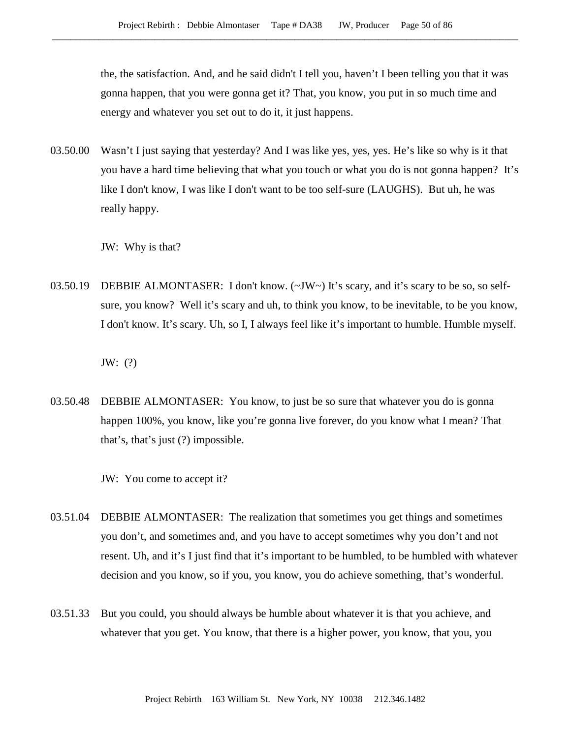the, the satisfaction. And, and he said didn't I tell you, haven't I been telling you that it was gonna happen, that you were gonna get it? That, you know, you put in so much time and energy and whatever you set out to do it, it just happens.

03.50.00 Wasn't I just saying that yesterday? And I was like yes, yes, yes. He's like so why is it that you have a hard time believing that what you touch or what you do is not gonna happen? It's like I don't know, I was like I don't want to be too self-sure (LAUGHS). But uh, he was really happy.

JW: Why is that?

03.50.19 DEBBIE ALMONTASER: I don't know. (~JW~) It's scary, and it's scary to be so, so self-sure, you know? Well it's scary and uh, to think you know, to be inevitable, to be you know, I don't know. It's scary. Uh, so I, I always feel like it's important to humble. Humble myself.

JW: (?)

03.50.48 DEBBIE ALMONTASER: You know, to just be so sure that whatever you do is gonna happen 100%, you know, like you're gonna live forever, do you know what I mean? That that's, that's just (?) impossible.

JW: You come to accept it?

03.51.04 DEBBIE ALMONTASER: The realization that sometimes you get things and sometimes you don't, and sometimes and, and you have to accept sometimes why you don't and not resent. Uh, and it's I just find that it's important to be humbled, to be humbled with whatever decision and you know, so if you, you know, you do achieve something, that's wonderful.

03.51.33 But you could, you should always be humble about whatever it is that you achieve, and whatever that you get. You know, that there is a higher power, you know, that you, you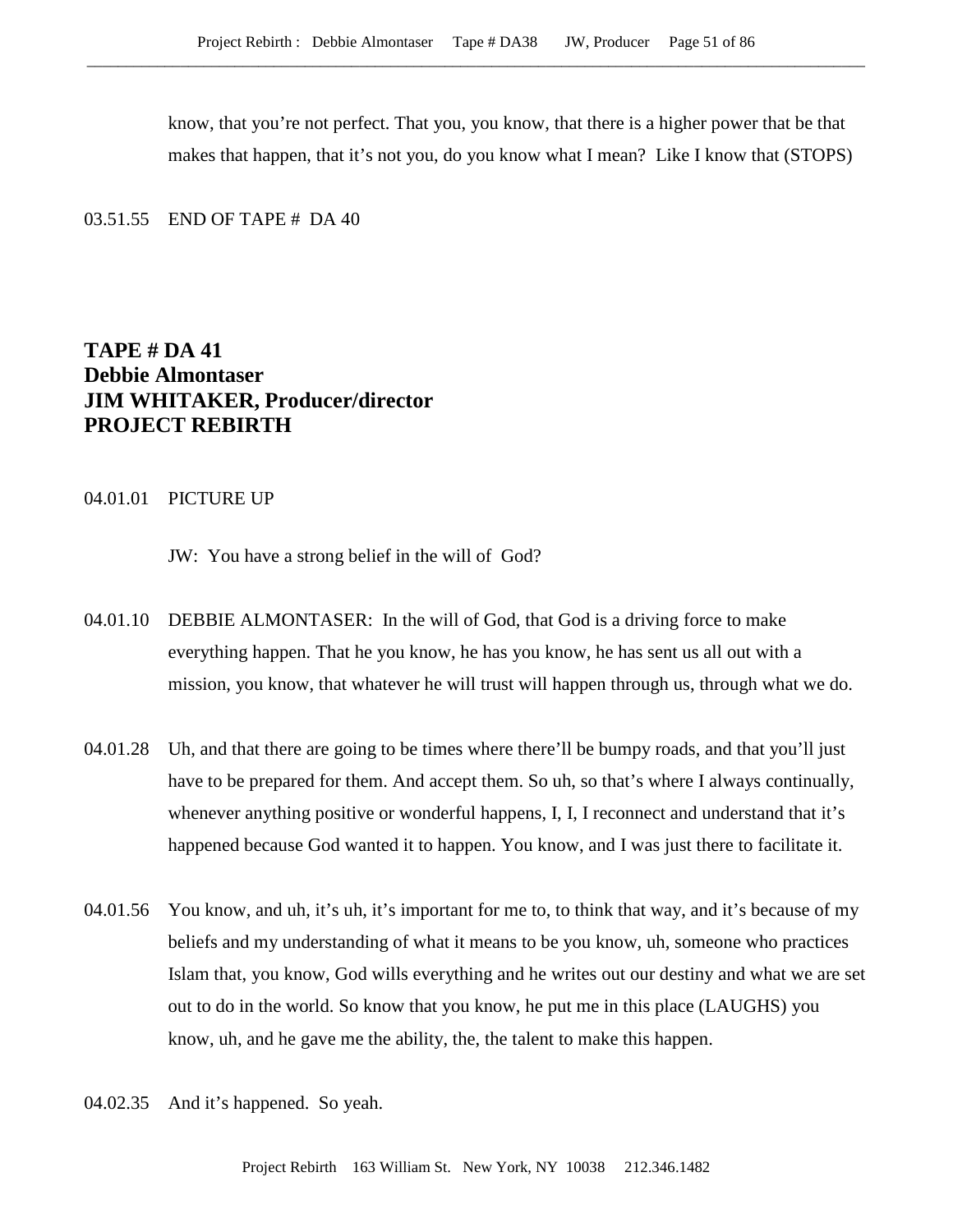know, that you're not perfect. That you, you know, that there is a higher power that be that makes that happen, that it's not you, do you know what I mean? Like I know that (STOPS)

03.51.55 END OF TAPE # DA 40

# TAPE # DA 41
# Debbie Almontaser
# JIM WHITAKER, Producer/director
# PROJECT REBIRTH

04.01.01 PICTURE UP

JW: You have a strong belief in the will of God?

04.01.10 DEBBIE ALMONTASER: In the will of God, that God is a driving force to make everything happen. That he you know, he has you know, he has sent us all out with a mission, you know, that whatever he will trust will happen through us, through what we do.

04.01.28 Uh, and that there are going to be times where there'll be bumpy roads, and that you'll just have to be prepared for them. And accept them. So uh, so that's where I always continually, whenever anything positive or wonderful happens, I, I, I reconnect and understand that it's happened because God wanted it to happen. You know, and I was just there to facilitate it.

04.01.56 You know, and uh, it's uh, it's important for me to, to think that way, and it's because of my beliefs and my understanding of what it means to be you know, uh, someone who practices Islam that, you know, God wills everything and he writes out our destiny and what we are set out to do in the world. So know that you know, he put me in this place (LAUGHS) you know, uh, and he gave me the ability, the, the talent to make this happen.

04.02.35 And it's happened. So yeah.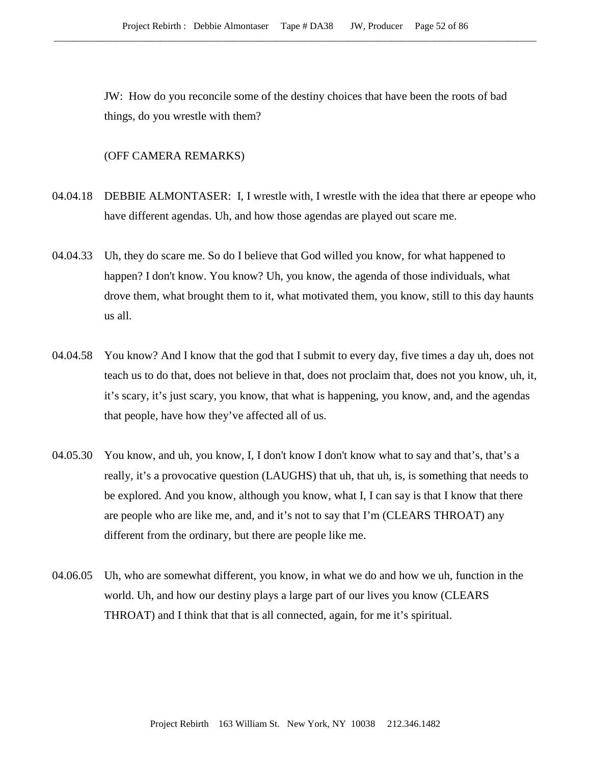JW: How do you reconcile some of the destiny choices that have been the roots of bad things, do you wrestle with them?

(OFF CAMERA REMARKS)

04.04.18 DEBBIE ALMONTASER: I, I wrestle with, I wrestle with the idea that there ar epeope who have different agendas. Uh, and how those agendas are played out scare me.

04.04.33 Uh, they do scare me. So do I believe that God willed you know, for what happened to happen? I don't know. You know? Uh, you know, the agenda of those individuals, what drove them, what brought them to it, what motivated them, you know, still to this day haunts us all.

04.04.58 You know? And I know that the god that I submit to every day, five times a day uh, does not teach us to do that, does not believe in that, does not proclaim that, does not you know, uh, it, it's scary, it's just scary, you know, that what is happening, you know, and, and the agendas that people, have how they've affected all of us.

04.05.30 You know, and uh, you know, I, I don't know I don't know what to say and that's, that's a really, it's a provocative question (LAUGHS) that uh, that uh, is, is something that needs to be explored. And you know, although you know, what I, I can say is that I know that there are people who are like me, and, and it's not to say that I'm (CLEARS THROAT) any different from the ordinary, but there are people like me.

04.06.05 Uh, who are somewhat different, you know, in what we do and how we uh, function in the world. Uh, and how our destiny plays a large part of our lives you know (CLEARS THROAT) and I think that that is all connected, again, for me it's spiritual.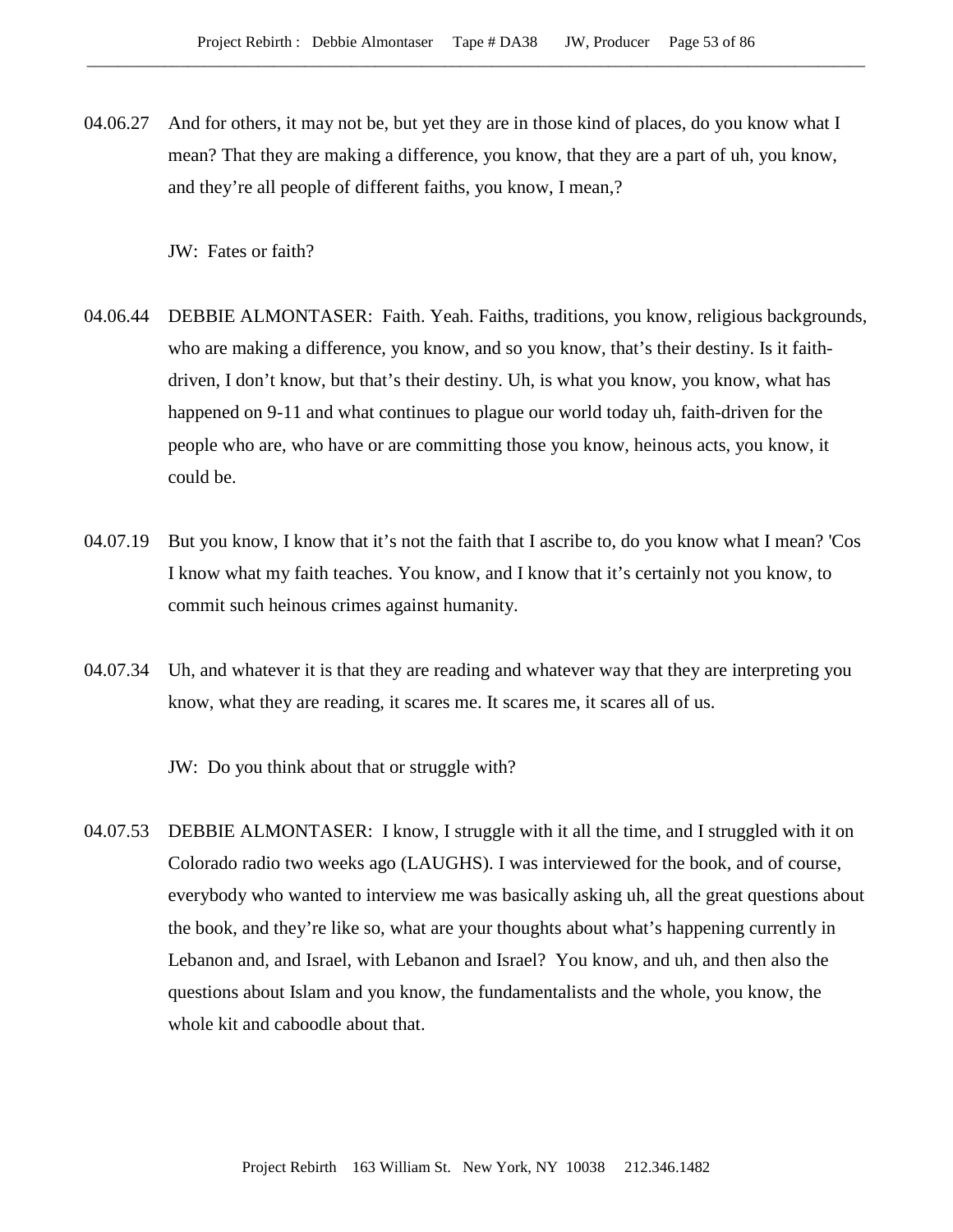04.06.27 And for others, it may not be, but yet they are in those kind of places, do you know what I mean? That they are making a difference, you know, that they are a part of uh, you know, and they're all people of different faiths, you know, I mean,?

JW: Fates or faith?

04.06.44 DEBBIE ALMONTASER: Faith. Yeah. Faiths, traditions, you know, religious backgrounds, who are making a difference, you know, and so you know, that's their destiny. Is it faith-driven, I don't know, but that's their destiny. Uh, is what you know, you know, what has happened on 9-11 and what continues to plague our world today uh, faith-driven for the people who are, who have or are committing those you know, heinous acts, you know, it could be.

04.07.19 But you know, I know that it's not the faith that I ascribe to, do you know what I mean? 'Cos I know what my faith teaches. You know, and I know that it's certainly not you know, to commit such heinous crimes against humanity.

04.07.34 Uh, and whatever it is that they are reading and whatever way that they are interpreting you know, what they are reading, it scares me. It scares me, it scares all of us.

JW: Do you think about that or struggle with?

04.07.53 DEBBIE ALMONTASER: I know, I struggle with it all the time, and I struggled with it on Colorado radio two weeks ago (LAUGHS). I was interviewed for the book, and of course, everybody who wanted to interview me was basically asking uh, all the great questions about the book, and they're like so, what are your thoughts about what's happening currently in Lebanon and, and Israel, with Lebanon and Israel? You know, and uh, and then also the questions about Islam and you know, the fundamentalists and the whole, you know, the whole kit and caboodle about that.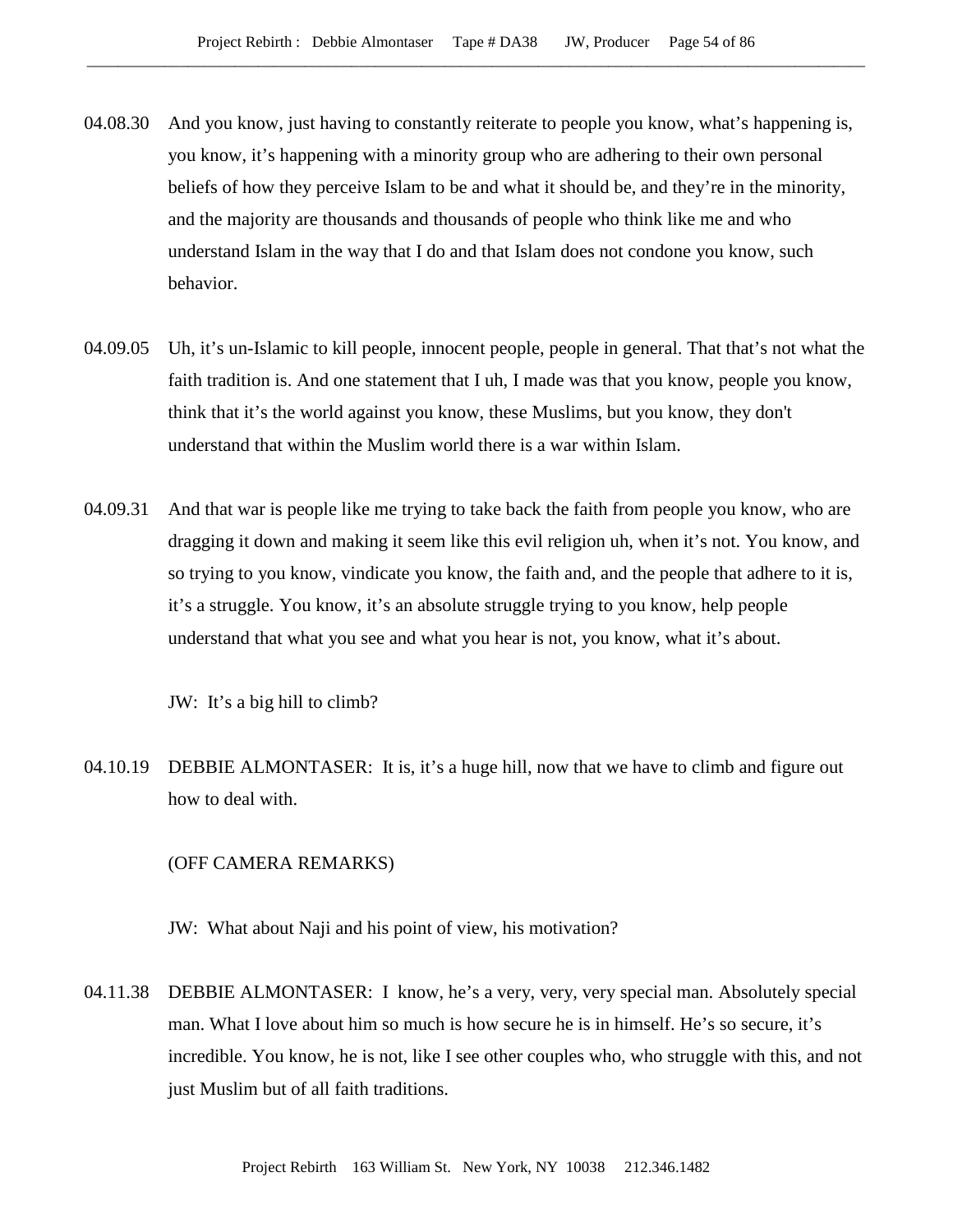04.08.30 And you know, just having to constantly reiterate to people you know, what's happening is, you know, it's happening with a minority group who are adhering to their own personal beliefs of how they perceive Islam to be and what it should be, and they're in the minority, and the majority are thousands and thousands of people who think like me and who understand Islam in the way that I do and that Islam does not condone you know, such behavior.

04.09.05 Uh, it's un-Islamic to kill people, innocent people, people in general. That that's not what the faith tradition is. And one statement that I uh, I made was that you know, people you know, think that it's the world against you know, these Muslims, but you know, they don't understand that within the Muslim world there is a war within Islam.

04.09.31 And that war is people like me trying to take back the faith from people you know, who are dragging it down and making it seem like this evil religion uh, when it's not. You know, and so trying to you know, vindicate you know, the faith and, and the people that adhere to it is, it's a struggle. You know, it's an absolute struggle trying to you know, help people understand that what you see and what you hear is not, you know, what it's about.

JW: It's a big hill to climb?

04.10.19 DEBBIE ALMONTASER: It is, it's a huge hill, now that we have to climb and figure out how to deal with.

(OFF CAMERA REMARKS)

JW: What about Naji and his point of view, his motivation?

04.11.38 DEBBIE ALMONTASER: I know, he's a very, very, very special man. Absolutely special man. What I love about him so much is how secure he is in himself. He's so secure, it's incredible. You know, he is not, like I see other couples who, who struggle with this, and not just Muslim but of all faith traditions.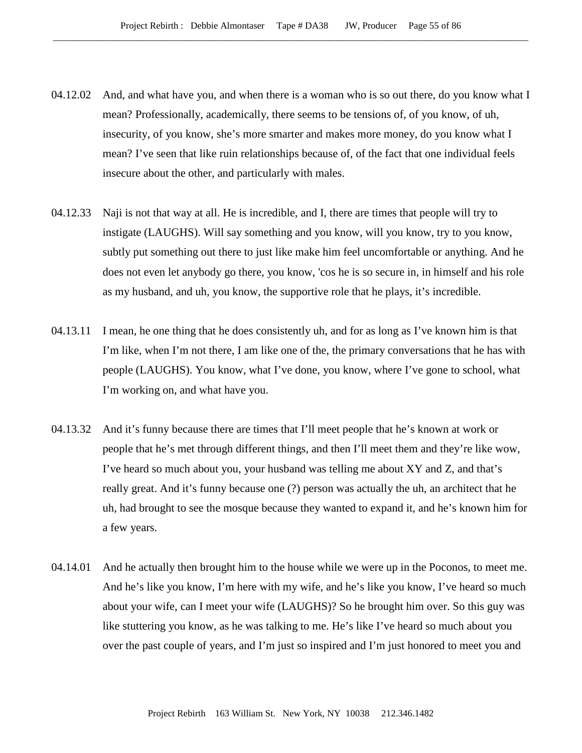04.12.02 And, and what have you, and when there is a woman who is so out there, do you know what I mean? Professionally, academically, there seems to be tensions of, of you know, of uh, insecurity, of you know, she's more smarter and makes more money, do you know what I mean? I've seen that like ruin relationships because of, of the fact that one individual feels insecure about the other, and particularly with males.

04.12.33 Naji is not that way at all. He is incredible, and I, there are times that people will try to instigate (LAUGHS). Will say something and you know, will you know, try to you know, subtly put something out there to just like make him feel uncomfortable or anything. And he does not even let anybody go there, you know, 'cos he is so secure in, in himself and his role as my husband, and uh, you know, the supportive role that he plays, it's incredible.

04.13.11 I mean, he one thing that he does consistently uh, and for as long as I've known him is that I'm like, when I'm not there, I am like one of the, the primary conversations that he has with people (LAUGHS). You know, what I've done, you know, where I've gone to school, what I'm working on, and what have you.

04.13.32 And it's funny because there are times that I'll meet people that he's known at work or people that he's met through different things, and then I'll meet them and they're like wow, I've heard so much about you, your husband was telling me about XY and Z, and that's really great. And it's funny because one (?) person was actually the uh, an architect that he uh, had brought to see the mosque because they wanted to expand it, and he's known him for a few years.

04.14.01 And he actually then brought him to the house while we were up in the Poconos, to meet me. And he's like you know, I'm here with my wife, and he's like you know, I've heard so much about your wife, can I meet your wife (LAUGHS)? So he brought him over. So this guy was like stuttering you know, as he was talking to me. He's like I've heard so much about you over the past couple of years, and I'm just so inspired and I'm just honored to meet you and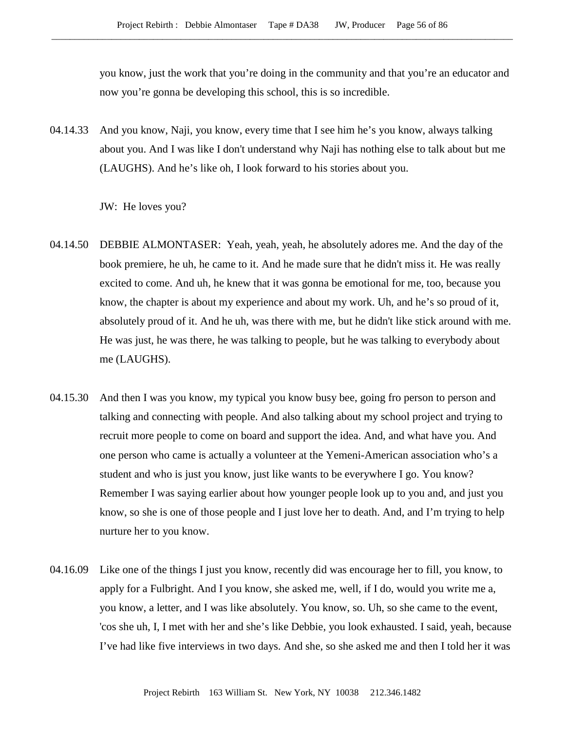you know, just the work that you're doing in the community and that you're an educator and now you're gonna be developing this school, this is so incredible.

04.14.33 And you know, Naji, you know, every time that I see him he's you know, always talking about you. And I was like I don't understand why Naji has nothing else to talk about but me (LAUGHS). And he's like oh, I look forward to his stories about you.

JW: He loves you?

04.14.50 DEBBIE ALMONTASER: Yeah, yeah, yeah, he absolutely adores me. And the day of the book premiere, he uh, he came to it. And he made sure that he didn't miss it. He was really excited to come. And uh, he knew that it was gonna be emotional for me, too, because you know, the chapter is about my experience and about my work. Uh, and he's so proud of it, absolutely proud of it. And he uh, was there with me, but he didn't like stick around with me. He was just, he was there, he was talking to people, but he was talking to everybody about me (LAUGHS).

04.15.30 And then I was you know, my typical you know busy bee, going fro person to person and talking and connecting with people. And also talking about my school project and trying to recruit more people to come on board and support the idea. And, and what have you. And one person who came is actually a volunteer at the Yemeni-American association who's a student and who is just you know, just like wants to be everywhere I go. You know? Remember I was saying earlier about how younger people look up to you and, and just you know, so she is one of those people and I just love her to death. And, and I'm trying to help nurture her to you know.

04.16.09 Like one of the things I just you know, recently did was encourage her to fill, you know, to apply for a Fulbright. And I you know, she asked me, well, if I do, would you write me a, you know, a letter, and I was like absolutely. You know, so. Uh, so she came to the event, 'cos she uh, I, I met with her and she's like Debbie, you look exhausted. I said, yeah, because I've had like five interviews in two days. And she, so she asked me and then I told her it was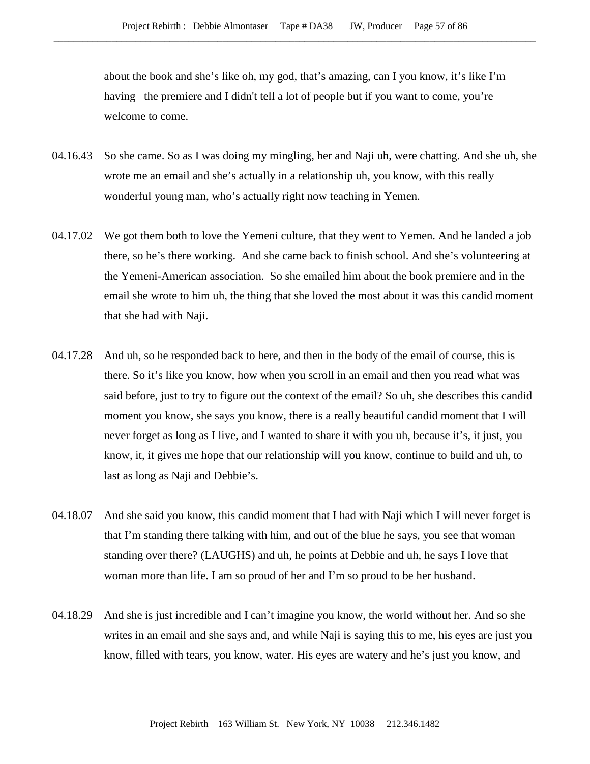about the book and she's like oh, my god, that's amazing, can I you know, it's like I'm having the premiere and I didn't tell a lot of people but if you want to come, you're welcome to come.

04.16.43 So she came. So as I was doing my mingling, her and Naji uh, were chatting. And she uh, she wrote me an email and she's actually in a relationship uh, you know, with this really wonderful young man, who's actually right now teaching in Yemen.

04.17.02 We got them both to love the Yemeni culture, that they went to Yemen. And he landed a job there, so he's there working. And she came back to finish school. And she's volunteering at the Yemeni-American association. So she emailed him about the book premiere and in the email she wrote to him uh, the thing that she loved the most about it was this candid moment that she had with Naji.

04.17.28 And uh, so he responded back to here, and then in the body of the email of course, this is there. So it's like you know, how when you scroll in an email and then you read what was said before, just to try to figure out the context of the email? So uh, she describes this candid moment you know, she says you know, there is a really beautiful candid moment that I will never forget as long as I live, and I wanted to share it with you uh, because it's, it just, you know, it, it gives me hope that our relationship will you know, continue to build and uh, to last as long as Naji and Debbie's.

04.18.07 And she said you know, this candid moment that I had with Naji which I will never forget is that I'm standing there talking with him, and out of the blue he says, you see that woman standing over there? (LAUGHS) and uh, he points at Debbie and uh, he says I love that woman more than life. I am so proud of her and I'm so proud to be her husband.

04.18.29 And she is just incredible and I can't imagine you know, the world without her. And so she writes in an email and she says and, and while Naji is saying this to me, his eyes are just you know, filled with tears, you know, water. His eyes are watery and he's just you know, and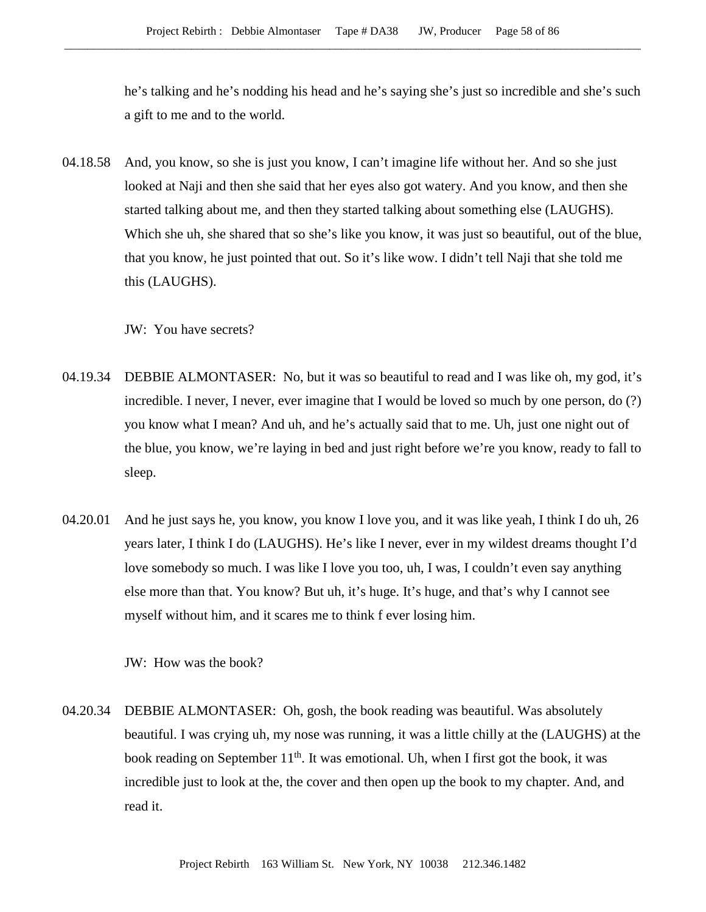he's talking and he's nodding his head and he's saying she's just so incredible and she's such a gift to me and to the world.

04.18.58 And, you know, so she is just you know, I can't imagine life without her. And so she just looked at Naji and then she said that her eyes also got watery. And you know, and then she started talking about me, and then they started talking about something else (LAUGHS). Which she uh, she shared that so she's like you know, it was just so beautiful, out of the blue, that you know, he just pointed that out. So it's like wow. I didn't tell Naji that she told me this (LAUGHS).

JW: You have secrets?

04.19.34 DEBBIE ALMONTASER: No, but it was so beautiful to read and I was like oh, my god, it's incredible. I never, I never, ever imagine that I would be loved so much by one person, do (?) you know what I mean? And uh, and he's actually said that to me. Uh, just one night out of the blue, you know, we're laying in bed and just right before we're you know, ready to fall to sleep.

04.20.01 And he just says he, you know, you know I love you, and it was like yeah, I think I do uh, 26 years later, I think I do (LAUGHS). He's like I never, ever in my wildest dreams thought I'd love somebody so much. I was like I love you too, uh, I was, I couldn't even say anything else more than that. You know? But uh, it's huge. It's huge, and that's why I cannot see myself without him, and it scares me to think f ever losing him.

JW: How was the book?

04.20.34 DEBBIE ALMONTASER: Oh, gosh, the book reading was beautiful. Was absolutely beautiful. I was crying uh, my nose was running, it was a little chilly at the (LAUGHS) at the book reading on September 11th. It was emotional. Uh, when I first got the book, it was incredible just to look at the, the cover and then open up the book to my chapter. And, and read it.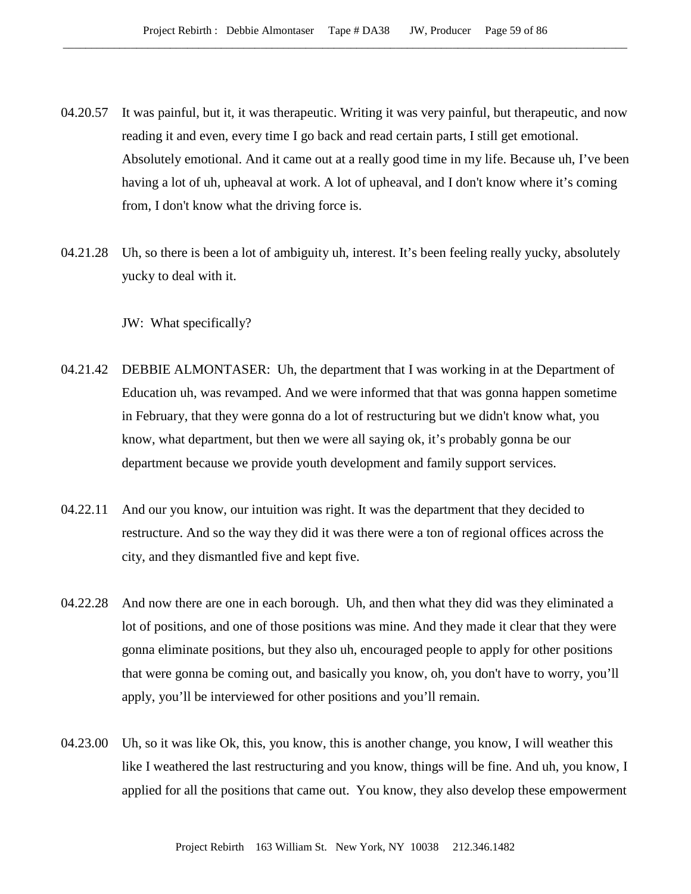04.20.57 It was painful, but it, it was therapeutic. Writing it was very painful, but therapeutic, and now reading it and even, every time I go back and read certain parts, I still get emotional. Absolutely emotional. And it came out at a really good time in my life. Because uh, I've been having a lot of uh, upheaval at work. A lot of upheaval, and I don't know where it's coming from, I don't know what the driving force is.

04.21.28 Uh, so there is been a lot of ambiguity uh, interest. It's been feeling really yucky, absolutely yucky to deal with it.

JW: What specifically?

04.21.42 DEBBIE ALMONTASER: Uh, the department that I was working in at the Department of Education uh, was revamped. And we were informed that that was gonna happen sometime in February, that they were gonna do a lot of restructuring but we didn't know what, you know, what department, but then we were all saying ok, it's probably gonna be our department because we provide youth development and family support services.

04.22.11 And our you know, our intuition was right. It was the department that they decided to restructure. And so the way they did it was there were a ton of regional offices across the city, and they dismantled five and kept five.

04.22.28 And now there are one in each borough. Uh, and then what they did was they eliminated a lot of positions, and one of those positions was mine. And they made it clear that they were gonna eliminate positions, but they also uh, encouraged people to apply for other positions that were gonna be coming out, and basically you know, oh, you don't have to worry, you'll apply, you'll be interviewed for other positions and you'll remain.

04.23.00 Uh, so it was like Ok, this, you know, this is another change, you know, I will weather this like I weathered the last restructuring and you know, things will be fine. And uh, you know, I applied for all the positions that came out. You know, they also develop these empowerment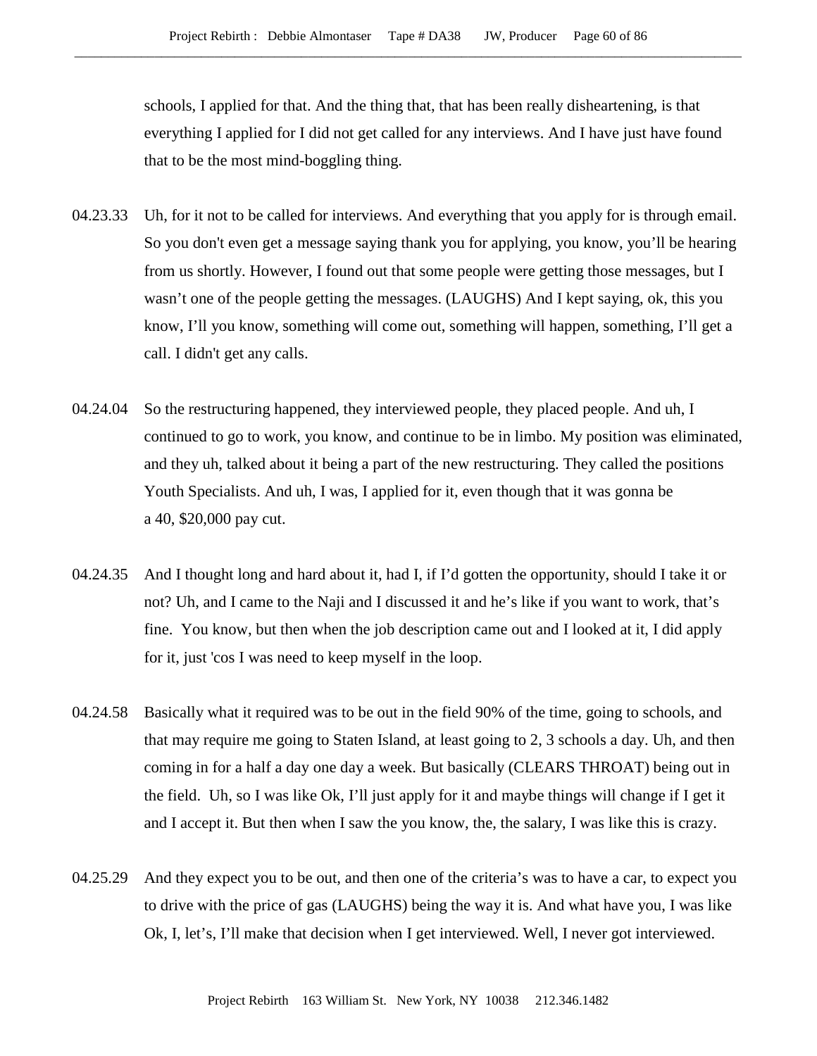schools, I applied for that. And the thing that, that has been really disheartening, is that everything I applied for I did not get called for any interviews. And I have just have found that to be the most mind-boggling thing.

04.23.33 Uh, for it not to be called for interviews. And everything that you apply for is through email. So you don't even get a message saying thank you for applying, you know, you'll be hearing from us shortly. However, I found out that some people were getting those messages, but I wasn't one of the people getting the messages. (LAUGHS) And I kept saying, ok, this you know, I'll you know, something will come out, something will happen, something, I'll get a call. I didn't get any calls.

04.24.04 So the restructuring happened, they interviewed people, they placed people. And uh, I continued to go to work, you know, and continue to be in limbo. My position was eliminated, and they uh, talked about it being a part of the new restructuring. They called the positions Youth Specialists. And uh, I was, I applied for it, even though that it was gonna be a 40, $20,000 pay cut.

04.24.35 And I thought long and hard about it, had I, if I'd gotten the opportunity, should I take it or not? Uh, and I came to the Naji and I discussed it and he's like if you want to work, that's fine. You know, but then when the job description came out and I looked at it, I did apply for it, just 'cos I was need to keep myself in the loop.

04.24.58 Basically what it required was to be out in the field 90% of the time, going to schools, and that may require me going to Staten Island, at least going to 2, 3 schools a day. Uh, and then coming in for a half a day one day a week. But basically (CLEARS THROAT) being out in the field. Uh, so I was like Ok, I'll just apply for it and maybe things will change if I get it and I accept it. But then when I saw the you know, the, the salary, I was like this is crazy.

04.25.29 And they expect you to be out, and then one of the criteria's was to have a car, to expect you to drive with the price of gas (LAUGHS) being the way it is. And what have you, I was like Ok, I, let's, I'll make that decision when I get interviewed. Well, I never got interviewed.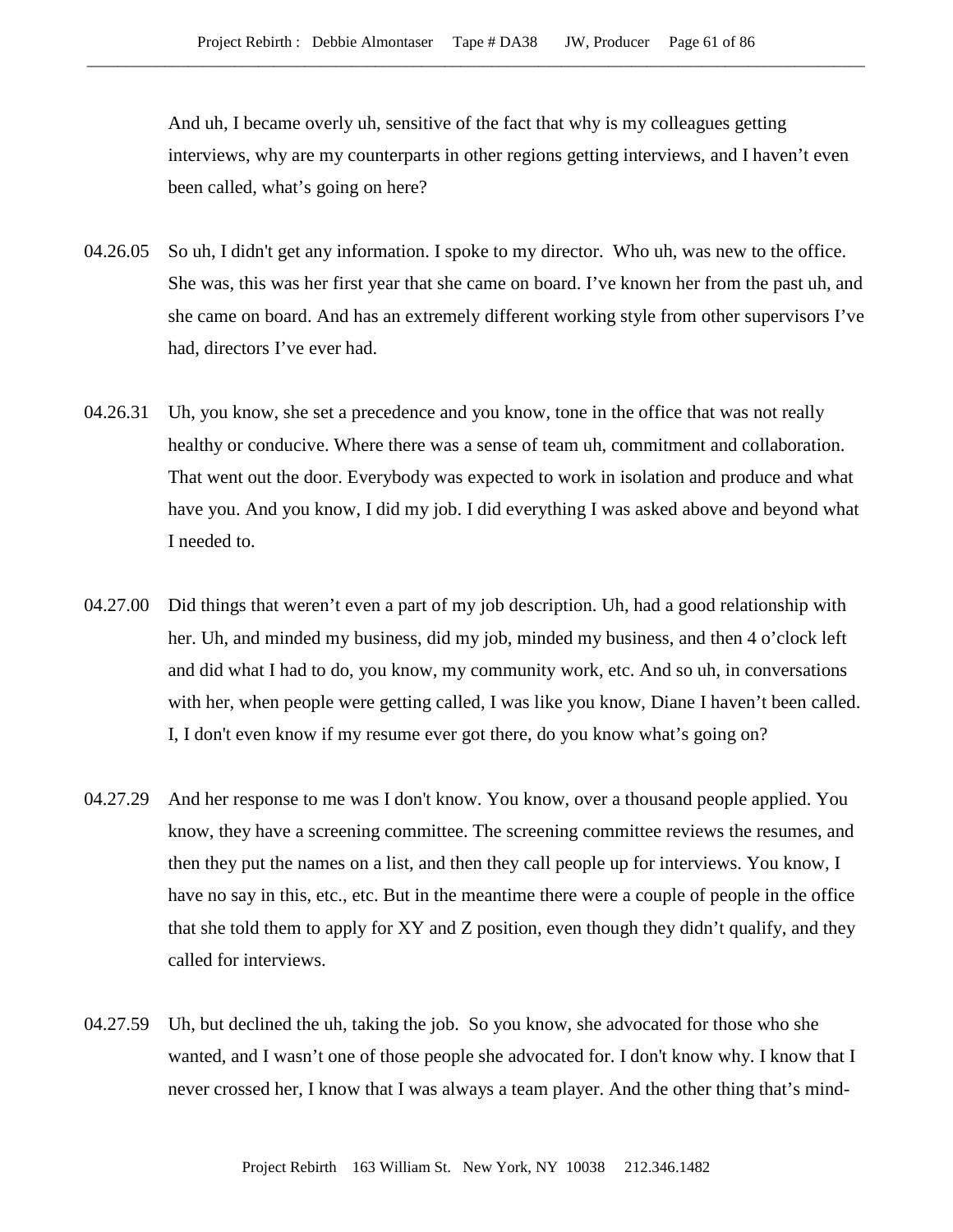And uh, I became overly uh, sensitive of the fact that why is my colleagues getting interviews, why are my counterparts in other regions getting interviews, and I haven't even been called, what's going on here?

04.26.05 So uh, I didn't get any information. I spoke to my director. Who uh, was new to the office. She was, this was her first year that she came on board. I've known her from the past uh, and she came on board. And has an extremely different working style from other supervisors I've had, directors I've ever had.

04.26.31 Uh, you know, she set a precedence and you know, tone in the office that was not really healthy or conducive. Where there was a sense of team uh, commitment and collaboration. That went out the door. Everybody was expected to work in isolation and produce and what have you. And you know, I did my job. I did everything I was asked above and beyond what I needed to.

04.27.00 Did things that weren't even a part of my job description. Uh, had a good relationship with her. Uh, and minded my business, did my job, minded my business, and then 4 o'clock left and did what I had to do, you know, my community work, etc. And so uh, in conversations with her, when people were getting called, I was like you know, Diane I haven't been called. I, I don't even know if my resume ever got there, do you know what's going on?

04.27.29 And her response to me was I don't know. You know, over a thousand people applied. You know, they have a screening committee. The screening committee reviews the resumes, and then they put the names on a list, and then they call people up for interviews. You know, I have no say in this, etc., etc. But in the meantime there were a couple of people in the office that she told them to apply for XY and Z position, even though they didn't qualify, and they called for interviews.

04.27.59 Uh, but declined the uh, taking the job. So you know, she advocated for those who she wanted, and I wasn't one of those people she advocated for. I don't know why. I know that I never crossed her, I know that I was always a team player. And the other thing that's mind-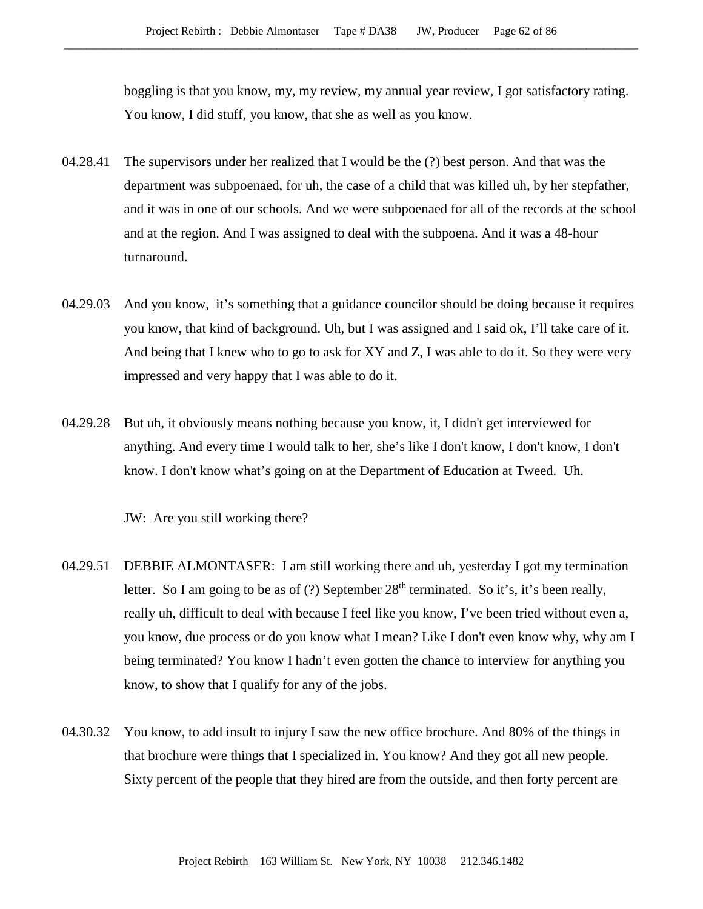boggling is that you know, my, my review, my annual year review, I got satisfactory rating. You know, I did stuff, you know, that she as well as you know.

04.28.41 The supervisors under her realized that I would be the (?) best person. And that was the department was subpoenaed, for uh, the case of a child that was killed uh, by her stepfather, and it was in one of our schools. And we were subpoenaed for all of the records at the school and at the region. And I was assigned to deal with the subpoena. And it was a 48-hour turnaround.

04.29.03 And you know, it's something that a guidance councilor should be doing because it requires you know, that kind of background. Uh, but I was assigned and I said ok, I'll take care of it. And being that I knew who to go to ask for XY and Z, I was able to do it. So they were very impressed and very happy that I was able to do it.

04.29.28 But uh, it obviously means nothing because you know, it, I didn't get interviewed for anything. And every time I would talk to her, she's like I don't know, I don't know, I don't know. I don't know what's going on at the Department of Education at Tweed. Uh.

JW: Are you still working there?

04.29.51 DEBBIE ALMONTASER: I am still working there and uh, yesterday I got my termination letter. So I am going to be as of (?) September 28th terminated. So it's, it's been really, really uh, difficult to deal with because I feel like you know, I've been tried without even a, you know, due process or do you know what I mean? Like I don't even know why, why am I being terminated? You know I hadn't even gotten the chance to interview for anything you know, to show that I qualify for any of the jobs.

04.30.32 You know, to add insult to injury I saw the new office brochure. And 80% of the things in that brochure were things that I specialized in. You know? And they got all new people. Sixty percent of the people that they hired are from the outside, and then forty percent are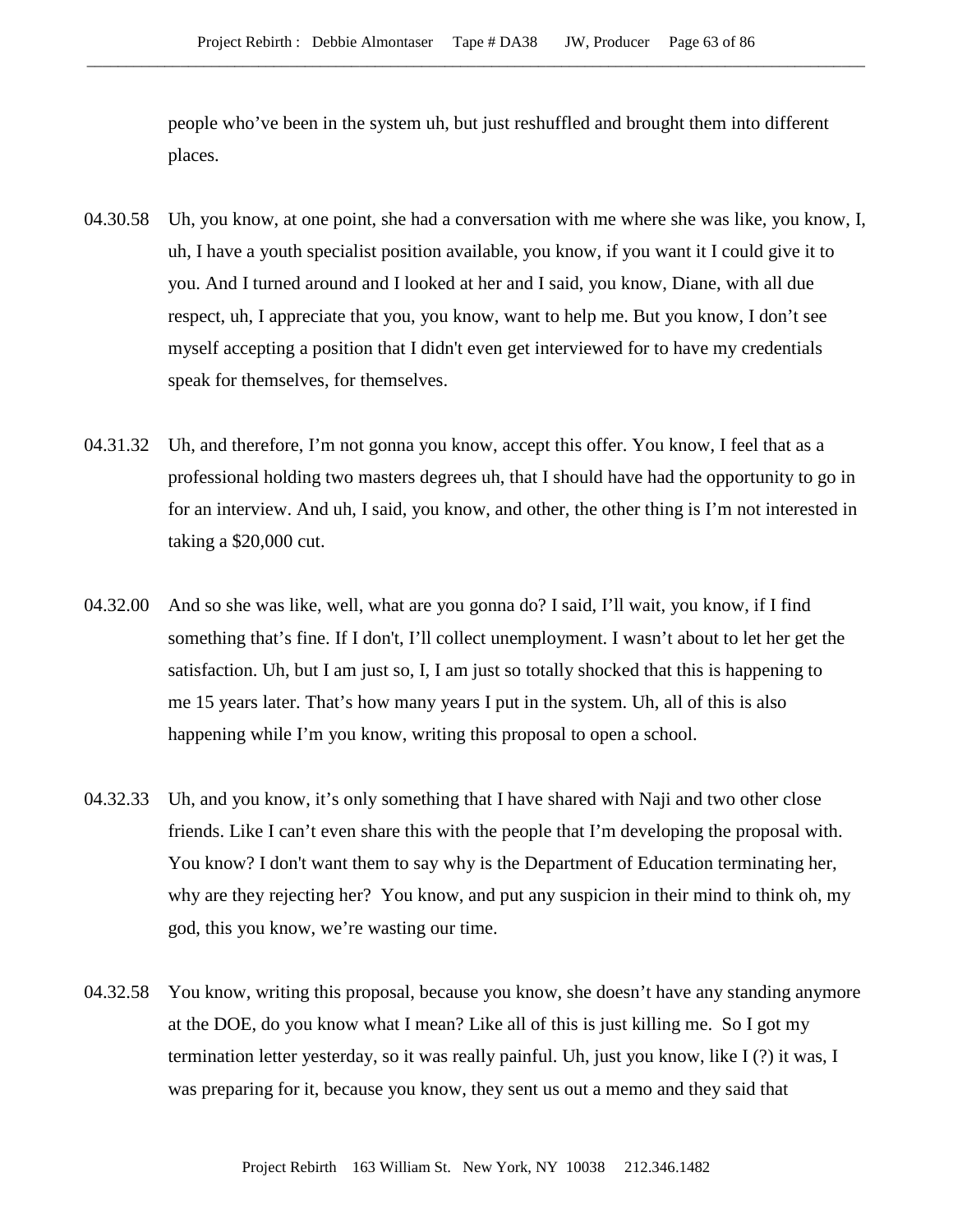people who've been in the system uh, but just reshuffled and brought them into different places.

04.30.58 Uh, you know, at one point, she had a conversation with me where she was like, you know, I, uh, I have a youth specialist position available, you know, if you want it I could give it to you. And I turned around and I looked at her and I said, you know, Diane, with all due respect, uh, I appreciate that you, you know, want to help me. But you know, I don't see myself accepting a position that I didn't even get interviewed for to have my credentials speak for themselves, for themselves.

04.31.32 Uh, and therefore, I'm not gonna you know, accept this offer. You know, I feel that as a professional holding two masters degrees uh, that I should have had the opportunity to go in for an interview. And uh, I said, you know, and other, the other thing is I'm not interested in taking a $20,000 cut.

04.32.00 And so she was like, well, what are you gonna do? I said, I'll wait, you know, if I find something that's fine. If I don't, I'll collect unemployment. I wasn't about to let her get the satisfaction. Uh, but I am just so, I, I am just so totally shocked that this is happening to me 15 years later. That's how many years I put in the system. Uh, all of this is also happening while I'm you know, writing this proposal to open a school.

04.32.33 Uh, and you know, it's only something that I have shared with Naji and two other close friends. Like I can't even share this with the people that I'm developing the proposal with. You know? I don't want them to say why is the Department of Education terminating her, why are they rejecting her? You know, and put any suspicion in their mind to think oh, my god, this you know, we're wasting our time.

04.32.58 You know, writing this proposal, because you know, she doesn't have any standing anymore at the DOE, do you know what I mean? Like all of this is just killing me. So I got my termination letter yesterday, so it was really painful. Uh, just you know, like I (?) it was, I was preparing for it, because you know, they sent us out a memo and they said that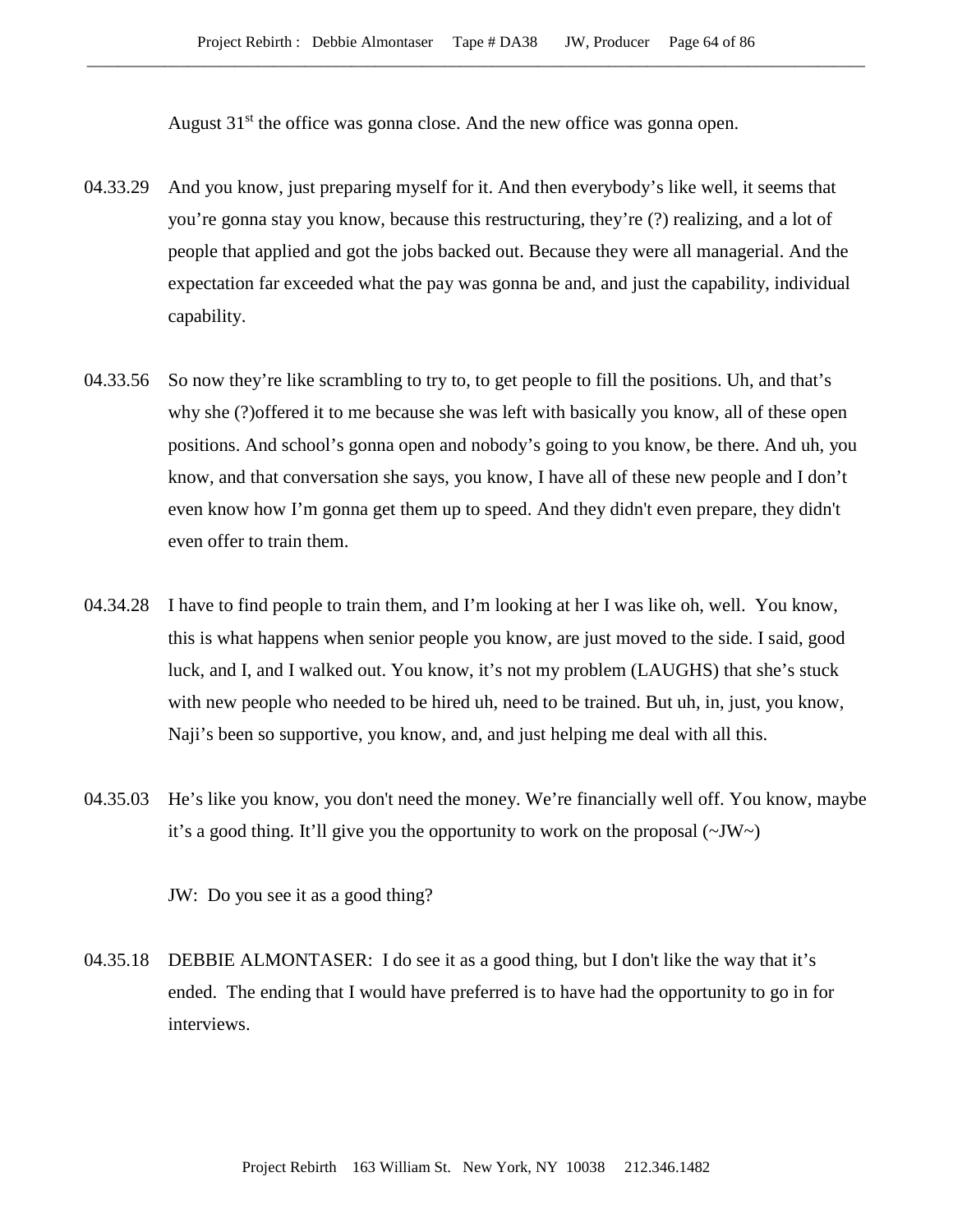August 31st the office was gonna close. And the new office was gonna open.

04.33.29 And you know, just preparing myself for it. And then everybody's like well, it seems that you're gonna stay you know, because this restructuring, they're (?) realizing, and a lot of people that applied and got the jobs backed out. Because they were all managerial. And the expectation far exceeded what the pay was gonna be and, and just the capability, individual capability.

04.33.56 So now they're like scrambling to try to, to get people to fill the positions. Uh, and that's why she (?)offered it to me because she was left with basically you know, all of these open positions. And school's gonna open and nobody's going to you know, be there. And uh, you know, and that conversation she says, you know, I have all of these new people and I don't even know how I'm gonna get them up to speed. And they didn't even prepare, they didn't even offer to train them.

04.34.28 I have to find people to train them, and I'm looking at her I was like oh, well. You know, this is what happens when senior people you know, are just moved to the side. I said, good luck, and I, and I walked out. You know, it's not my problem (LAUGHS) that she's stuck with new people who needed to be hired uh, need to be trained. But uh, in, just, you know, Naji's been so supportive, you know, and, and just helping me deal with all this.

04.35.03 He's like you know, you don't need the money. We're financially well off. You know, maybe it's a good thing. It'll give you the opportunity to work on the proposal (~JW~)

JW: Do you see it as a good thing?

04.35.18 DEBBIE ALMONTASER: I do see it as a good thing, but I don't like the way that it's ended. The ending that I would have preferred is to have had the opportunity to go in for interviews.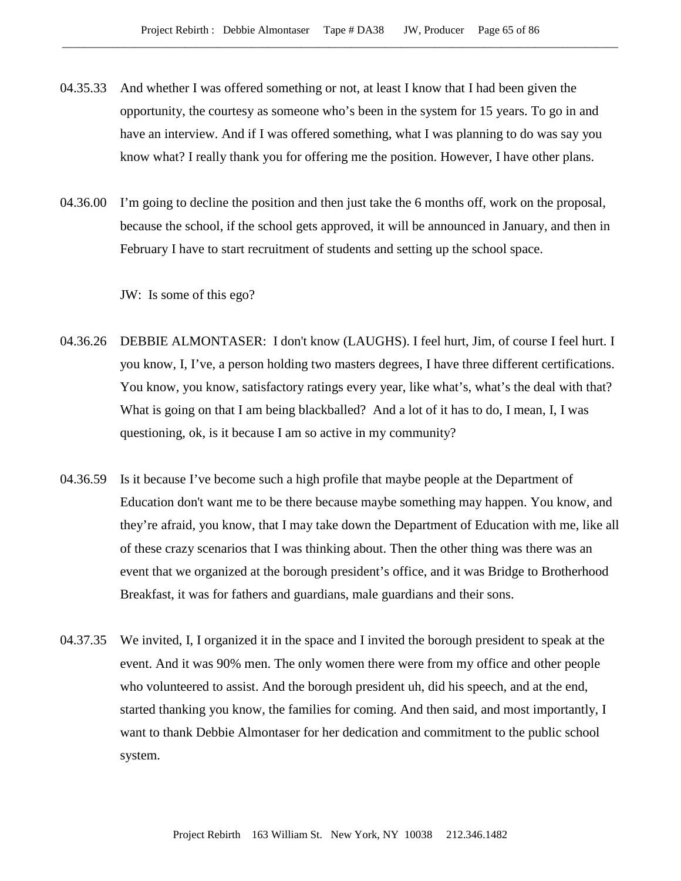04.35.33 And whether I was offered something or not, at least I know that I had been given the opportunity, the courtesy as someone who's been in the system for 15 years. To go in and have an interview. And if I was offered something, what I was planning to do was say you know what? I really thank you for offering me the position. However, I have other plans.

04.36.00 I'm going to decline the position and then just take the 6 months off, work on the proposal, because the school, if the school gets approved, it will be announced in January, and then in February I have to start recruitment of students and setting up the school space.

JW: Is some of this ego?

04.36.26 DEBBIE ALMONTASER: I don't know (LAUGHS). I feel hurt, Jim, of course I feel hurt. I you know, I, I've, a person holding two masters degrees, I have three different certifications. You know, you know, satisfactory ratings every year, like what's, what's the deal with that? What is going on that I am being blackballed? And a lot of it has to do, I mean, I, I was questioning, ok, is it because I am so active in my community?

04.36.59 Is it because I've become such a high profile that maybe people at the Department of Education don't want me to be there because maybe something may happen. You know, and they're afraid, you know, that I may take down the Department of Education with me, like all of these crazy scenarios that I was thinking about. Then the other thing was there was an event that we organized at the borough president's office, and it was Bridge to Brotherhood Breakfast, it was for fathers and guardians, male guardians and their sons.

04.37.35 We invited, I, I organized it in the space and I invited the borough president to speak at the event. And it was 90% men. The only women there were from my office and other people who volunteered to assist. And the borough president uh, did his speech, and at the end, started thanking you know, the families for coming. And then said, and most importantly, I want to thank Debbie Almontaser for her dedication and commitment to the public school system.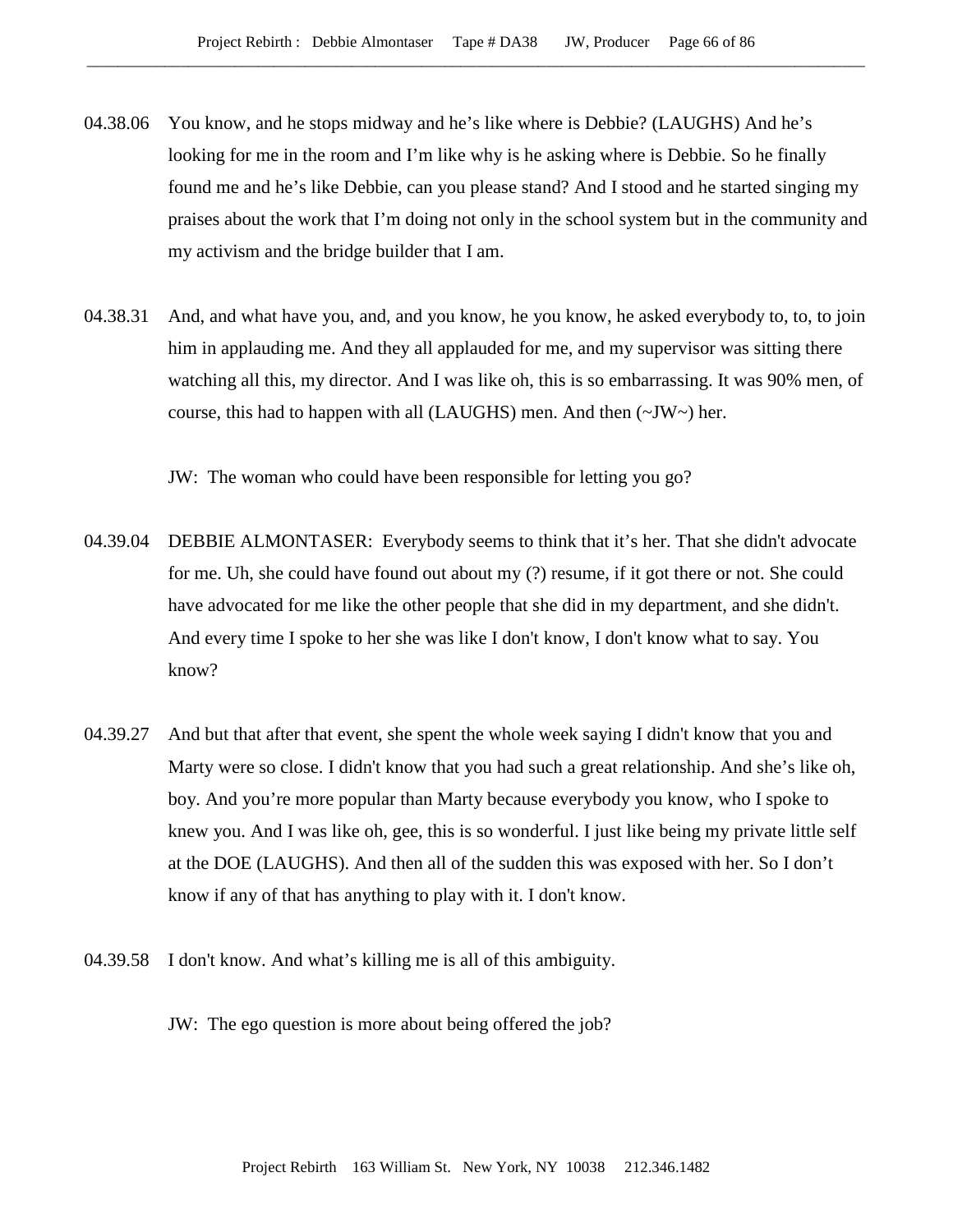04.38.06 You know, and he stops midway and he's like where is Debbie? (LAUGHS) And he's looking for me in the room and I'm like why is he asking where is Debbie. So he finally found me and he's like Debbie, can you please stand? And I stood and he started singing my praises about the work that I'm doing not only in the school system but in the community and my activism and the bridge builder that I am.

04.38.31 And, and what have you, and, and you know, he you know, he asked everybody to, to, to join him in applauding me. And they all applauded for me, and my supervisor was sitting there watching all this, my director. And I was like oh, this is so embarrassing. It was 90% men, of course, this had to happen with all (LAUGHS) men. And then (~JW~) her.

JW: The woman who could have been responsible for letting you go?

04.39.04 DEBBIE ALMONTASER: Everybody seems to think that it's her. That she didn't advocate for me. Uh, she could have found out about my (?) resume, if it got there or not. She could have advocated for me like the other people that she did in my department, and she didn't. And every time I spoke to her she was like I don't know, I don't know what to say. You know?

04.39.27 And but that after that event, she spent the whole week saying I didn't know that you and Marty were so close. I didn't know that you had such a great relationship. And she's like oh, boy. And you're more popular than Marty because everybody you know, who I spoke to knew you. And I was like oh, gee, this is so wonderful. I just like being my private little self at the DOE (LAUGHS). And then all of the sudden this was exposed with her. So I don't know if any of that has anything to play with it. I don't know.

04.39.58 I don't know. And what's killing me is all of this ambiguity.

JW: The ego question is more about being offered the job?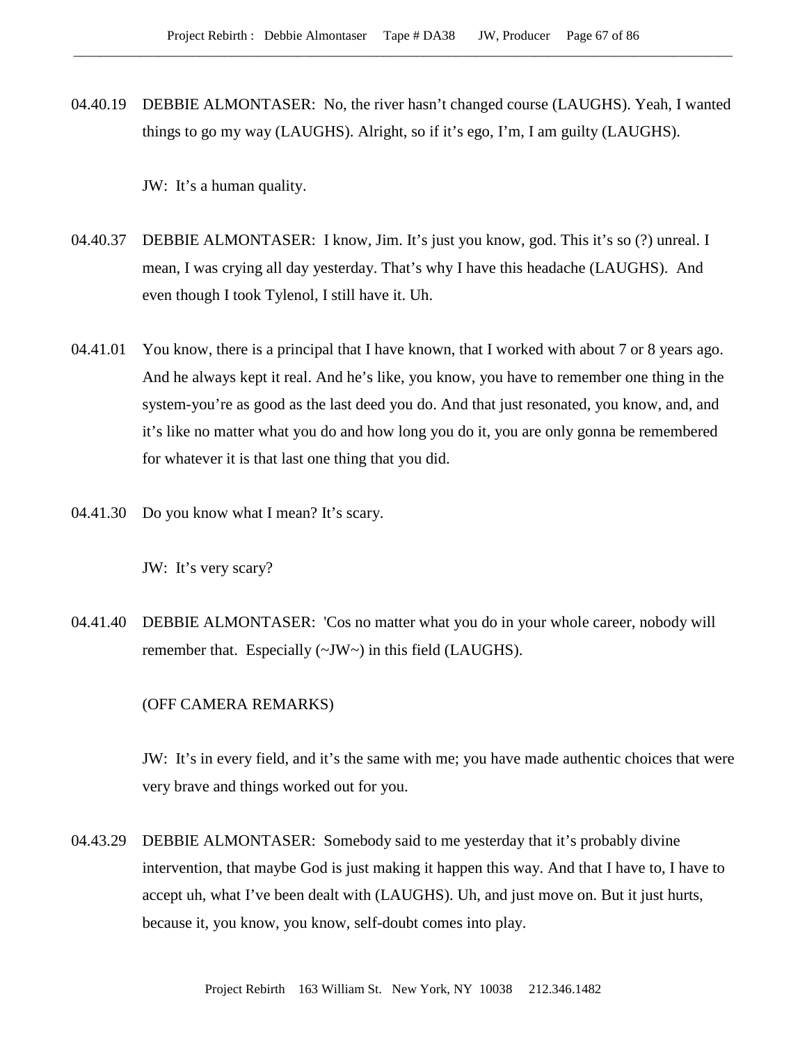04.40.19 DEBBIE ALMONTASER: No, the river hasn't changed course (LAUGHS). Yeah, I wanted things to go my way (LAUGHS). Alright, so if it's ego, I'm, I am guilty (LAUGHS).

JW: It's a human quality.

04.40.37 DEBBIE ALMONTASER: I know, Jim. It's just you know, god. This it's so (?) unreal. I mean, I was crying all day yesterday. That's why I have this headache (LAUGHS). And even though I took Tylenol, I still have it. Uh.

04.41.01 You know, there is a principal that I have known, that I worked with about 7 or 8 years ago. And he always kept it real. And he's like, you know, you have to remember one thing in the system-you're as good as the last deed you do. And that just resonated, you know, and, and it's like no matter what you do and how long you do it, you are only gonna be remembered for whatever it is that last one thing that you did.

04.41.30 Do you know what I mean? It's scary.

JW: It's very scary?

04.41.40 DEBBIE ALMONTASER: 'Cos no matter what you do in your whole career, nobody will remember that. Especially (~JW~) in this field (LAUGHS).

(OFF CAMERA REMARKS)

JW: It's in every field, and it's the same with me; you have made authentic choices that were very brave and things worked out for you.

04.43.29 DEBBIE ALMONTASER: Somebody said to me yesterday that it's probably divine intervention, that maybe God is just making it happen this way. And that I have to, I have to accept uh, what I've been dealt with (LAUGHS). Uh, and just move on. But it just hurts, because it, you know, you know, self-doubt comes into play.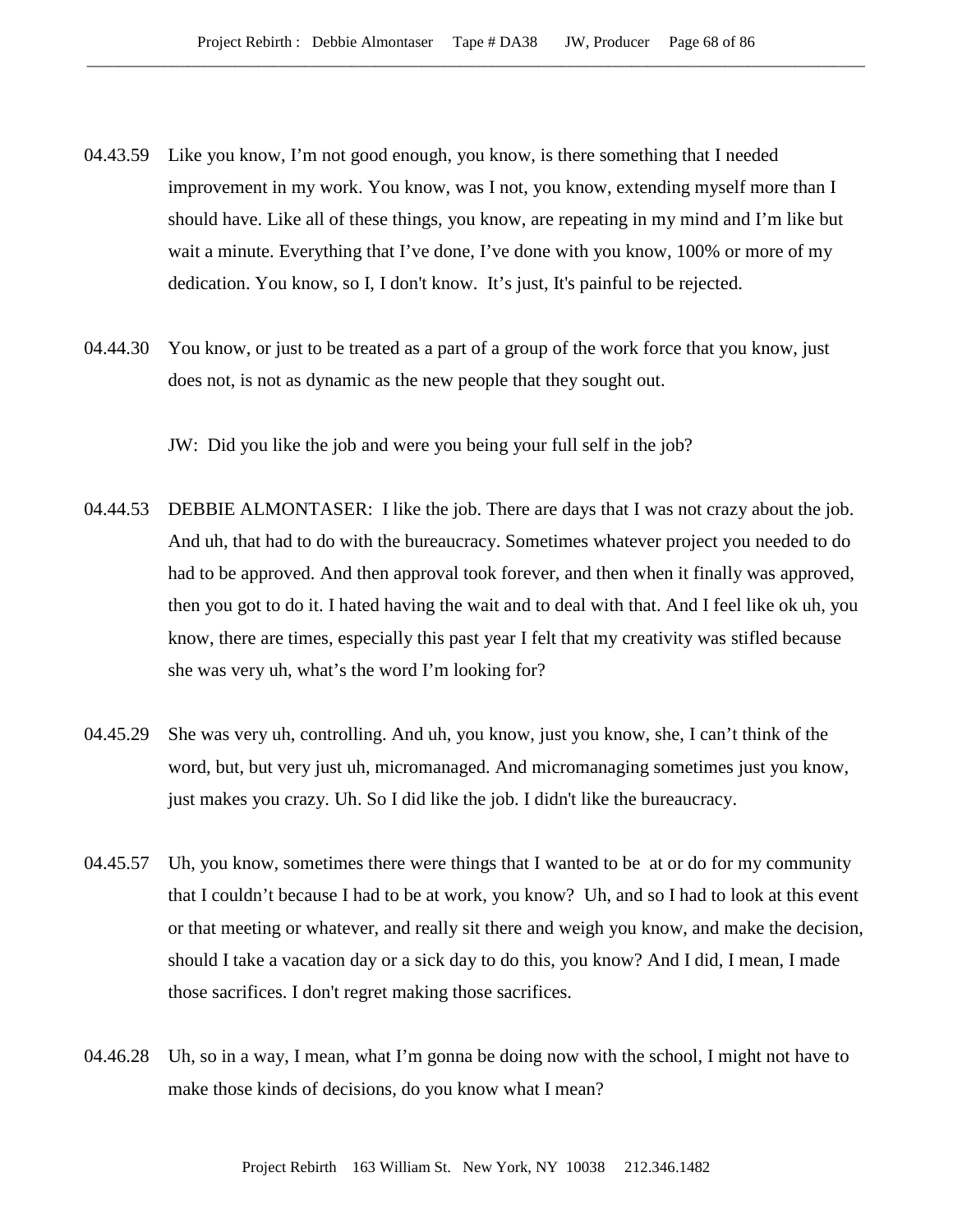04.43.59 Like you know, I'm not good enough, you know, is there something that I needed improvement in my work. You know, was I not, you know, extending myself more than I should have. Like all of these things, you know, are repeating in my mind and I'm like but wait a minute. Everything that I've done, I've done with you know, 100% or more of my dedication. You know, so I, I don't know. It's just, It's painful to be rejected.

04.44.30 You know, or just to be treated as a part of a group of the work force that you know, just does not, is not as dynamic as the new people that they sought out.

JW: Did you like the job and were you being your full self in the job?

04.44.53 DEBBIE ALMONTASER: I like the job. There are days that I was not crazy about the job. And uh, that had to do with the bureaucracy. Sometimes whatever project you needed to do had to be approved. And then approval took forever, and then when it finally was approved, then you got to do it. I hated having the wait and to deal with that. And I feel like ok uh, you know, there are times, especially this past year I felt that my creativity was stifled because she was very uh, what's the word I'm looking for?

04.45.29 She was very uh, controlling. And uh, you know, just you know, she, I can't think of the word, but, but very just uh, micromanaged. And micromanaging sometimes just you know, just makes you crazy. Uh. So I did like the job. I didn't like the bureaucracy.

04.45.57 Uh, you know, sometimes there were things that I wanted to be at or do for my community that I couldn't because I had to be at work, you know? Uh, and so I had to look at this event or that meeting or whatever, and really sit there and weigh you know, and make the decision, should I take a vacation day or a sick day to do this, you know? And I did, I mean, I made those sacrifices. I don't regret making those sacrifices.

04.46.28 Uh, so in a way, I mean, what I'm gonna be doing now with the school, I might not have to make those kinds of decisions, do you know what I mean?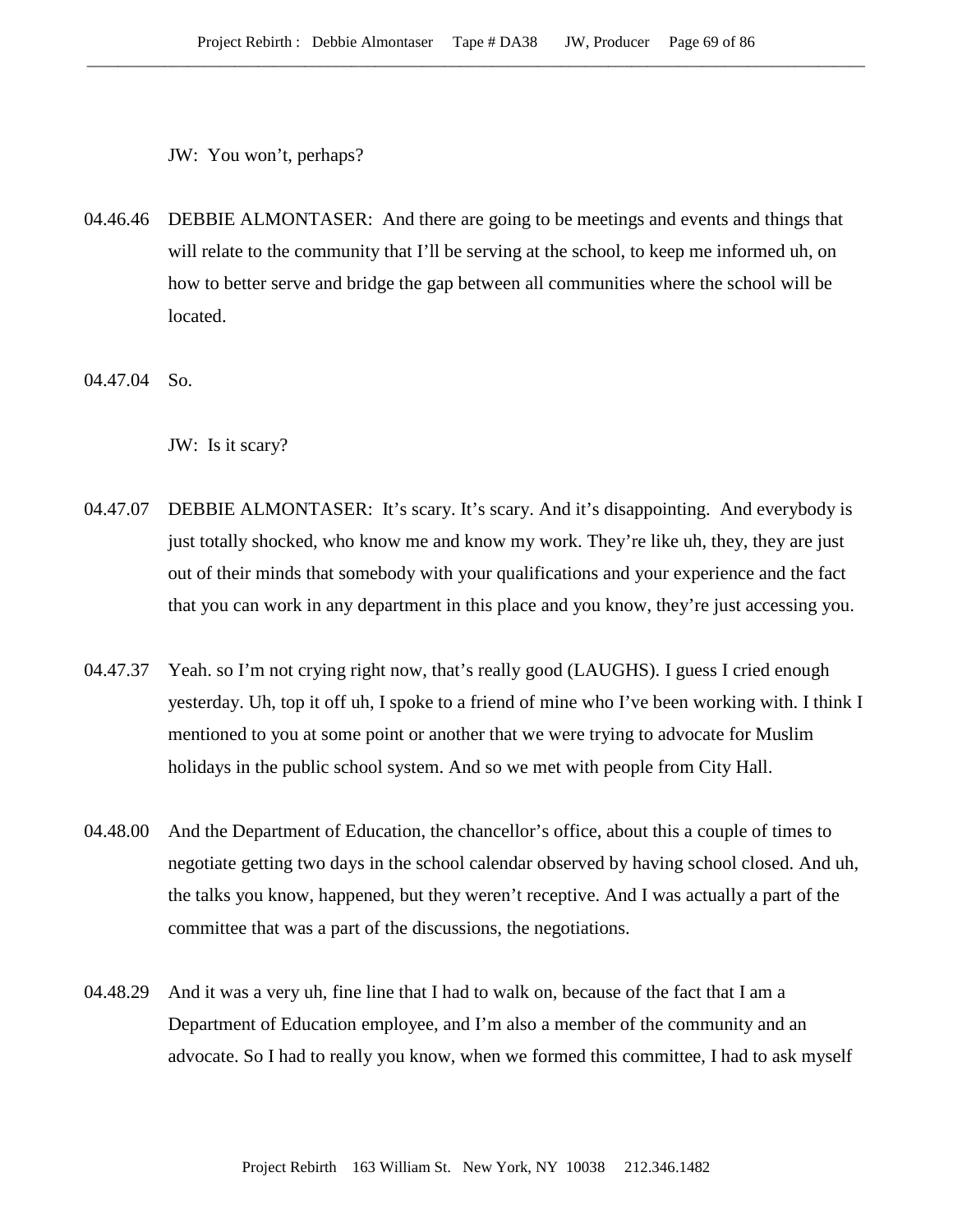JW: You won't, perhaps?

04.46.46 DEBBIE ALMONTASER: And there are going to be meetings and events and things that will relate to the community that I'll be serving at the school, to keep me informed uh, on how to better serve and bridge the gap between all communities where the school will be located.

04.47.04 So.

JW: Is it scary?

04.47.07 DEBBIE ALMONTASER: It's scary. It's scary. And it's disappointing. And everybody is just totally shocked, who know me and know my work. They're like uh, they, they are just out of their minds that somebody with your qualifications and your experience and the fact that you can work in any department in this place and you know, they're just accessing you.

04.47.37 Yeah. so I'm not crying right now, that's really good (LAUGHS). I guess I cried enough yesterday. Uh, top it off uh, I spoke to a friend of mine who I've been working with. I think I mentioned to you at some point or another that we were trying to advocate for Muslim holidays in the public school system. And so we met with people from City Hall.

04.48.00 And the Department of Education, the chancellor's office, about this a couple of times to negotiate getting two days in the school calendar observed by having school closed. And uh, the talks you know, happened, but they weren't receptive. And I was actually a part of the committee that was a part of the discussions, the negotiations.

04.48.29 And it was a very uh, fine line that I had to walk on, because of the fact that I am a Department of Education employee, and I'm also a member of the community and an advocate. So I had to really you know, when we formed this committee, I had to ask myself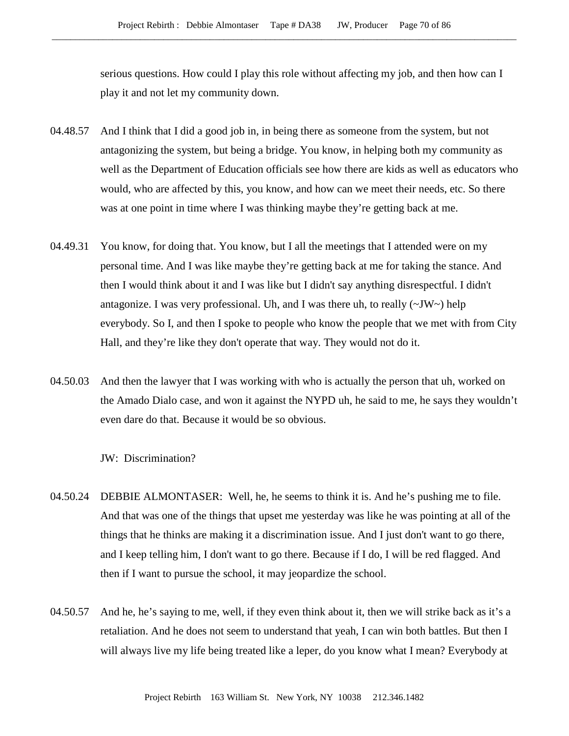serious questions. How could I play this role without affecting my job, and then how can I play it and not let my community down.

04.48.57 And I think that I did a good job in, in being there as someone from the system, but not antagonizing the system, but being a bridge. You know, in helping both my community as well as the Department of Education officials see how there are kids as well as educators who would, who are affected by this, you know, and how can we meet their needs, etc. So there was at one point in time where I was thinking maybe they're getting back at me.

04.49.31 You know, for doing that. You know, but I all the meetings that I attended were on my personal time. And I was like maybe they're getting back at me for taking the stance. And then I would think about it and I was like but I didn't say anything disrespectful. I didn't antagonize. I was very professional. Uh, and I was there uh, to really (~JW~) help everybody. So I, and then I spoke to people who know the people that we met with from City Hall, and they're like they don't operate that way. They would not do it.

04.50.03 And then the lawyer that I was working with who is actually the person that uh, worked on the Amado Dialo case, and won it against the NYPD uh, he said to me, he says they wouldn't even dare do that. Because it would be so obvious.

JW: Discrimination?

04.50.24 DEBBIE ALMONTASER: Well, he, he seems to think it is. And he's pushing me to file. And that was one of the things that upset me yesterday was like he was pointing at all of the things that he thinks are making it a discrimination issue. And I just don't want to go there, and I keep telling him, I don't want to go there. Because if I do, I will be red flagged. And then if I want to pursue the school, it may jeopardize the school.

04.50.57 And he, he's saying to me, well, if they even think about it, then we will strike back as it's a retaliation. And he does not seem to understand that yeah, I can win both battles. But then I will always live my life being treated like a leper, do you know what I mean? Everybody at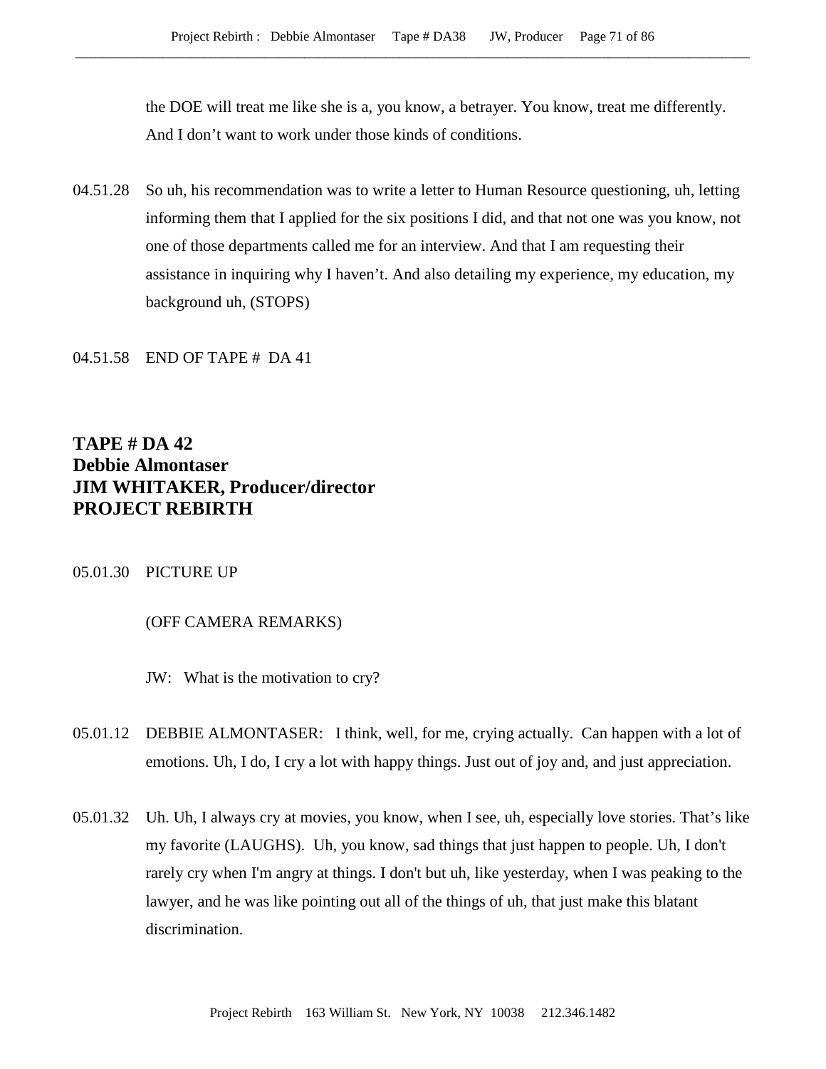the DOE will treat me like she is a, you know, a betrayer. You know, treat me differently. And I don't want to work under those kinds of conditions.

04.51.28 So uh, his recommendation was to write a letter to Human Resource questioning, uh, letting informing them that I applied for the six positions I did, and that not one was you know, not one of those departments called me for an interview. And that I am requesting their assistance in inquiring why I haven't. And also detailing my experience, my education, my background uh, (STOPS)

04.51.58 END OF TAPE # DA 41

**TAPE # DA 42**
**Debbie Almontaser**
**JIM WHITAKER, Producer/director**
**PROJECT REBIRTH**

05.01.30 PICTURE UP

(OFF CAMERA REMARKS)

JW: What is the motivation to cry?

05.01.12 DEBBIE ALMONTASER: I think, well, for me, crying actually. Can happen with a lot of emotions. Uh, I do, I cry a lot with happy things. Just out of joy and, and just appreciation.

05.01.32 Uh. Uh, I always cry at movies, you know, when I see, uh, especially love stories. That's like my favorite (LAUGHS). Uh, you know, sad things that just happen to people. Uh, I don't rarely cry when I'm angry at things. I don't but uh, like yesterday, when I was peaking to the lawyer, and he was like pointing out all of the things of uh, that just make this blatant discrimination.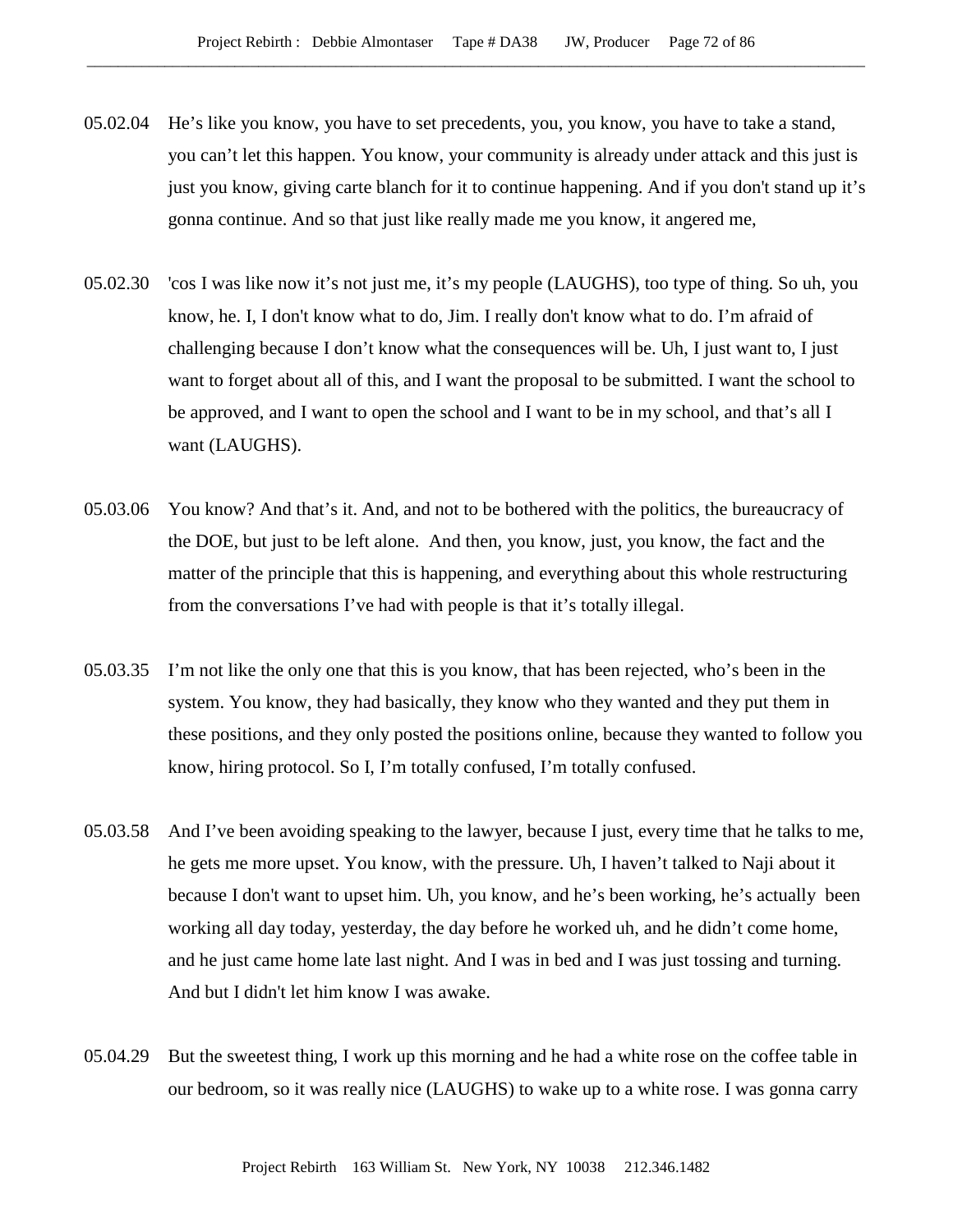05.02.04 He's like you know, you have to set precedents, you, you know, you have to take a stand, you can't let this happen. You know, your community is already under attack and this just is just you know, giving carte blanch for it to continue happening. And if you don't stand up it's gonna continue. And so that just like really made me you know, it angered me,

05.02.30 'cos I was like now it's not just me, it's my people (LAUGHS), too type of thing. So uh, you know, he. I, I don't know what to do, Jim. I really don't know what to do. I'm afraid of challenging because I don't know what the consequences will be. Uh, I just want to, I just want to forget about all of this, and I want the proposal to be submitted. I want the school to be approved, and I want to open the school and I want to be in my school, and that's all I want (LAUGHS).

05.03.06 You know? And that's it. And, and not to be bothered with the politics, the bureaucracy of the DOE, but just to be left alone. And then, you know, just, you know, the fact and the matter of the principle that this is happening, and everything about this whole restructuring from the conversations I've had with people is that it's totally illegal.

05.03.35 I'm not like the only one that this is you know, that has been rejected, who's been in the system. You know, they had basically, they know who they wanted and they put them in these positions, and they only posted the positions online, because they wanted to follow you know, hiring protocol. So I, I'm totally confused, I'm totally confused.

05.03.58 And I've been avoiding speaking to the lawyer, because I just, every time that he talks to me, he gets me more upset. You know, with the pressure. Uh, I haven't talked to Naji about it because I don't want to upset him. Uh, you know, and he's been working, he's actually been working all day today, yesterday, the day before he worked uh, and he didn't come home, and he just came home late last night. And I was in bed and I was just tossing and turning. And but I didn't let him know I was awake.

05.04.29 But the sweetest thing, I work up this morning and he had a white rose on the coffee table in our bedroom, so it was really nice (LAUGHS) to wake up to a white rose. I was gonna carry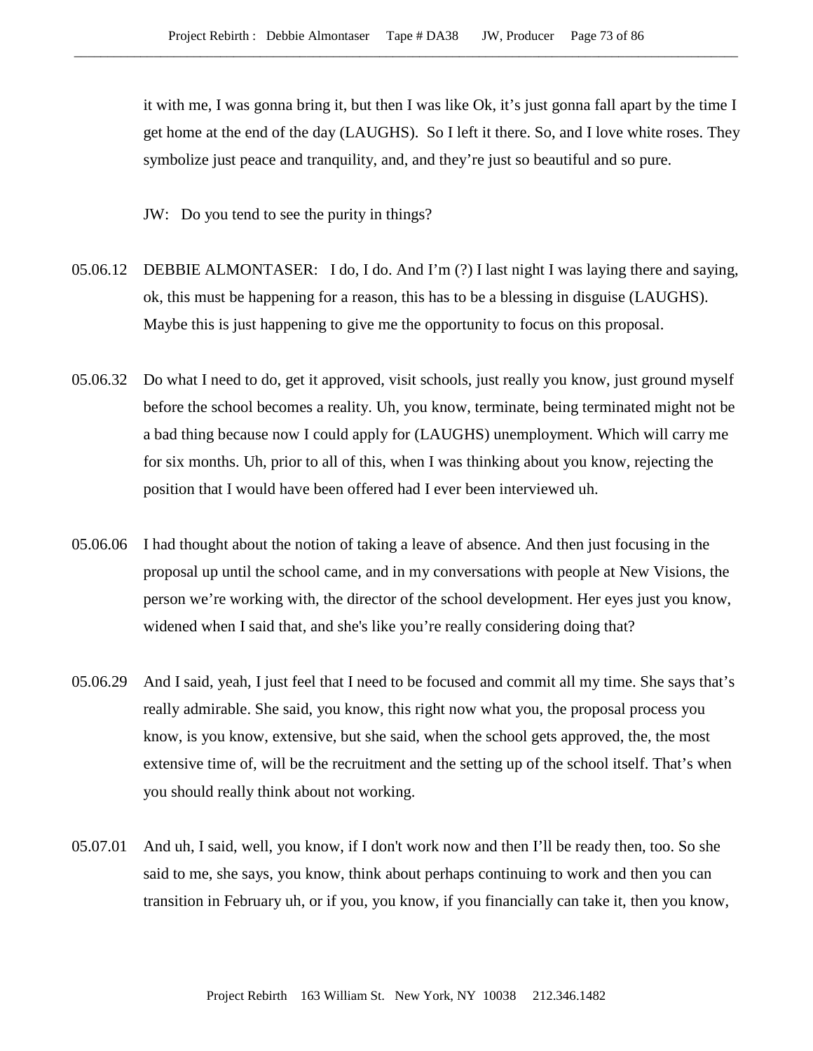it with me, I was gonna bring it, but then I was like Ok, it's just gonna fall apart by the time I get home at the end of the day (LAUGHS).  So I left it there. So, and I love white roses. They symbolize just peace and tranquility, and, and they're just so beautiful and so pure.

JW:   Do you tend to see the purity in things?

05.06.12   DEBBIE ALMONTASER:   I do, I do. And I'm (?) I last night I was laying there and saying, ok, this must be happening for a reason, this has to be a blessing in disguise (LAUGHS). Maybe this is just happening to give me the opportunity to focus on this proposal.

05.06.32   Do what I need to do, get it approved, visit schools, just really you know, just ground myself before the school becomes a reality. Uh, you know, terminate, being terminated might not be a bad thing because now I could apply for (LAUGHS) unemployment. Which will carry me for six months. Uh, prior to all of this, when I was thinking about you know, rejecting the position that I would have been offered had I ever been interviewed uh.

05.06.06   I had thought about the notion of taking a leave of absence. And then just focusing in the proposal up until the school came, and in my conversations with people at New Visions, the person we're working with, the director of the school development. Her eyes just you know, widened when I said that, and she's like you're really considering doing that?

05.06.29   And I said, yeah, I just feel that I need to be focused and commit all my time. She says that's really admirable. She said, you know, this right now what you, the proposal process you know, is you know, extensive, but she said, when the school gets approved, the, the most extensive time of, will be the recruitment and the setting up of the school itself. That's when you should really think about not working.

05.07.01   And uh, I said, well, you know, if I don't work now and then I'll be ready then, too. So she said to me, she says, you know, think about perhaps continuing to work and then you can transition in February uh, or if you, you know, if you financially can take it, then you know,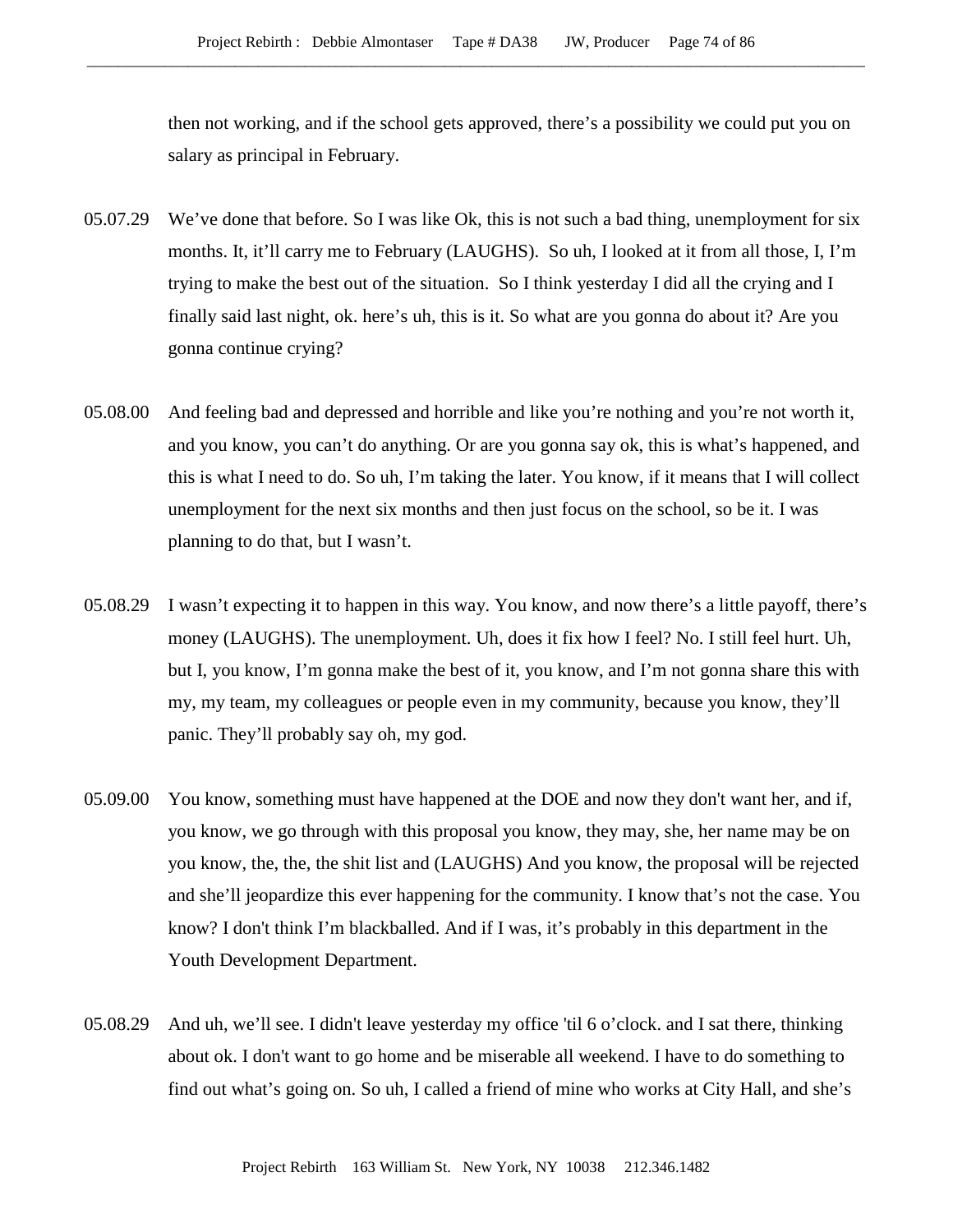then not working, and if the school gets approved, there's a possibility we could put you on salary as principal in February.

05.07.29 We've done that before. So I was like Ok, this is not such a bad thing, unemployment for six months. It, it'll carry me to February (LAUGHS). So uh, I looked at it from all those, I, I'm trying to make the best out of the situation. So I think yesterday I did all the crying and I finally said last night, ok. here's uh, this is it. So what are you gonna do about it? Are you gonna continue crying?

05.08.00 And feeling bad and depressed and horrible and like you're nothing and you're not worth it, and you know, you can't do anything. Or are you gonna say ok, this is what's happened, and this is what I need to do. So uh, I'm taking the later. You know, if it means that I will collect unemployment for the next six months and then just focus on the school, so be it. I was planning to do that, but I wasn't.

05.08.29 I wasn't expecting it to happen in this way. You know, and now there's a little payoff, there's money (LAUGHS). The unemployment. Uh, does it fix how I feel? No. I still feel hurt. Uh, but I, you know, I'm gonna make the best of it, you know, and I'm not gonna share this with my, my team, my colleagues or people even in my community, because you know, they'll panic. They'll probably say oh, my god.

05.09.00 You know, something must have happened at the DOE and now they don't want her, and if, you know, we go through with this proposal you know, they may, she, her name may be on you know, the, the, the shit list and (LAUGHS) And you know, the proposal will be rejected and she'll jeopardize this ever happening for the community. I know that's not the case. You know? I don't think I'm blackballed. And if I was, it's probably in this department in the Youth Development Department.

05.08.29 And uh, we'll see. I didn't leave yesterday my office 'til 6 o'clock. and I sat there, thinking about ok. I don't want to go home and be miserable all weekend. I have to do something to find out what's going on. So uh, I called a friend of mine who works at City Hall, and she's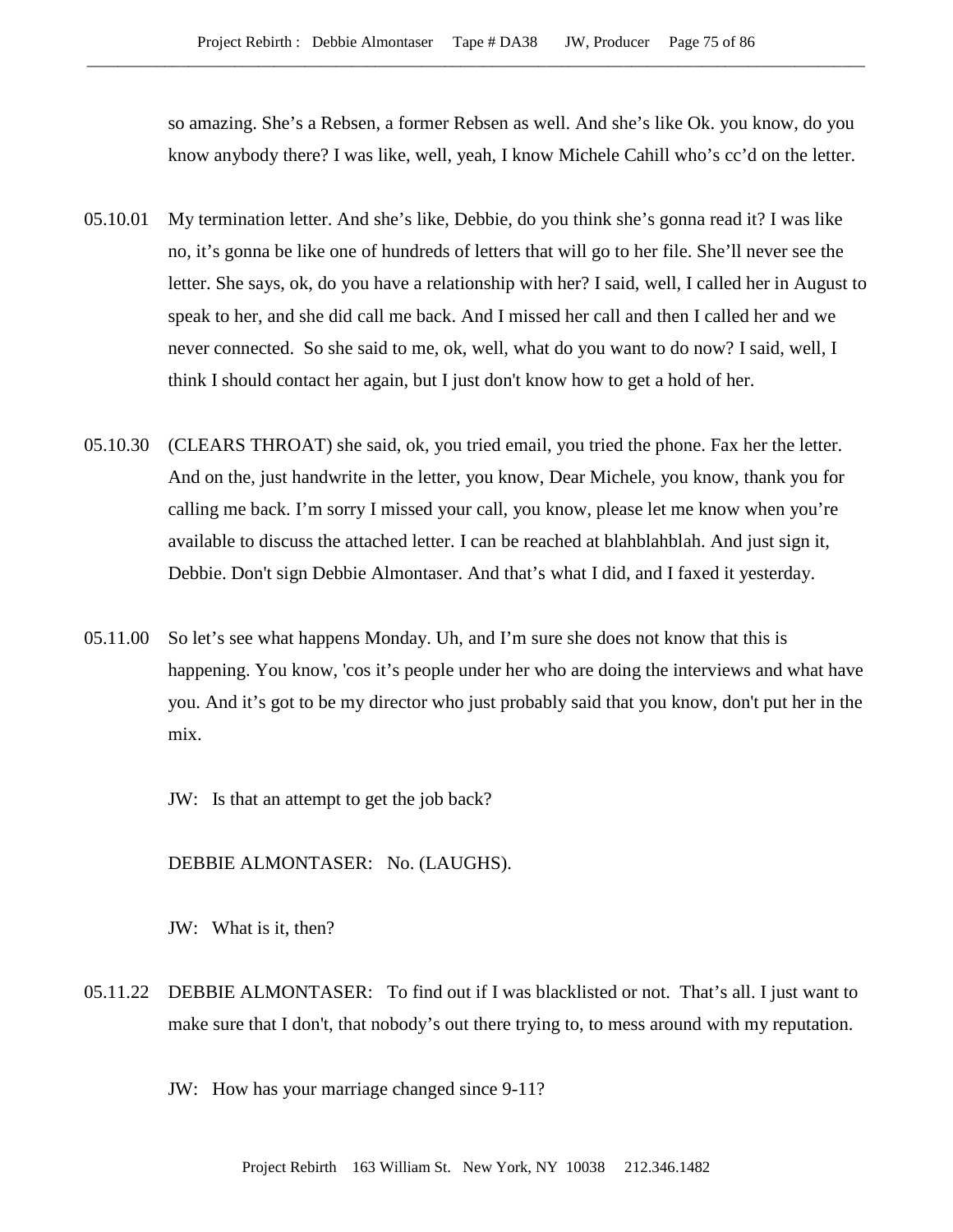so amazing. She's a Rebsen, a former Rebsen as well. And she's like Ok. you know, do you know anybody there? I was like, well, yeah, I know Michele Cahill who's cc'd on the letter.

05.10.01 My termination letter. And she's like, Debbie, do you think she's gonna read it? I was like no, it's gonna be like one of hundreds of letters that will go to her file. She'll never see the letter. She says, ok, do you have a relationship with her? I said, well, I called her in August to speak to her, and she did call me back. And I missed her call and then I called her and we never connected. So she said to me, ok, well, what do you want to do now? I said, well, I think I should contact her again, but I just don't know how to get a hold of her.

05.10.30 (CLEARS THROAT) she said, ok, you tried email, you tried the phone. Fax her the letter. And on the, just handwrite in the letter, you know, Dear Michele, you know, thank you for calling me back. I'm sorry I missed your call, you know, please let me know when you're available to discuss the attached letter. I can be reached at blahblahblah. And just sign it, Debbie. Don't sign Debbie Almontaser. And that's what I did, and I faxed it yesterday.

05.11.00 So let's see what happens Monday. Uh, and I'm sure she does not know that this is happening. You know, 'cos it's people under her who are doing the interviews and what have you. And it's got to be my director who just probably said that you know, don't put her in the mix.

JW: Is that an attempt to get the job back?

DEBBIE ALMONTASER: No. (LAUGHS).

JW: What is it, then?

05.11.22 DEBBIE ALMONTASER: To find out if I was blacklisted or not. That's all. I just want to make sure that I don't, that nobody's out there trying to, to mess around with my reputation.

JW: How has your marriage changed since 9-11?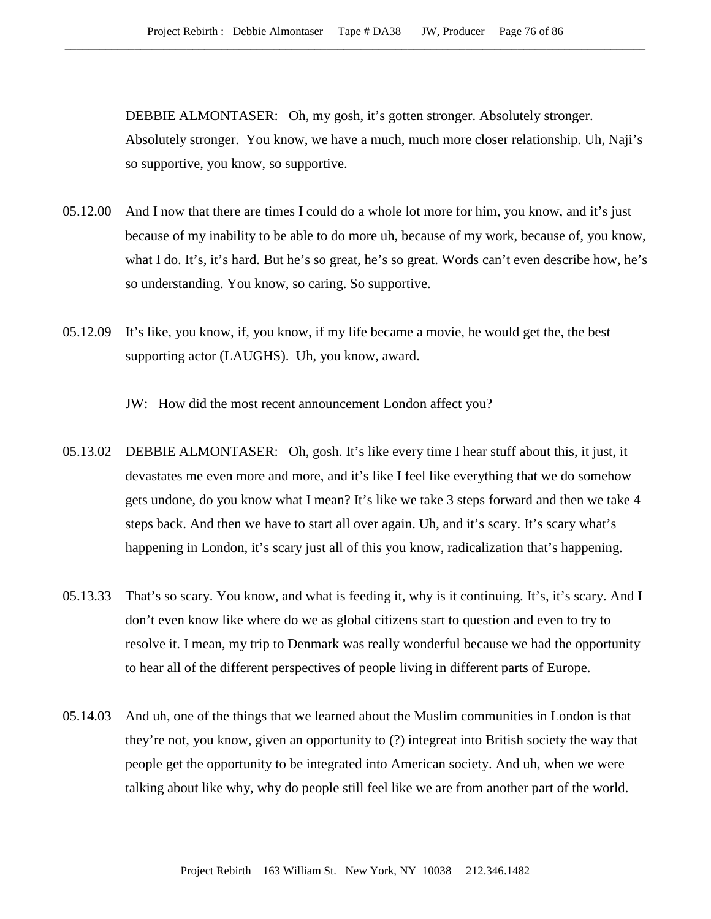DEBBIE ALMONTASER: Oh, my gosh, it's gotten stronger. Absolutely stronger. Absolutely stronger. You know, we have a much, much more closer relationship. Uh, Naji's so supportive, you know, so supportive.

05.12.00 And I now that there are times I could do a whole lot more for him, you know, and it's just because of my inability to be able to do more uh, because of my work, because of, you know, what I do. It's, it's hard. But he's so great, he's so great. Words can't even describe how, he's so understanding. You know, so caring. So supportive.

05.12.09 It's like, you know, if, you know, if my life became a movie, he would get the, the best supporting actor (LAUGHS). Uh, you know, award.

JW: How did the most recent announcement London affect you?

05.13.02 DEBBIE ALMONTASER: Oh, gosh. It's like every time I hear stuff about this, it just, it devastates me even more and more, and it's like I feel like everything that we do somehow gets undone, do you know what I mean? It's like we take 3 steps forward and then we take 4 steps back. And then we have to start all over again. Uh, and it's scary. It's scary what's happening in London, it's scary just all of this you know, radicalization that's happening.

05.13.33 That's so scary. You know, and what is feeding it, why is it continuing. It's, it's scary. And I don't even know like where do we as global citizens start to question and even to try to resolve it. I mean, my trip to Denmark was really wonderful because we had the opportunity to hear all of the different perspectives of people living in different parts of Europe.

05.14.03 And uh, one of the things that we learned about the Muslim communities in London is that they're not, you know, given an opportunity to (?) integreat into British society the way that people get the opportunity to be integrated into American society. And uh, when we were talking about like why, why do people still feel like we are from another part of the world.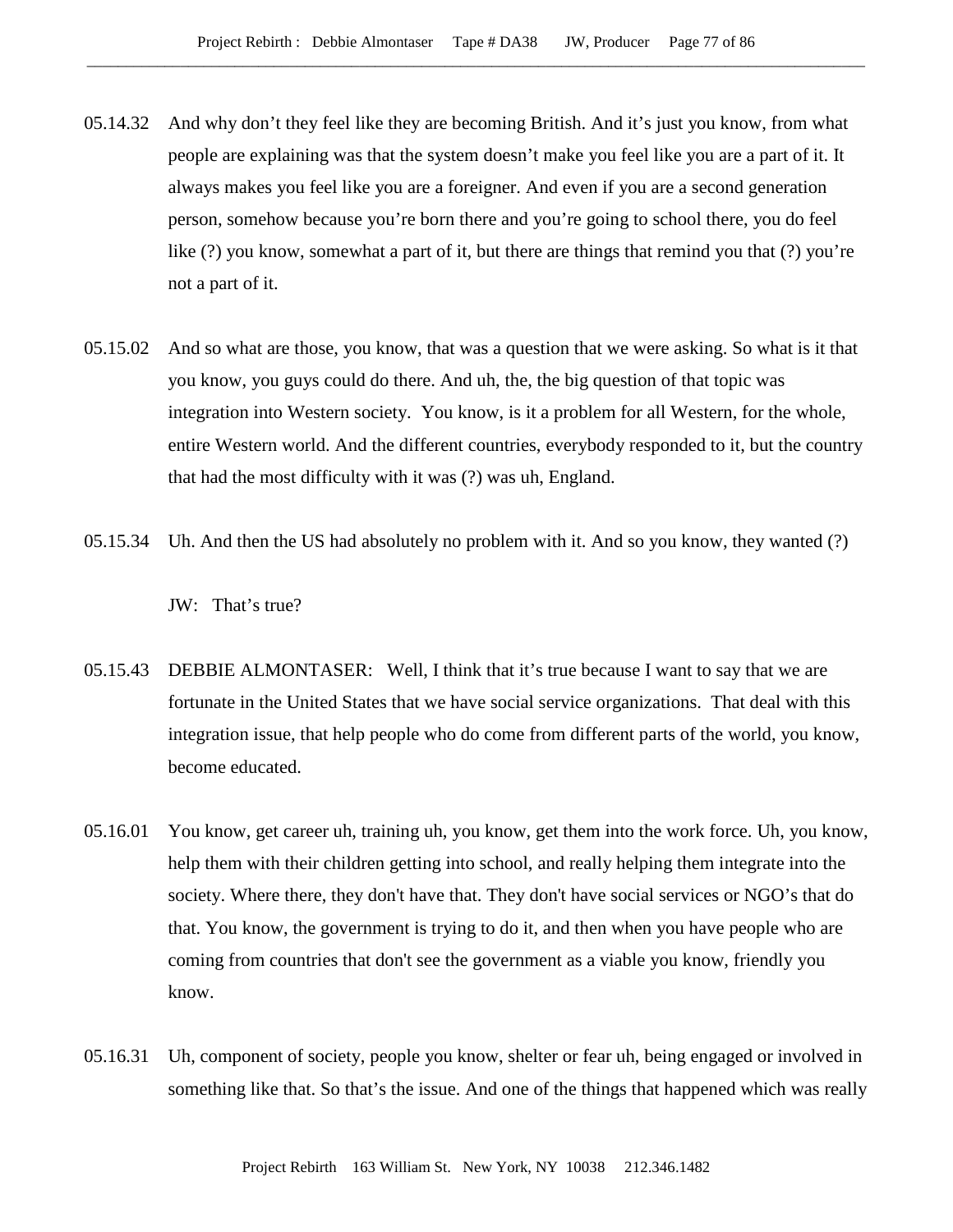05.14.32 And why don't they feel like they are becoming British. And it's just you know, from what people are explaining was that the system doesn't make you feel like you are a part of it. It always makes you feel like you are a foreigner. And even if you are a second generation person, somehow because you're born there and you're going to school there, you do feel like (?) you know, somewhat a part of it, but there are things that remind you that (?) you're not a part of it.

05.15.02 And so what are those, you know, that was a question that we were asking. So what is it that you know, you guys could do there. And uh, the, the big question of that topic was integration into Western society. You know, is it a problem for all Western, for the whole, entire Western world. And the different countries, everybody responded to it, but the country that had the most difficulty with it was (?) was uh, England.

05.15.34 Uh. And then the US had absolutely no problem with it. And so you know, they wanted (?)

JW: That's true?

05.15.43 DEBBIE ALMONTASER: Well, I think that it's true because I want to say that we are fortunate in the United States that we have social service organizations. That deal with this integration issue, that help people who do come from different parts of the world, you know, become educated.

05.16.01 You know, get career uh, training uh, you know, get them into the work force. Uh, you know, help them with their children getting into school, and really helping them integrate into the society. Where there, they don't have that. They don't have social services or NGO's that do that. You know, the government is trying to do it, and then when you have people who are coming from countries that don't see the government as a viable you know, friendly you know.

05.16.31 Uh, component of society, people you know, shelter or fear uh, being engaged or involved in something like that. So that's the issue. And one of the things that happened which was really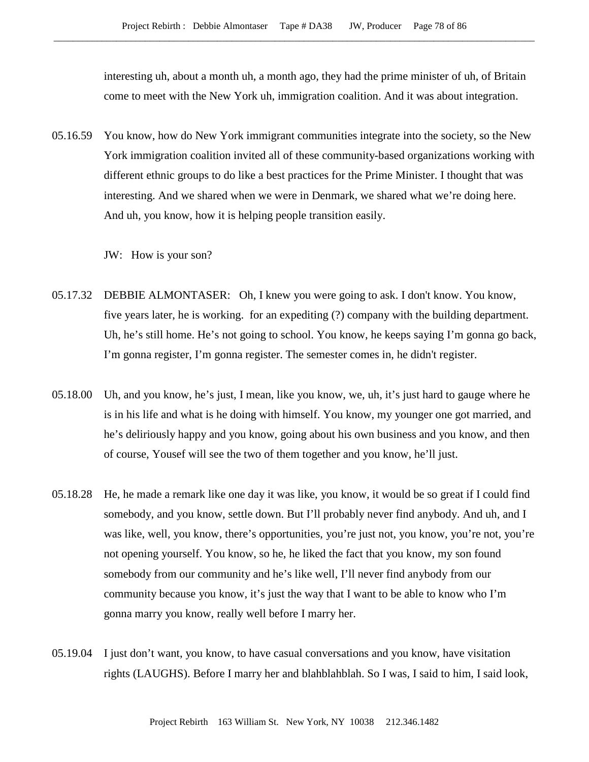interesting uh, about a month uh, a month ago, they had the prime minister of uh, of Britain come to meet with the New York uh, immigration coalition. And it was about integration.

05.16.59 You know, how do New York immigrant communities integrate into the society, so the New York immigration coalition invited all of these community-based organizations working with different ethnic groups to do like a best practices for the Prime Minister. I thought that was interesting. And we shared when we were in Denmark, we shared what we're doing here. And uh, you know, how it is helping people transition easily.

JW: How is your son?

05.17.32 DEBBIE ALMONTASER: Oh, I knew you were going to ask. I don't know. You know, five years later, he is working. for an expediting (?) company with the building department. Uh, he's still home. He's not going to school. You know, he keeps saying I'm gonna go back, I'm gonna register, I'm gonna register. The semester comes in, he didn't register.

05.18.00 Uh, and you know, he's just, I mean, like you know, we, uh, it's just hard to gauge where he is in his life and what is he doing with himself. You know, my younger one got married, and he's deliriously happy and you know, going about his own business and you know, and then of course, Yousef will see the two of them together and you know, he'll just.

05.18.28 He, he made a remark like one day it was like, you know, it would be so great if I could find somebody, and you know, settle down. But I'll probably never find anybody. And uh, and I was like, well, you know, there's opportunities, you're just not, you know, you're not, you're not opening yourself. You know, so he, he liked the fact that you know, my son found somebody from our community and he's like well, I'll never find anybody from our community because you know, it's just the way that I want to be able to know who I'm gonna marry you know, really well before I marry her.

05.19.04 I just don't want, you know, to have casual conversations and you know, have visitation rights (LAUGHS). Before I marry her and blahblahblah. So I was, I said to him, I said look,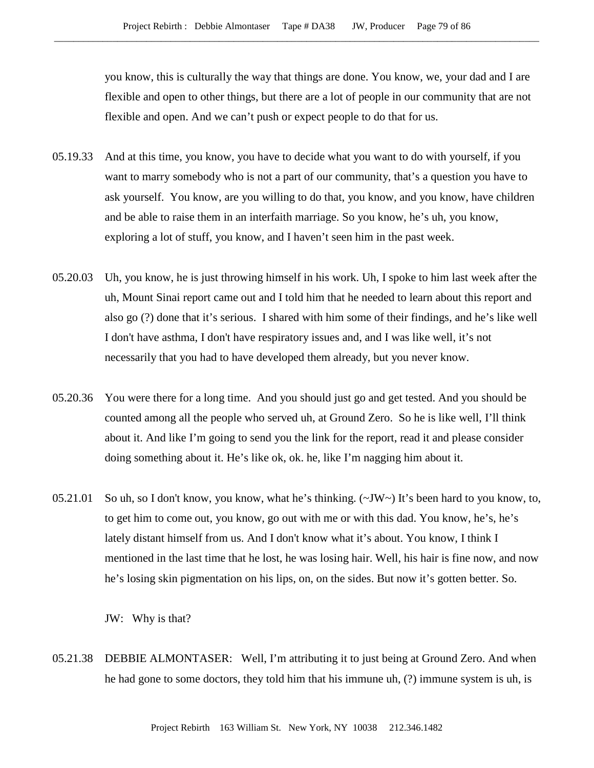you know, this is culturally the way that things are done. You know, we, your dad and I are flexible and open to other things, but there are a lot of people in our community that are not flexible and open. And we can't push or expect people to do that for us.

05.19.33 And at this time, you know, you have to decide what you want to do with yourself, if you want to marry somebody who is not a part of our community, that's a question you have to ask yourself. You know, are you willing to do that, you know, and you know, have children and be able to raise them in an interfaith marriage. So you know, he's uh, you know, exploring a lot of stuff, you know, and I haven't seen him in the past week.

05.20.03 Uh, you know, he is just throwing himself in his work. Uh, I spoke to him last week after the uh, Mount Sinai report came out and I told him that he needed to learn about this report and also go (?) done that it's serious. I shared with him some of their findings, and he's like well I don't have asthma, I don't have respiratory issues and, and I was like well, it's not necessarily that you had to have developed them already, but you never know.

05.20.36 You were there for a long time. And you should just go and get tested. And you should be counted among all the people who served uh, at Ground Zero. So he is like well, I'll think about it. And like I'm going to send you the link for the report, read it and please consider doing something about it. He's like ok, ok. he, like I'm nagging him about it.

05.21.01 So uh, so I don't know, you know, what he's thinking. (~JW~) It's been hard to you know, to, to get him to come out, you know, go out with me or with this dad. You know, he's, he's lately distant himself from us. And I don't know what it's about. You know, I think I mentioned in the last time that he lost, he was losing hair. Well, his hair is fine now, and now he's losing skin pigmentation on his lips, on, on the sides. But now it's gotten better. So.

JW: Why is that?

05.21.38 DEBBIE ALMONTASER: Well, I'm attributing it to just being at Ground Zero. And when he had gone to some doctors, they told him that his immune uh, (?) immune system is uh, is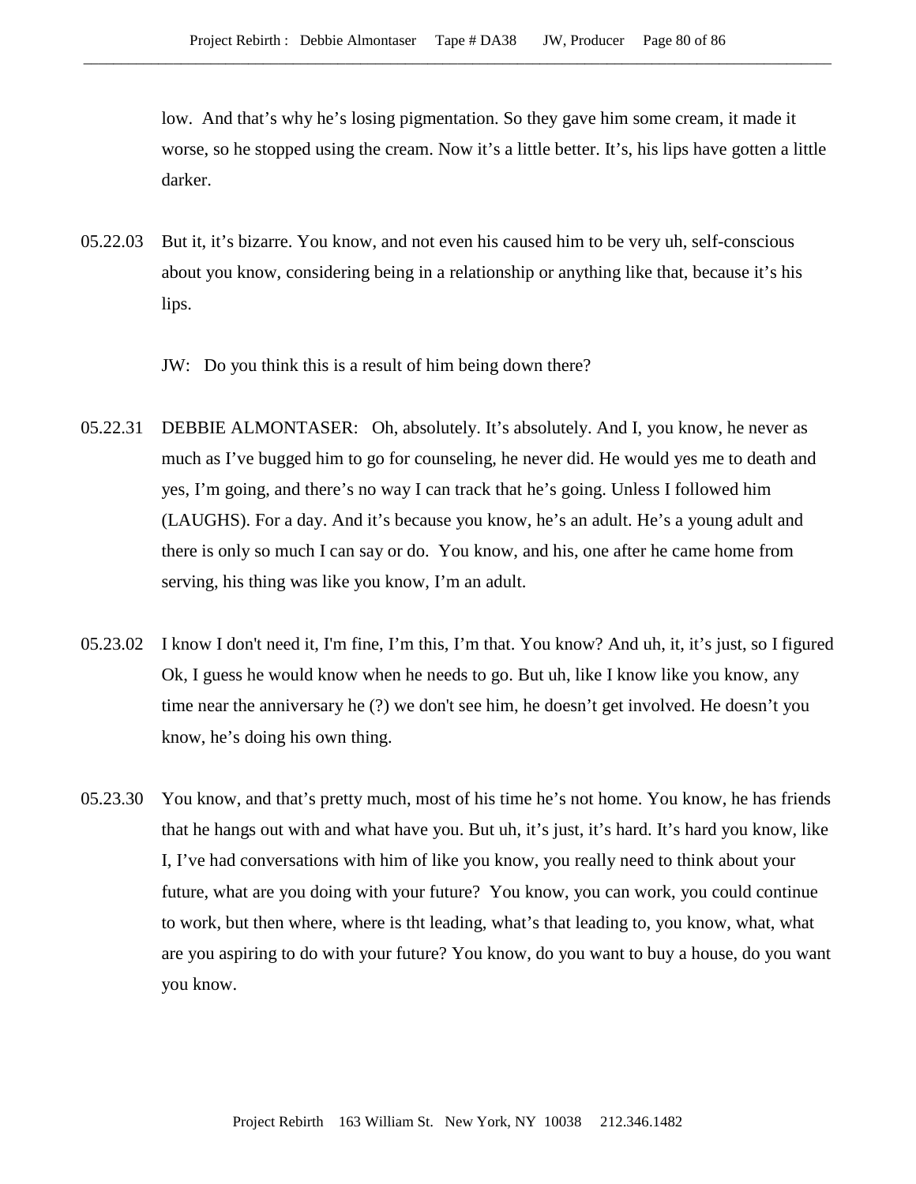low. And that's why he's losing pigmentation. So they gave him some cream, it made it worse, so he stopped using the cream. Now it's a little better. It's, his lips have gotten a little darker.

05.22.03 But it, it's bizarre. You know, and not even his caused him to be very uh, self-conscious about you know, considering being in a relationship or anything like that, because it's his lips.

JW: Do you think this is a result of him being down there?

05.22.31 DEBBIE ALMONTASER: Oh, absolutely. It's absolutely. And I, you know, he never as much as I've bugged him to go for counseling, he never did. He would yes me to death and yes, I'm going, and there's no way I can track that he's going. Unless I followed him (LAUGHS). For a day. And it's because you know, he's an adult. He's a young adult and there is only so much I can say or do. You know, and his, one after he came home from serving, his thing was like you know, I'm an adult.

05.23.02 I know I don't need it, I'm fine, I'm this, I'm that. You know? And uh, it, it's just, so I figured Ok, I guess he would know when he needs to go. But uh, like I know like you know, any time near the anniversary he (?) we don't see him, he doesn't get involved. He doesn't you know, he's doing his own thing.

05.23.30 You know, and that's pretty much, most of his time he's not home. You know, he has friends that he hangs out with and what have you. But uh, it's just, it's hard. It's hard you know, like I, I've had conversations with him of like you know, you really need to think about your future, what are you doing with your future? You know, you can work, you could continue to work, but then where, where is tht leading, what's that leading to, you know, what, what are you aspiring to do with your future? You know, do you want to buy a house, do you want you know.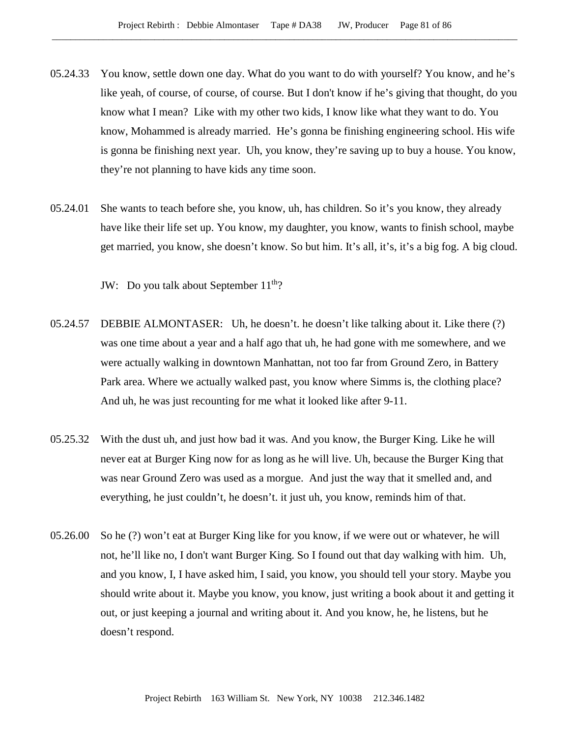05.24.33 You know, settle down one day. What do you want to do with yourself? You know, and he's like yeah, of course, of course, of course. But I don't know if he's giving that thought, do you know what I mean? Like with my other two kids, I know like what they want to do. You know, Mohammed is already married. He's gonna be finishing engineering school. His wife is gonna be finishing next year. Uh, you know, they're saving up to buy a house. You know, they're not planning to have kids any time soon.

05.24.01 She wants to teach before she, you know, uh, has children. So it's you know, they already have like their life set up. You know, my daughter, you know, wants to finish school, maybe get married, you know, she doesn't know. So but him. It's all, it's, it's a big fog. A big cloud.

JW: Do you talk about September 11th?

05.24.57 DEBBIE ALMONTASER: Uh, he doesn't. he doesn't like talking about it. Like there (?) was one time about a year and a half ago that uh, he had gone with me somewhere, and we were actually walking in downtown Manhattan, not too far from Ground Zero, in Battery Park area. Where we actually walked past, you know where Simms is, the clothing place? And uh, he was just recounting for me what it looked like after 9-11.

05.25.32 With the dust uh, and just how bad it was. And you know, the Burger King. Like he will never eat at Burger King now for as long as he will live. Uh, because the Burger King that was near Ground Zero was used as a morgue. And just the way that it smelled and, and everything, he just couldn't, he doesn't. it just uh, you know, reminds him of that.

05.26.00 So he (?) won't eat at Burger King like for you know, if we were out or whatever, he will not, he'll like no, I don't want Burger King. So I found out that day walking with him. Uh, and you know, I, I have asked him, I said, you know, you should tell your story. Maybe you should write about it. Maybe you know, you know, just writing a book about it and getting it out, or just keeping a journal and writing about it. And you know, he, he listens, but he doesn't respond.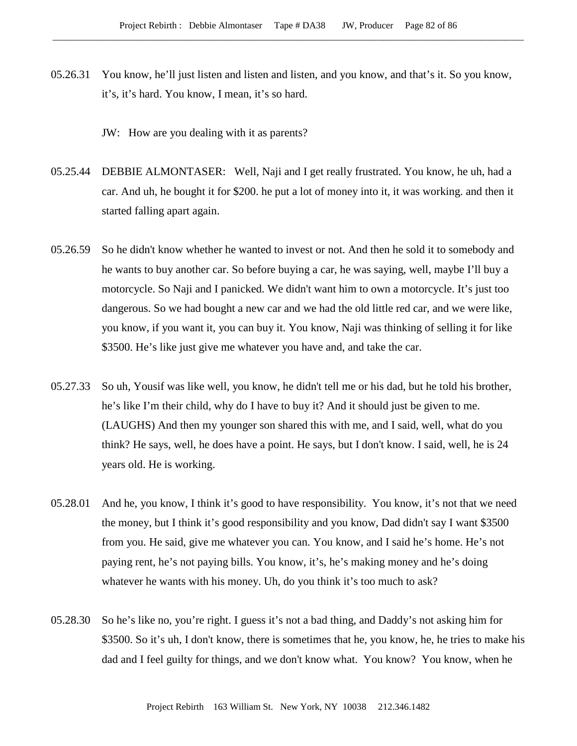05.26.31 You know, he'll just listen and listen and listen, and you know, and that's it. So you know, it's, it's hard. You know, I mean, it's so hard.

JW: How are you dealing with it as parents?

05.25.44 DEBBIE ALMONTASER: Well, Naji and I get really frustrated. You know, he uh, had a car. And uh, he bought it for $200. he put a lot of money into it, it was working. and then it started falling apart again.

05.26.59 So he didn't know whether he wanted to invest or not. And then he sold it to somebody and he wants to buy another car. So before buying a car, he was saying, well, maybe I'll buy a motorcycle. So Naji and I panicked. We didn't want him to own a motorcycle. It's just too dangerous. So we had bought a new car and we had the old little red car, and we were like, you know, if you want it, you can buy it. You know, Naji was thinking of selling it for like $3500. He's like just give me whatever you have and, and take the car.

05.27.33 So uh, Yousif was like well, you know, he didn't tell me or his dad, but he told his brother, he's like I'm their child, why do I have to buy it? And it should just be given to me. (LAUGHS) And then my younger son shared this with me, and I said, well, what do you think? He says, well, he does have a point. He says, but I don't know. I said, well, he is 24 years old. He is working.

05.28.01 And he, you know, I think it's good to have responsibility. You know, it's not that we need the money, but I think it's good responsibility and you know, Dad didn't say I want $3500 from you. He said, give me whatever you can. You know, and I said he's home. He's not paying rent, he's not paying bills. You know, it's, he's making money and he's doing whatever he wants with his money. Uh, do you think it's too much to ask?

05.28.30 So he's like no, you're right. I guess it's not a bad thing, and Daddy's not asking him for $3500. So it's uh, I don't know, there is sometimes that he, you know, he, he tries to make his dad and I feel guilty for things, and we don't know what. You know? You know, when he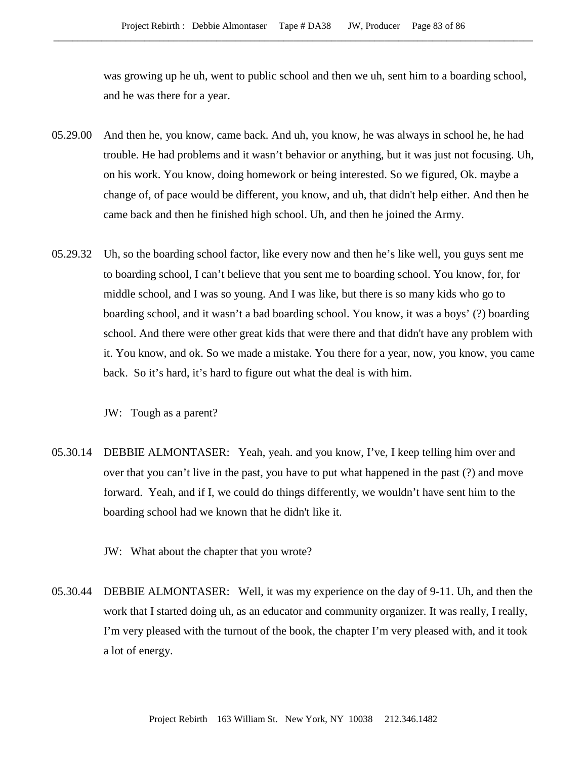was growing up he uh, went to public school and then we uh, sent him to a boarding school, and he was there for a year.

05.29.00 And then he, you know, came back. And uh, you know, he was always in school he, he had trouble. He had problems and it wasn't behavior or anything, but it was just not focusing. Uh, on his work. You know, doing homework or being interested. So we figured, Ok. maybe a change of, of pace would be different, you know, and uh, that didn't help either. And then he came back and then he finished high school. Uh, and then he joined the Army.

05.29.32 Uh, so the boarding school factor, like every now and then he's like well, you guys sent me to boarding school, I can't believe that you sent me to boarding school. You know, for, for middle school, and I was so young. And I was like, but there is so many kids who go to boarding school, and it wasn't a bad boarding school. You know, it was a boys' (?) boarding school. And there were other great kids that were there and that didn't have any problem with it. You know, and ok. So we made a mistake. You there for a year, now, you know, you came back. So it's hard, it's hard to figure out what the deal is with him.

JW: Tough as a parent?

05.30.14 DEBBIE ALMONTASER: Yeah, yeah. and you know, I've, I keep telling him over and over that you can't live in the past, you have to put what happened in the past (?) and move forward. Yeah, and if I, we could do things differently, we wouldn't have sent him to the boarding school had we known that he didn't like it.

JW: What about the chapter that you wrote?

05.30.44 DEBBIE ALMONTASER: Well, it was my experience on the day of 9-11. Uh, and then the work that I started doing uh, as an educator and community organizer. It was really, I really, I'm very pleased with the turnout of the book, the chapter I'm very pleased with, and it took a lot of energy.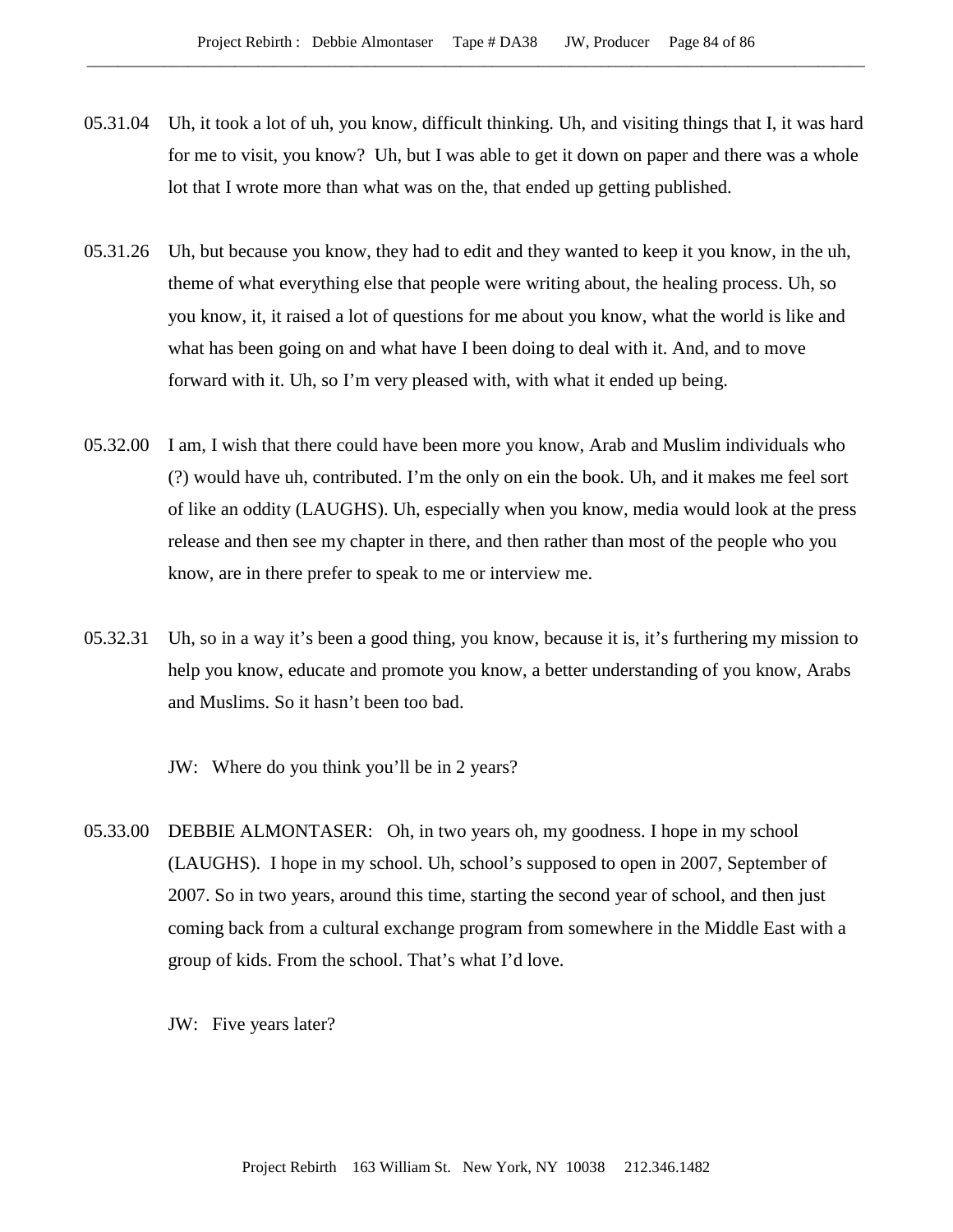05.31.04 Uh, it took a lot of uh, you know, difficult thinking. Uh, and visiting things that I, it was hard for me to visit, you know? Uh, but I was able to get it down on paper and there was a whole lot that I wrote more than what was on the, that ended up getting published.

05.31.26 Uh, but because you know, they had to edit and they wanted to keep it you know, in the uh, theme of what everything else that people were writing about, the healing process. Uh, so you know, it, it raised a lot of questions for me about you know, what the world is like and what has been going on and what have I been doing to deal with it. And, and to move forward with it. Uh, so I'm very pleased with, with what it ended up being.

05.32.00 I am, I wish that there could have been more you know, Arab and Muslim individuals who (?) would have uh, contributed. I'm the only on ein the book. Uh, and it makes me feel sort of like an oddity (LAUGHS). Uh, especially when you know, media would look at the press release and then see my chapter in there, and then rather than most of the people who you know, are in there prefer to speak to me or interview me.

05.32.31 Uh, so in a way it's been a good thing, you know, because it is, it's furthering my mission to help you know, educate and promote you know, a better understanding of you know, Arabs and Muslims. So it hasn't been too bad.

JW: Where do you think you'll be in 2 years?

05.33.00 DEBBIE ALMONTASER: Oh, in two years oh, my goodness. I hope in my school (LAUGHS). I hope in my school. Uh, school's supposed to open in 2007, September of 2007. So in two years, around this time, starting the second year of school, and then just coming back from a cultural exchange program from somewhere in the Middle East with a group of kids. From the school. That's what I'd love.

JW: Five years later?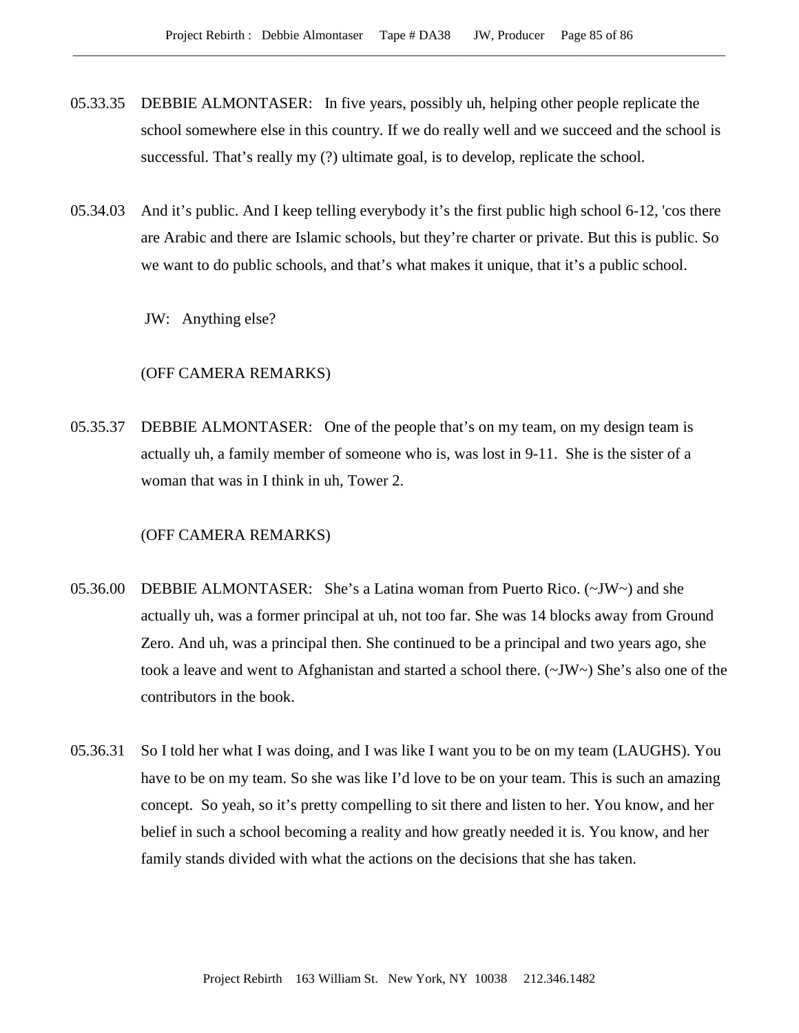05.33.35 DEBBIE ALMONTASER: In five years, possibly uh, helping other people replicate the school somewhere else in this country. If we do really well and we succeed and the school is successful. That's really my (?) ultimate goal, is to develop, replicate the school.

05.34.03 And it's public. And I keep telling everybody it's the first public high school 6-12, 'cos there are Arabic and there are Islamic schools, but they're charter or private. But this is public. So we want to do public schools, and that's what makes it unique, that it's a public school.

JW: Anything else?

(OFF CAMERA REMARKS)

05.35.37 DEBBIE ALMONTASER: One of the people that's on my team, on my design team is actually uh, a family member of someone who is, was lost in 9-11. She is the sister of a woman that was in I think in uh, Tower 2.

(OFF CAMERA REMARKS)

05.36.00 DEBBIE ALMONTASER: She's a Latina woman from Puerto Rico. (~JW~) and she actually uh, was a former principal at uh, not too far. She was 14 blocks away from Ground Zero. And uh, was a principal then. She continued to be a principal and two years ago, she took a leave and went to Afghanistan and started a school there. (~JW~) She's also one of the contributors in the book.

05.36.31 So I told her what I was doing, and I was like I want you to be on my team (LAUGHS). You have to be on my team. So she was like I'd love to be on your team. This is such an amazing concept. So yeah, so it's pretty compelling to sit there and listen to her. You know, and her belief in such a school becoming a reality and how greatly needed it is. You know, and her family stands divided with what the actions on the decisions that she has taken.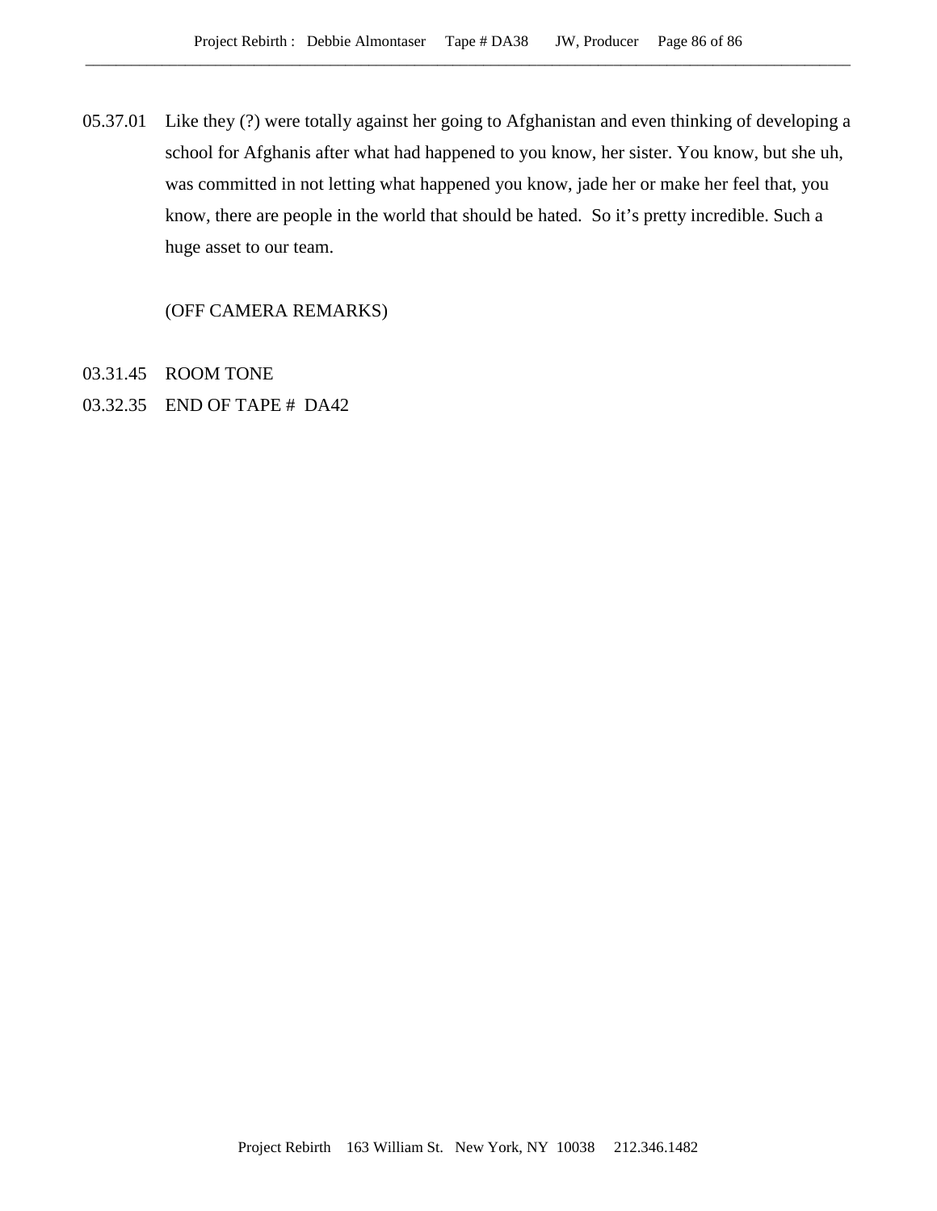05.37.01 Like they (?) were totally against her going to Afghanistan and even thinking of developing a school for Afghanis after what had happened to you know, her sister. You know, but she uh, was committed in not letting what happened you know, jade her or make her feel that, you know, there are people in the world that should be hated. So it's pretty incredible. Such a huge asset to our team.

(OFF CAMERA REMARKS)

03.31.45 ROOM TONE

03.32.35 END OF TAPE # DA42